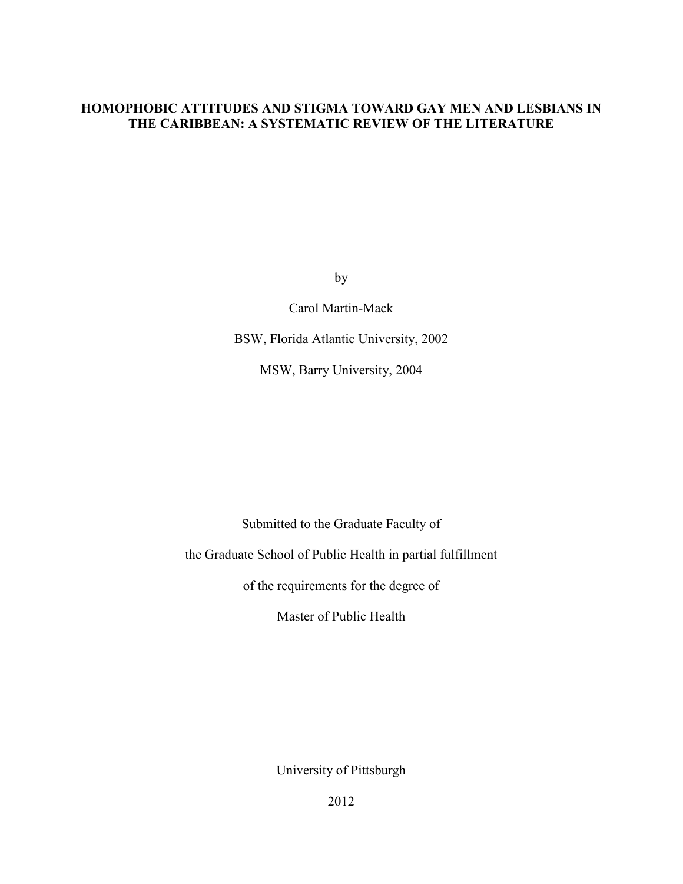# HOMOPHOBIC ATTITUDES AND STIGMA TOWARD GAY MEN AND LESBIANS IN THE CARIBBEAN: A SYSTEMATIC REVIEW OF THE LITERATURE

by

Carol Martin-Mack

BSW, Florida Atlantic University, 2002

MSW, Barry University, 2004

Submitted to the Graduate Faculty of

the Graduate School of Public Health in partial fulfillment

of the requirements for the degree of

Master of Public Health

University of Pittsburgh

2012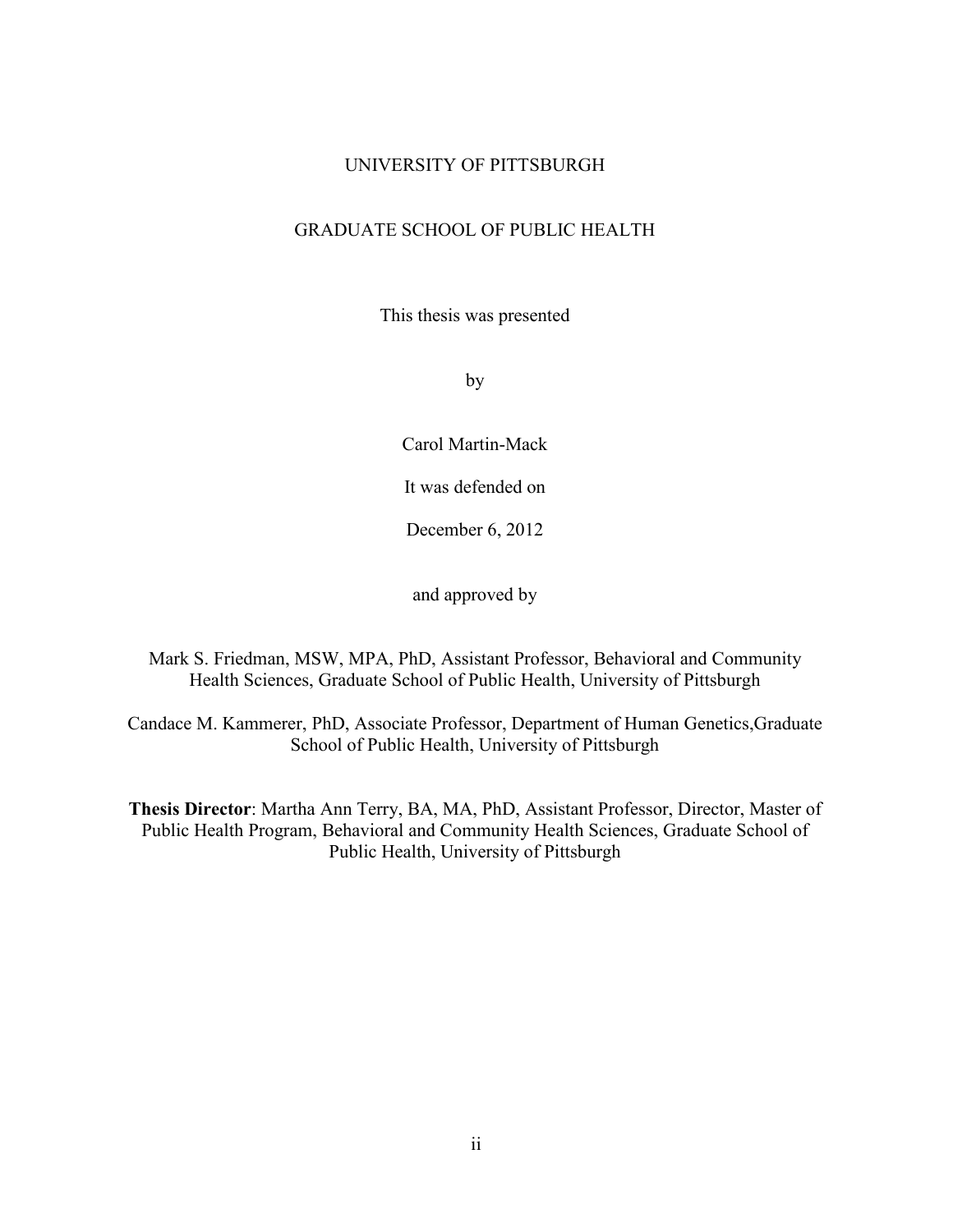UNIVERSITY OF PITTSBURGH

GRADUATE SCHOOL OF PUBLIC HEALTH

This thesis was presented

by

Carol Martin-Mack

It was defended on

December 6, 2012

and approved by

Mark S. Friedman, MSW, MPA, PhD, Assistant Professor, Behavioral and Community Health Sciences, Graduate School of Public Health, University of Pittsburgh

Candace M. Kammerer, PhD, Associate Professor, Department of Human Genetics,Graduate School of Public Health, University of Pittsburgh

**Thesis Director**: Martha Ann Terry, BA, MA, PhD, Assistant Professor, Director, Master of Public Health Program, Behavioral and Community Health Sciences, Graduate School of Public Health, University of Pittsburgh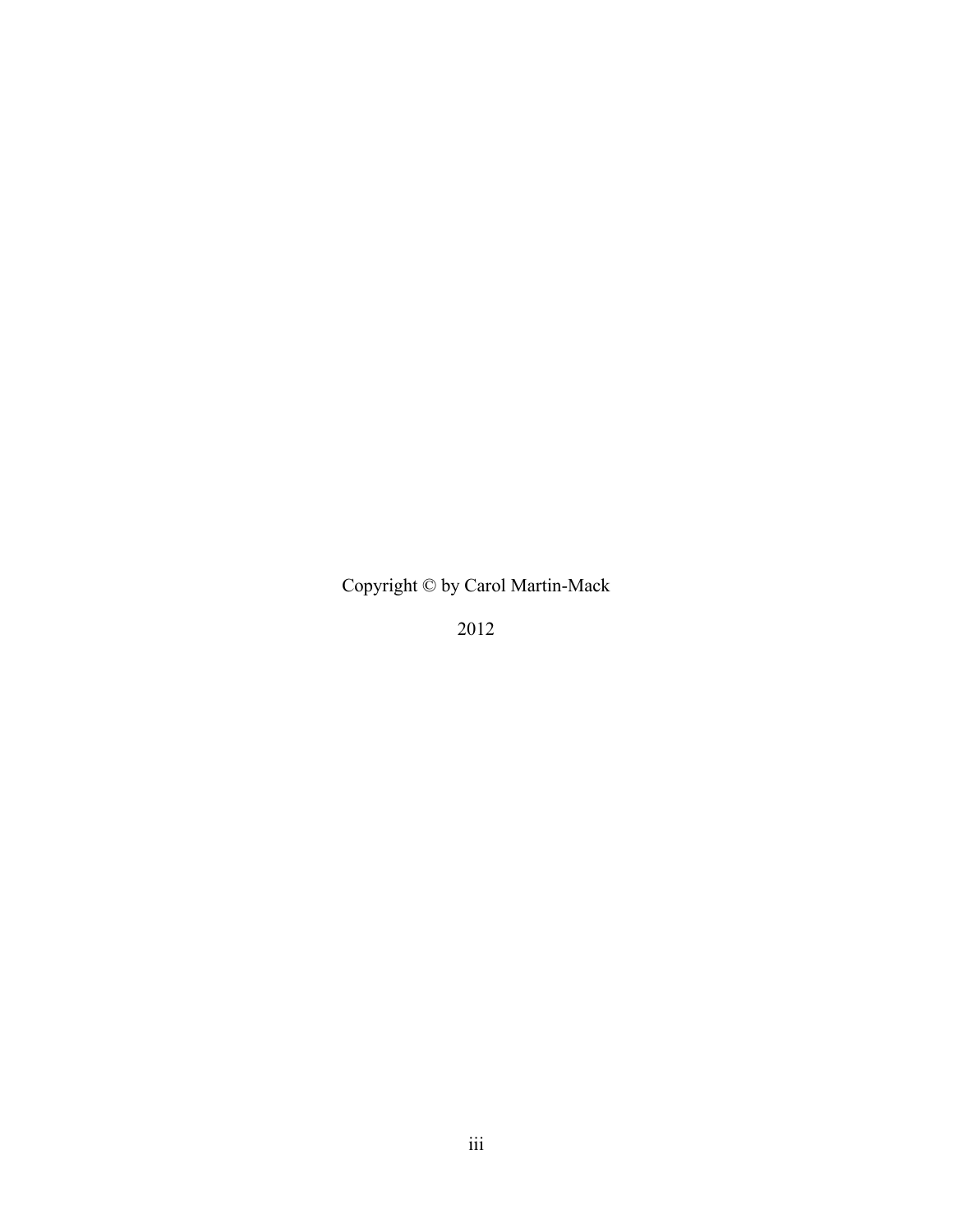Copyright © by Carol Martin-Mack

2012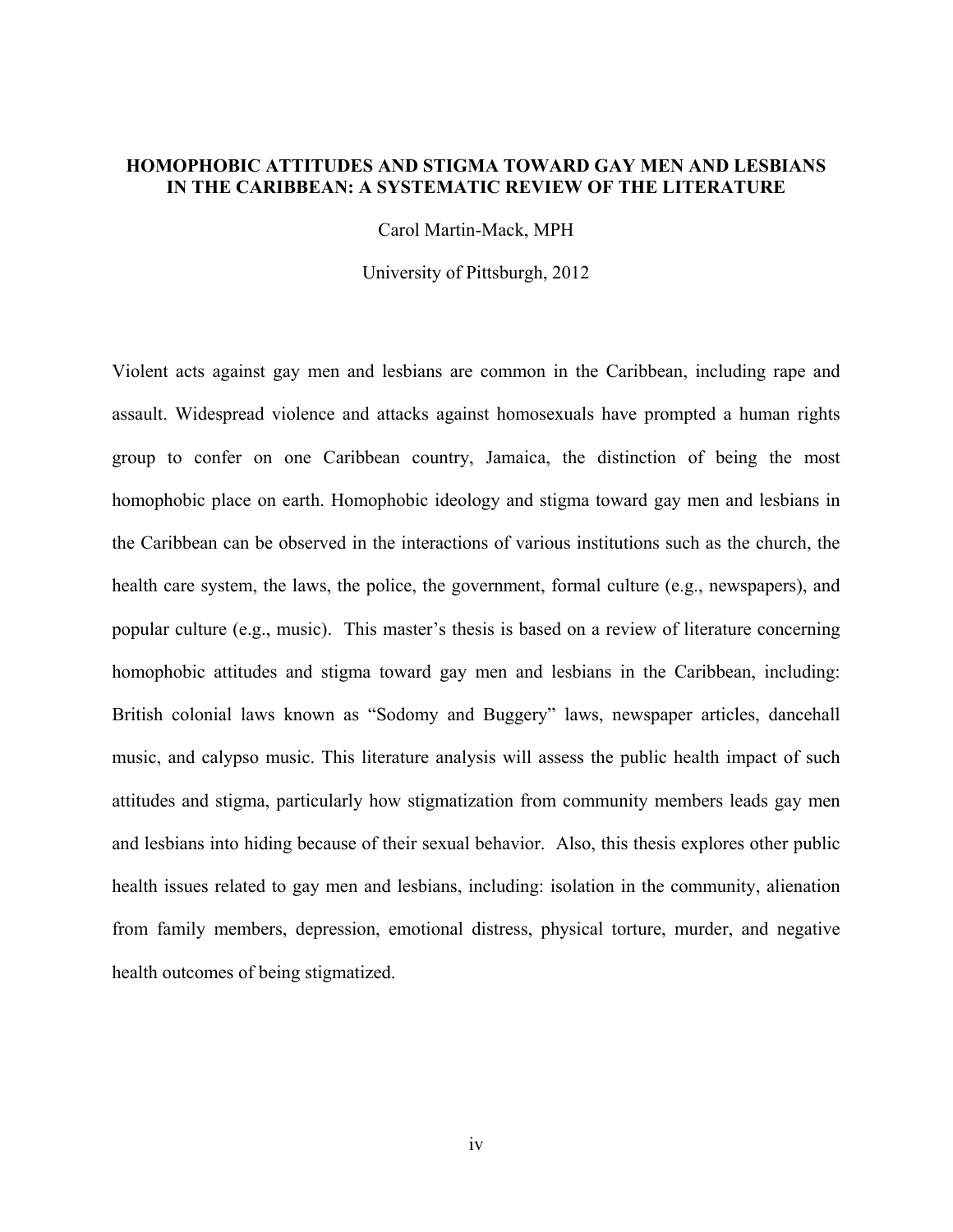**HOMOPHOBIC ATTITUDES AND STIGMA TOWARD GAY MEN AND LESBIANS IN THE CARIBBEAN: A SYSTEMATIC REVIEW OF THE LITERATURE**

Carol Martin-Mack, MPH

University of Pittsburgh, 2012

Violent acts against gay men and lesbians are common in the Caribbean, including rape and assault. Widespread violence and attacks against homosexuals have prompted a human rights group to confer on one Caribbean country, Jamaica, the distinction of being the most homophobic place on earth. Homophobic ideology and stigma toward gay men and lesbians in the Caribbean can be observed in the interactions of various institutions such as the church, the health care system, the laws, the police, the government, formal culture (e.g., newspapers), and popular culture (e.g., music). This master's thesis is based on a review of literature concerning homophobic attitudes and stigma toward gay men and lesbians in the Caribbean, including: British colonial laws known as "Sodomy and Buggery" laws, newspaper articles, dancehall music, and calypso music. This literature analysis will assess the public health impact of such attitudes and stigma, particularly how stigmatization from community members leads gay men and lesbians into hiding because of their sexual behavior. Also, this thesis explores other public health issues related to gay men and lesbians, including: isolation in the community, alienation from family members, depression, emotional distress, physical torture, murder, and negative health outcomes of being stigmatized.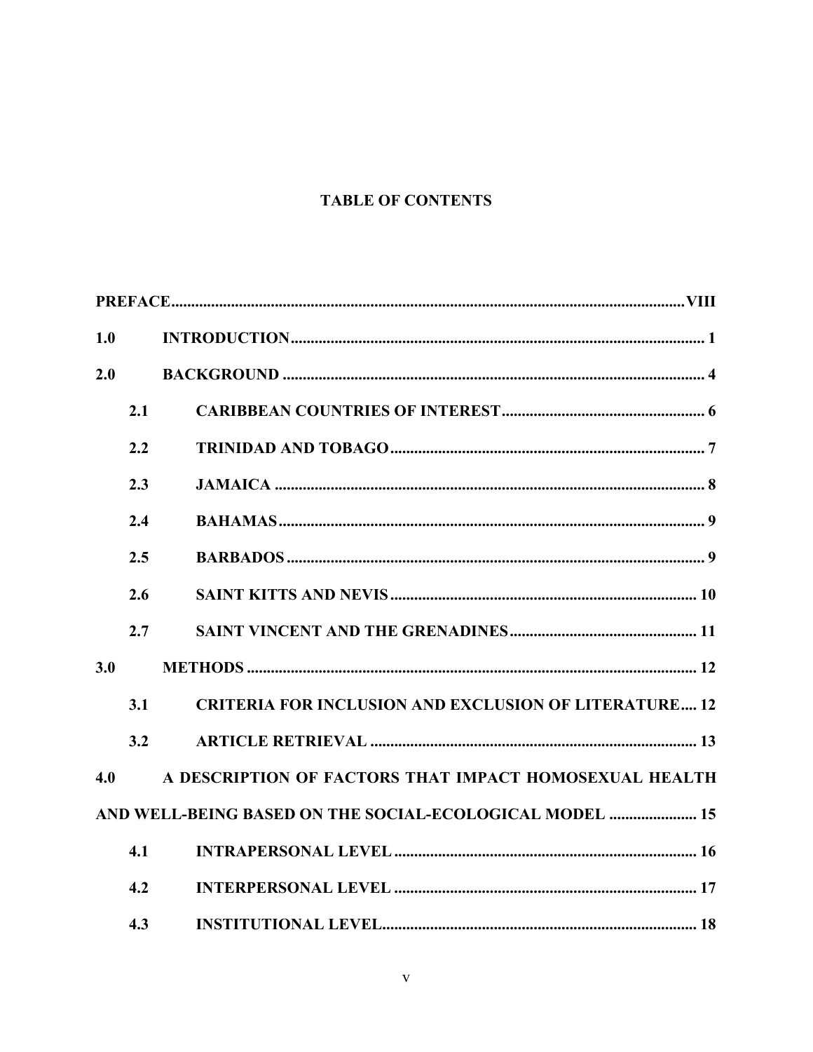# TABLE OF CONTENTS

**PREFACE................................................................................................................................VIII**

**1.0 INTRODUCTION........................................................................................ 1**

**2.0 BACKGROUND .......................................................................................... 4**

**2.1 CARIBBEAN COUNTRIES OF INTEREST.................................................. 6**

**2.2 TRINIDAD AND TOBAGO............................................................................. 7**

**2.3 JAMAICA .......................................................................................................... 8**

**2.4 BAHAMAS......................................................................................................... 9**

**2.5 BARBADOS ....................................................................................................... 9**

**2.6 SAINT KITTS AND NEVIS ........................................................................... 10**

**2.7 SAINT VINCENT AND THE GRENADINES.............................................. 11**

**3.0 METHODS ................................................................................................. 12**

**3.1 CRITERIA FOR INCLUSION AND EXCLUSION OF LITERATURE.... 12**

**3.2 ARTICLE RETRIEVAL ................................................................................. 13**

**4.0 A DESCRIPTION OF FACTORS THAT IMPACT HOMOSEXUAL HEALTH AND WELL-BEING BASED ON THE SOCIAL-ECOLOGICAL MODEL ..................... 15**

**4.1 INTRAPERSONAL LEVEL ........................................................................... 16**

**4.2 INTERPERSONAL LEVEL ........................................................................... 17**

**4.3 INSTITUTIONAL LEVEL.............................................................................. 18**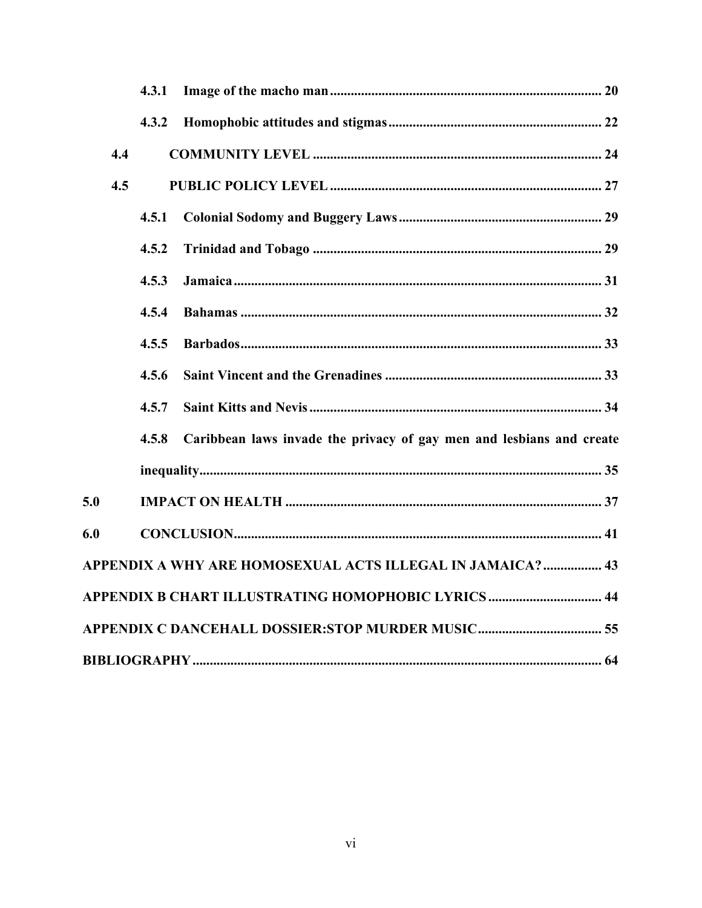4.3.1 Image of the macho man ........................................................................... 20

4.3.2 Homophobic attitudes and stigmas ........................................................... 22

4.4 COMMUNITY LEVEL ................................................................................ 24

4.5 PUBLIC POLICY LEVEL ........................................................................... 27

4.5.1 Colonial Sodomy and Buggery Laws ......................................................... 29

4.5.2 Trinidad and Tobago .................................................................................. 29

4.5.3 Jamaica ........................................................................................................ 31

4.5.4 Bahamas ...................................................................................................... 32

4.5.5 Barbados ...................................................................................................... 33

4.5.6 Saint Vincent and the Grenadines ............................................................. 33

4.5.7 Saint Kitts and Nevis .................................................................................. 34

4.5.8 Caribbean laws invade the privacy of gay men and lesbians and create inequality ................................................................................................................... 35

5.0 IMPACT ON HEALTH ............................................................................................ 37

6.0 CONCLUSION ......................................................................................................... 41

APPENDIX A WHY ARE HOMOSEXUAL ACTS ILLEGAL IN JAMAICA? ................. 43

APPENDIX B CHART ILLUSTRATING HOMOPHOBIC LYRICS ................................. 44

APPENDIX C DANCEHALL DOSSIER:STOP MURDER MUSIC .................................... 55

BIBLIOGRAPHY ..................................................................................................................... 64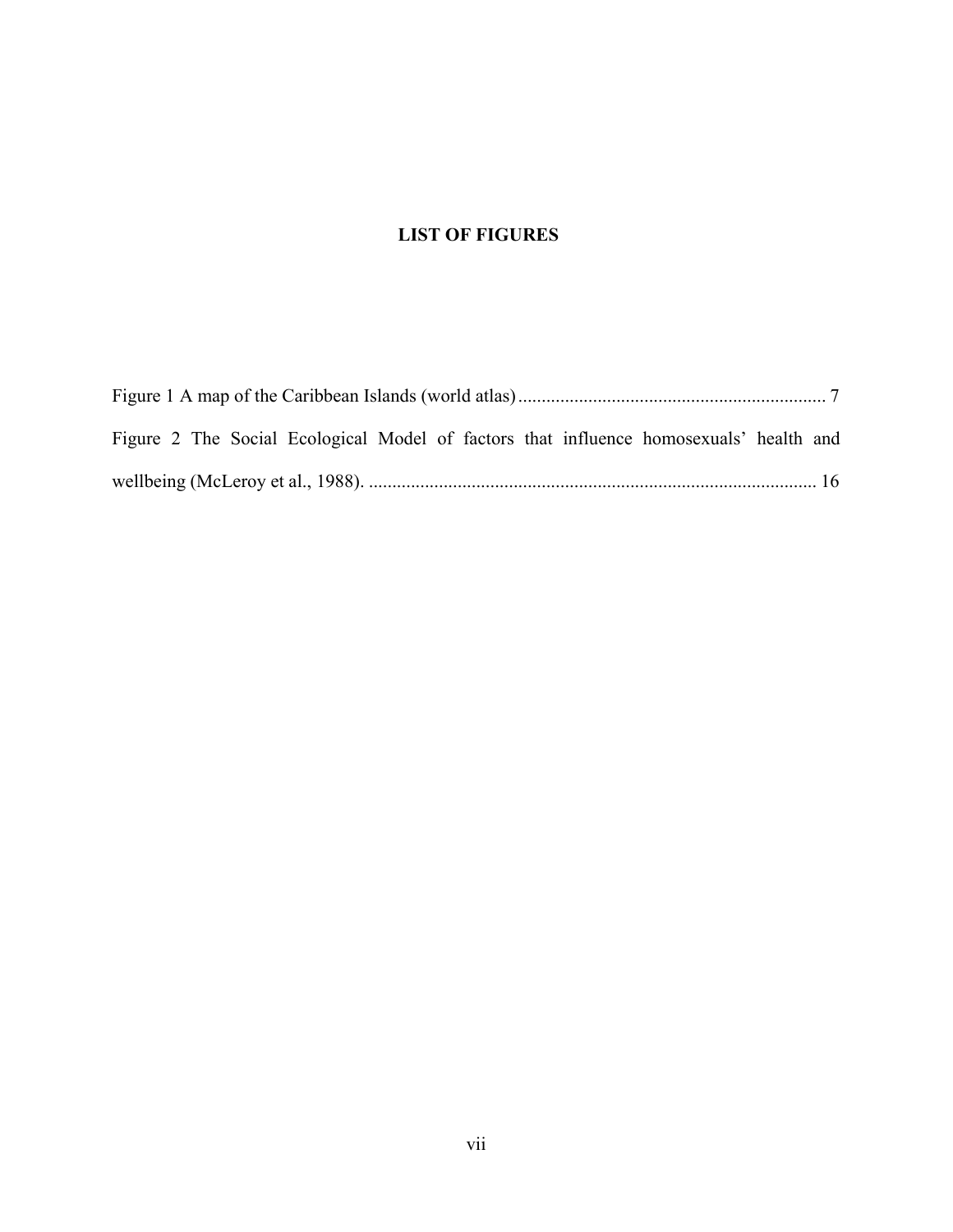# LIST OF FIGURES

Figure 1 A map of the Caribbean Islands (world atlas) ................................................................. 7

Figure 2 The Social Ecological Model of factors that influence homosexuals' health and wellbeing (McLeroy et al., 1988). ................................................................................................ 16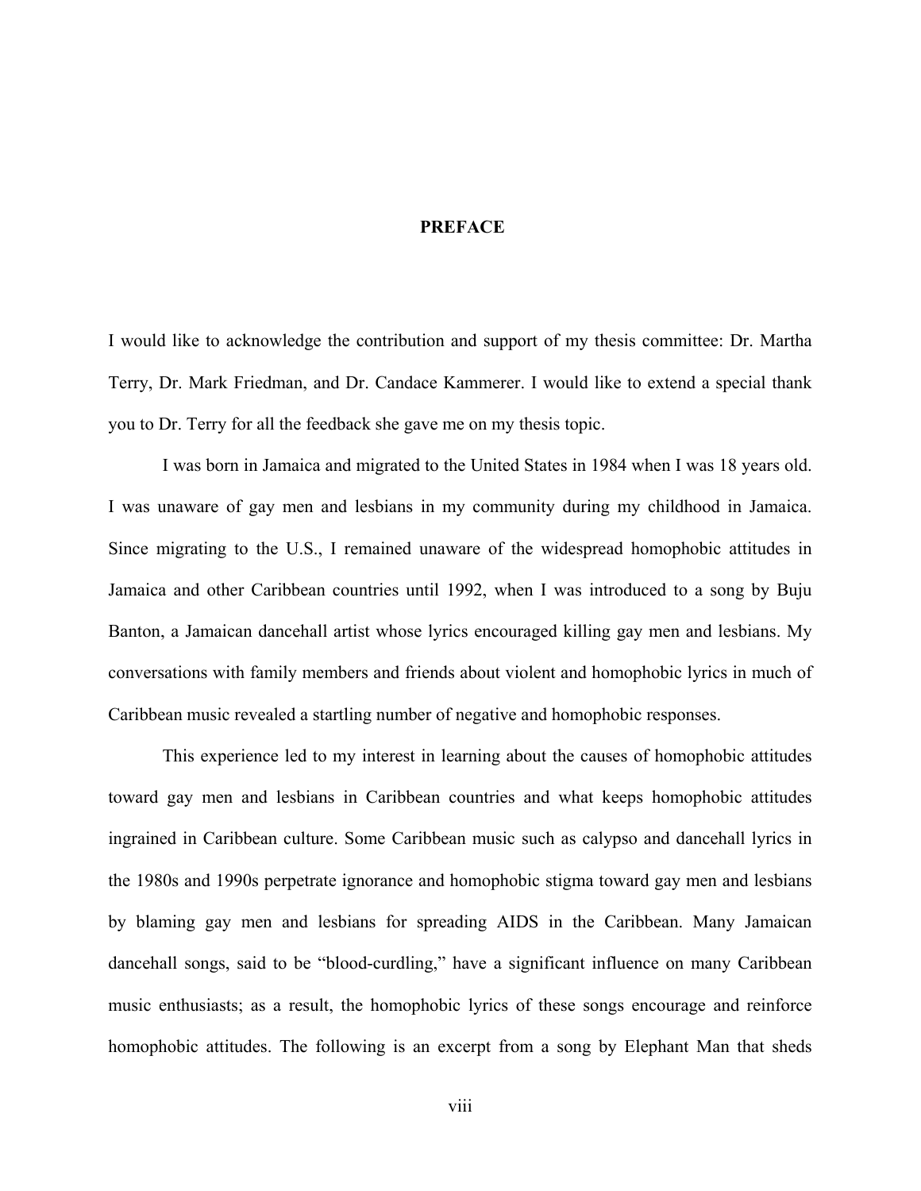# PREFACE

I would like to acknowledge the contribution and support of my thesis committee: Dr. Martha Terry, Dr. Mark Friedman, and Dr. Candace Kammerer. I would like to extend a special thank you to Dr. Terry for all the feedback she gave me on my thesis topic.

I was born in Jamaica and migrated to the United States in 1984 when I was 18 years old. I was unaware of gay men and lesbians in my community during my childhood in Jamaica. Since migrating to the U.S., I remained unaware of the widespread homophobic attitudes in Jamaica and other Caribbean countries until 1992, when I was introduced to a song by Buju Banton, a Jamaican dancehall artist whose lyrics encouraged killing gay men and lesbians. My conversations with family members and friends about violent and homophobic lyrics in much of Caribbean music revealed a startling number of negative and homophobic responses.

This experience led to my interest in learning about the causes of homophobic attitudes toward gay men and lesbians in Caribbean countries and what keeps homophobic attitudes ingrained in Caribbean culture. Some Caribbean music such as calypso and dancehall lyrics in the 1980s and 1990s perpetrate ignorance and homophobic stigma toward gay men and lesbians by blaming gay men and lesbians for spreading AIDS in the Caribbean. Many Jamaican dancehall songs, said to be "blood-curdling," have a significant influence on many Caribbean music enthusiasts; as a result, the homophobic lyrics of these songs encourage and reinforce homophobic attitudes. The following is an excerpt from a song by Elephant Man that sheds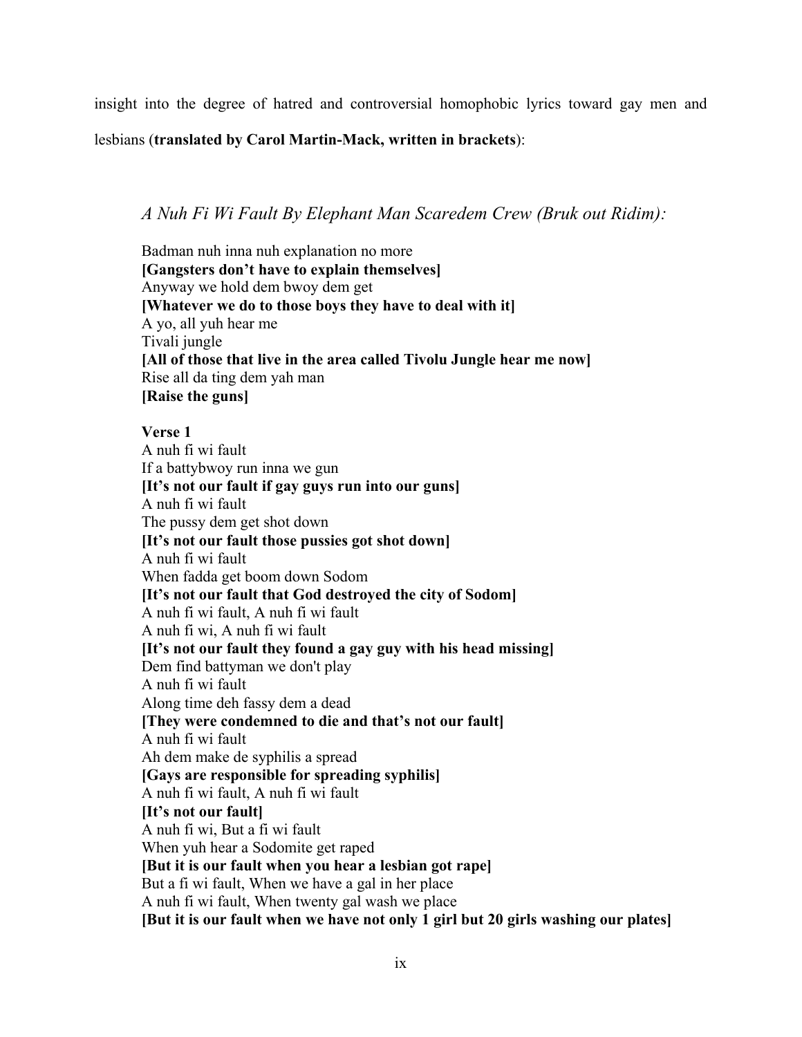insight into the degree of hatred and controversial homophobic lyrics toward gay men and lesbians (**translated by Carol Martin-Mack, written in brackets**):

*A Nuh Fi Wi Fault By Elephant Man Scaredem Crew (Bruk out Ridim):*

Badman nuh inna nuh explanation no more
**[Gangsters don't have to explain themselves]**
Anyway we hold dem bwoy dem get
**[Whatever we do to those boys they have to deal with it]**
A yo, all yuh hear me
Tivali jungle
**[All of those that live in the area called Tivolu Jungle hear me now]**
Rise all da ting dem yah man
**[Raise the guns]**

**Verse 1**
A nuh fi wi fault
If a battybwoy run inna we gun
**[It's not our fault if gay guys run into our guns]**
A nuh fi wi fault
The pussy dem get shot down
**[It's not our fault those pussies got shot down]**
A nuh fi wi fault
When fadda get boom down Sodom
**[It's not our fault that God destroyed the city of Sodom]**
A nuh fi wi fault, A nuh fi wi fault
A nuh fi wi, A nuh fi wi fault
**[It's not our fault they found a gay guy with his head missing]**
Dem find battyman we don't play
A nuh fi wi fault
Along time deh fassy dem a dead
**[They were condemned to die and that's not our fault]**
A nuh fi wi fault
Ah dem make de syphilis a spread
**[Gays are responsible for spreading syphilis]**
A nuh fi wi fault, A nuh fi wi fault
**[It's not our fault]**
A nuh fi wi, But a fi wi fault
When yuh hear a Sodomite get raped
**[But it is our fault when you hear a lesbian got rape]**
But a fi wi fault, When we have a gal in her place
A nuh fi wi fault, When twenty gal wash we place
**[But it is our fault when we have not only 1 girl but 20 girls washing our plates]**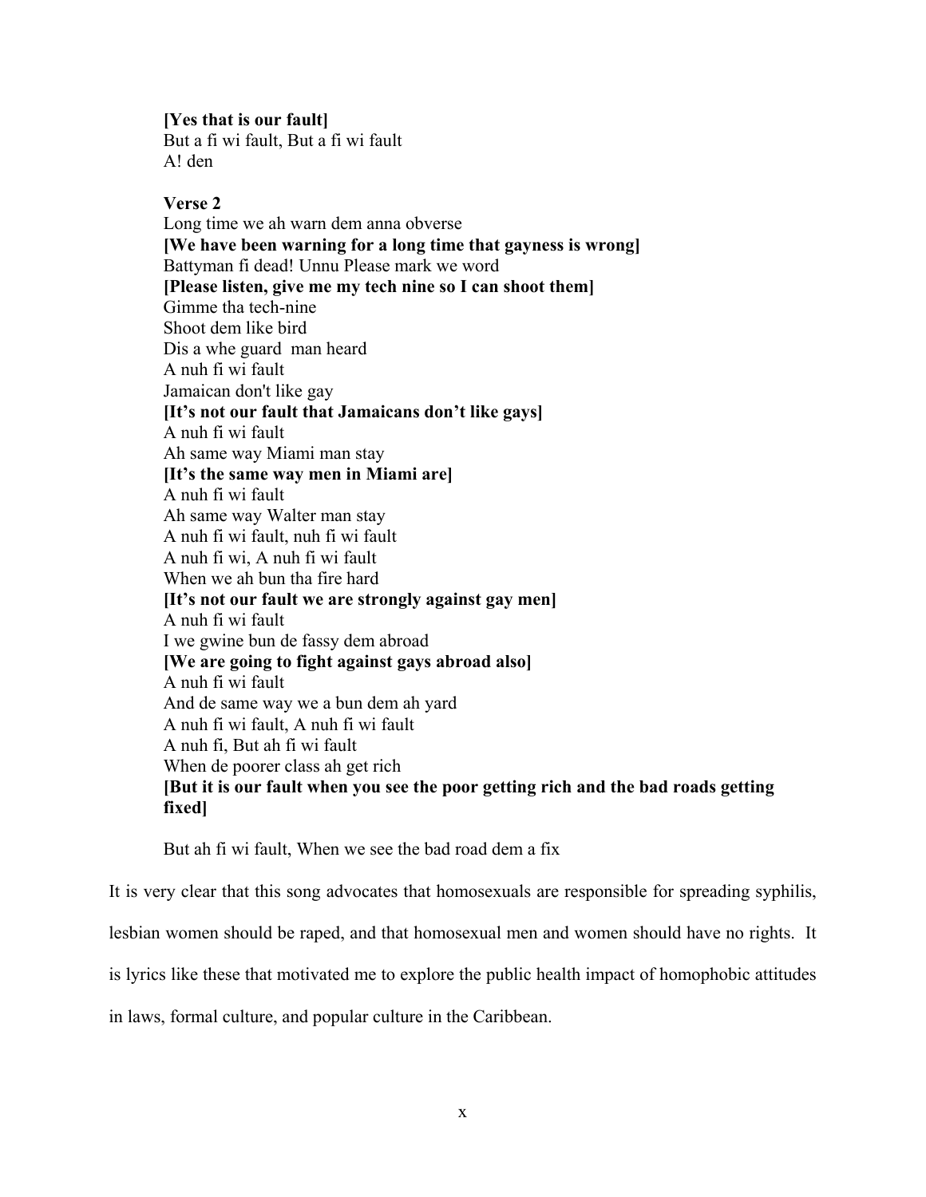**[Yes that is our fault]**
But a fi wi fault, But a fi wi fault
A! den

**Verse 2**
Long time we ah warn dem anna obverse
**[We have been warning for a long time that gayness is wrong]**
Battyman fi dead! Unnu Please mark we word
**[Please listen, give me my tech nine so I can shoot them]**
Gimme tha tech-nine
Shoot dem like bird
Dis a whe guard man heard
A nuh fi wi fault
Jamaican don't like gay
**[It's not our fault that Jamaicans don't like gays]**
A nuh fi wi fault
Ah same way Miami man stay
**[It's the same way men in Miami are]**
A nuh fi wi fault
Ah same way Walter man stay
A nuh fi wi fault, nuh fi wi fault
A nuh fi wi, A nuh fi wi fault
When we ah bun tha fire hard
**[It's not our fault we are strongly against gay men]**
A nuh fi wi fault
I we gwine bun de fassy dem abroad
**[We are going to fight against gays abroad also]**
A nuh fi wi fault
And de same way we a bun dem ah yard
A nuh fi wi fault, A nuh fi wi fault
A nuh fi, But ah fi wi fault
When de poorer class ah get rich
**[But it is our fault when you see the poor getting rich and the bad roads getting fixed]**

But ah fi wi fault, When we see the bad road dem a fix

It is very clear that this song advocates that homosexuals are responsible for spreading syphilis, lesbian women should be raped, and that homosexual men and women should have no rights. It is lyrics like these that motivated me to explore the public health impact of homophobic attitudes in laws, formal culture, and popular culture in the Caribbean.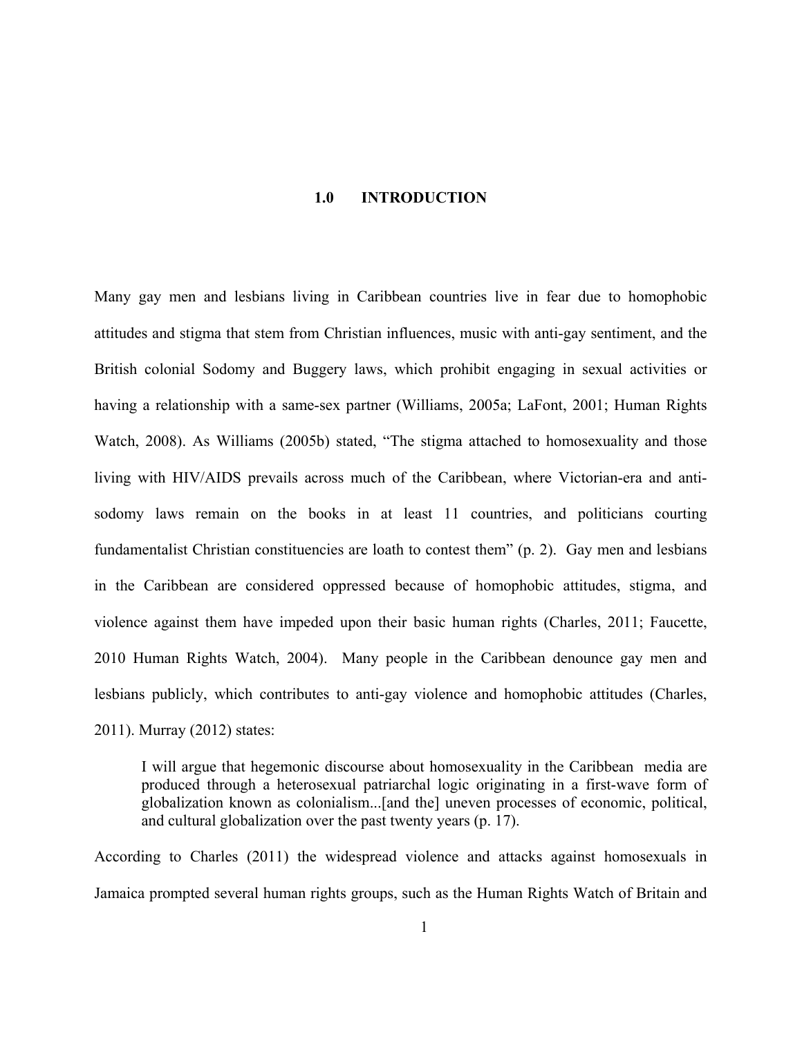# 1.0 INTRODUCTION

Many gay men and lesbians living in Caribbean countries live in fear due to homophobic attitudes and stigma that stem from Christian influences, music with anti-gay sentiment, and the British colonial Sodomy and Buggery laws, which prohibit engaging in sexual activities or having a relationship with a same-sex partner (Williams, 2005a; LaFont, 2001; Human Rights Watch, 2008). As Williams (2005b) stated, "The stigma attached to homosexuality and those living with HIV/AIDS prevails across much of the Caribbean, where Victorian-era and anti-sodomy laws remain on the books in at least 11 countries, and politicians courting fundamentalist Christian constituencies are loath to contest them" (p. 2). Gay men and lesbians in the Caribbean are considered oppressed because of homophobic attitudes, stigma, and violence against them have impeded upon their basic human rights (Charles, 2011; Faucette, 2010 Human Rights Watch, 2004). Many people in the Caribbean denounce gay men and lesbians publicly, which contributes to anti-gay violence and homophobic attitudes (Charles, 2011). Murray (2012) states:

> I will argue that hegemonic discourse about homosexuality in the Caribbean media are produced through a heterosexual patriarchal logic originating in a first-wave form of globalization known as colonialism...[and the] uneven processes of economic, political, and cultural globalization over the past twenty years (p. 17).

According to Charles (2011) the widespread violence and attacks against homosexuals in Jamaica prompted several human rights groups, such as the Human Rights Watch of Britain and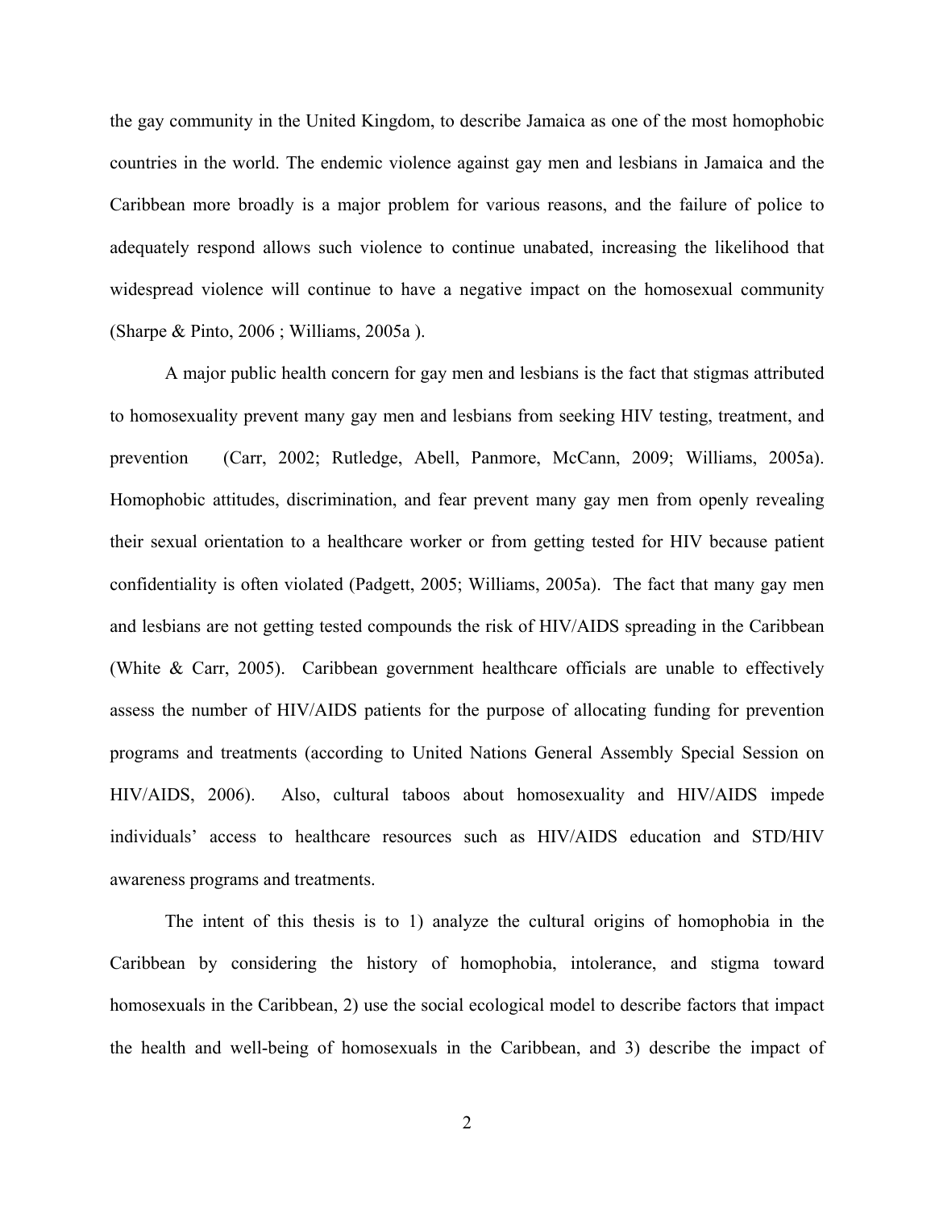the gay community in the United Kingdom, to describe Jamaica as one of the most homophobic countries in the world. The endemic violence against gay men and lesbians in Jamaica and the Caribbean more broadly is a major problem for various reasons, and the failure of police to adequately respond allows such violence to continue unabated, increasing the likelihood that widespread violence will continue to have a negative impact on the homosexual community (Sharpe & Pinto, 2006 ; Williams, 2005a ).

A major public health concern for gay men and lesbians is the fact that stigmas attributed to homosexuality prevent many gay men and lesbians from seeking HIV testing, treatment, and prevention (Carr, 2002; Rutledge, Abell, Panmore, McCann, 2009; Williams, 2005a). Homophobic attitudes, discrimination, and fear prevent many gay men from openly revealing their sexual orientation to a healthcare worker or from getting tested for HIV because patient confidentiality is often violated (Padgett, 2005; Williams, 2005a). The fact that many gay men and lesbians are not getting tested compounds the risk of HIV/AIDS spreading in the Caribbean (White & Carr, 2005). Caribbean government healthcare officials are unable to effectively assess the number of HIV/AIDS patients for the purpose of allocating funding for prevention programs and treatments (according to United Nations General Assembly Special Session on HIV/AIDS, 2006). Also, cultural taboos about homosexuality and HIV/AIDS impede individuals' access to healthcare resources such as HIV/AIDS education and STD/HIV awareness programs and treatments.

The intent of this thesis is to 1) analyze the cultural origins of homophobia in the Caribbean by considering the history of homophobia, intolerance, and stigma toward homosexuals in the Caribbean, 2) use the social ecological model to describe factors that impact the health and well-being of homosexuals in the Caribbean, and 3) describe the impact of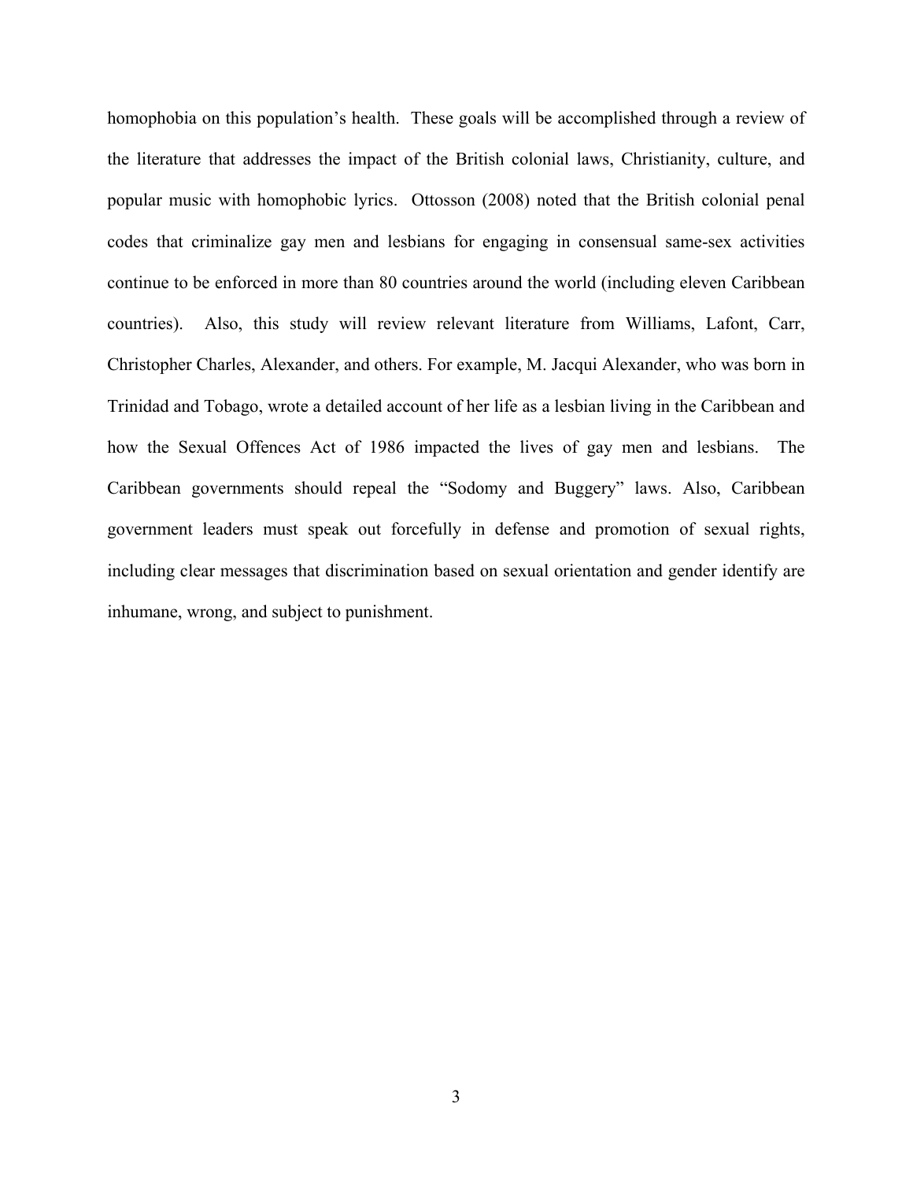homophobia on this population's health. These goals will be accomplished through a review of the literature that addresses the impact of the British colonial laws, Christianity, culture, and popular music with homophobic lyrics. Ottosson (2008) noted that the British colonial penal codes that criminalize gay men and lesbians for engaging in consensual same-sex activities continue to be enforced in more than 80 countries around the world (including eleven Caribbean countries). Also, this study will review relevant literature from Williams, Lafont, Carr, Christopher Charles, Alexander, and others. For example, M. Jacqui Alexander, who was born in Trinidad and Tobago, wrote a detailed account of her life as a lesbian living in the Caribbean and how the Sexual Offences Act of 1986 impacted the lives of gay men and lesbians. The Caribbean governments should repeal the "Sodomy and Buggery" laws. Also, Caribbean government leaders must speak out forcefully in defense and promotion of sexual rights, including clear messages that discrimination based on sexual orientation and gender identify are inhumane, wrong, and subject to punishment.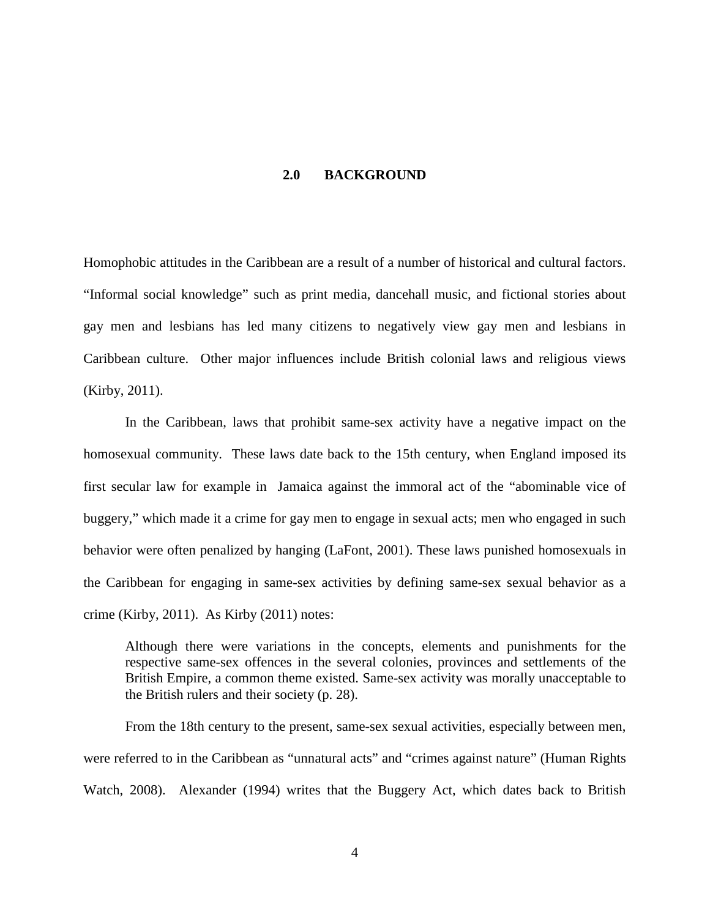## 2.0 BACKGROUND

Homophobic attitudes in the Caribbean are a result of a number of historical and cultural factors. "Informal social knowledge" such as print media, dancehall music, and fictional stories about gay men and lesbians has led many citizens to negatively view gay men and lesbians in Caribbean culture. Other major influences include British colonial laws and religious views (Kirby, 2011).

In the Caribbean, laws that prohibit same-sex activity have a negative impact on the homosexual community. These laws date back to the 15th century, when England imposed its first secular law for example in Jamaica against the immoral act of the "abominable vice of buggery," which made it a crime for gay men to engage in sexual acts; men who engaged in such behavior were often penalized by hanging (LaFont, 2001). These laws punished homosexuals in the Caribbean for engaging in same-sex activities by defining same-sex sexual behavior as a crime (Kirby, 2011). As Kirby (2011) notes:

> Although there were variations in the concepts, elements and punishments for the respective same-sex offences in the several colonies, provinces and settlements of the British Empire, a common theme existed. Same-sex activity was morally unacceptable to the British rulers and their society (p. 28).

From the 18th century to the present, same-sex sexual activities, especially between men, were referred to in the Caribbean as "unnatural acts" and "crimes against nature" (Human Rights Watch, 2008). Alexander (1994) writes that the Buggery Act, which dates back to British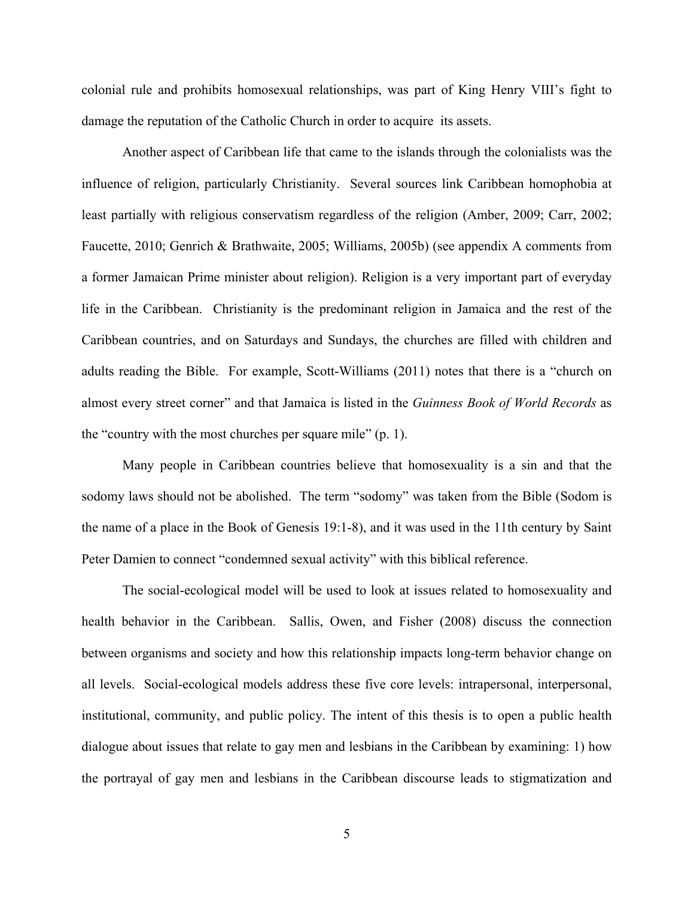colonial rule and prohibits homosexual relationships, was part of King Henry VIII's fight to damage the reputation of the Catholic Church in order to acquire its assets.

Another aspect of Caribbean life that came to the islands through the colonialists was the influence of religion, particularly Christianity. Several sources link Caribbean homophobia at least partially with religious conservatism regardless of the religion (Amber, 2009; Carr, 2002; Faucette, 2010; Genrich & Brathwaite, 2005; Williams, 2005b) (see appendix A comments from a former Jamaican Prime minister about religion). Religion is a very important part of everyday life in the Caribbean. Christianity is the predominant religion in Jamaica and the rest of the Caribbean countries, and on Saturdays and Sundays, the churches are filled with children and adults reading the Bible. For example, Scott-Williams (2011) notes that there is a "church on almost every street corner" and that Jamaica is listed in the *Guinness Book of World Records* as the "country with the most churches per square mile" (p. 1).

Many people in Caribbean countries believe that homosexuality is a sin and that the sodomy laws should not be abolished. The term "sodomy" was taken from the Bible (Sodom is the name of a place in the Book of Genesis 19:1-8), and it was used in the 11th century by Saint Peter Damien to connect "condemned sexual activity" with this biblical reference.

The social-ecological model will be used to look at issues related to homosexuality and health behavior in the Caribbean. Sallis, Owen, and Fisher (2008) discuss the connection between organisms and society and how this relationship impacts long-term behavior change on all levels. Social-ecological models address these five core levels: intrapersonal, interpersonal, institutional, community, and public policy. The intent of this thesis is to open a public health dialogue about issues that relate to gay men and lesbians in the Caribbean by examining: 1) how the portrayal of gay men and lesbians in the Caribbean discourse leads to stigmatization and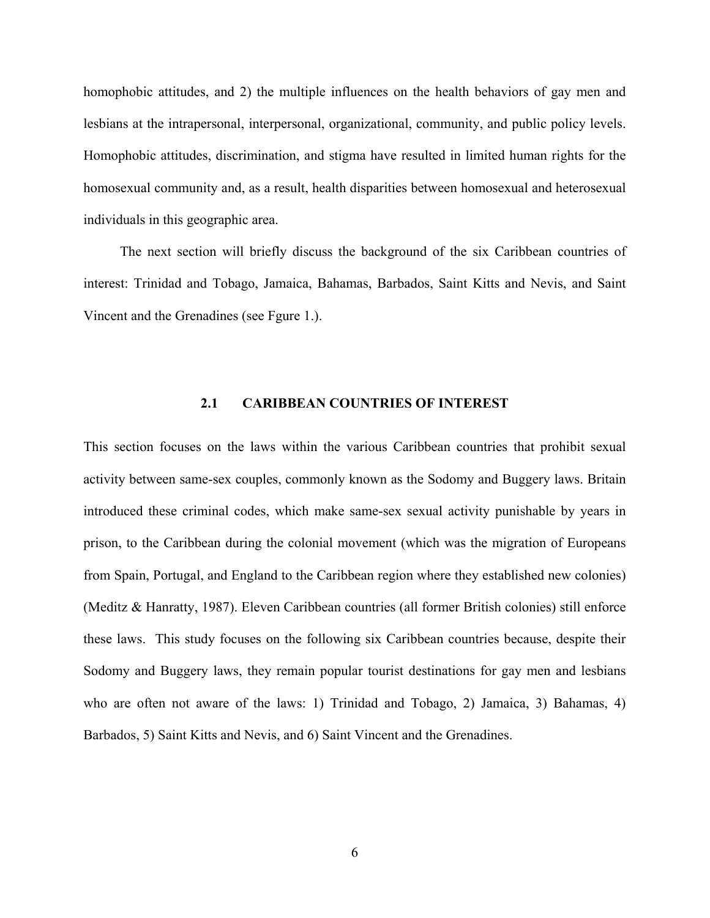homophobic attitudes, and 2) the multiple influences on the health behaviors of gay men and lesbians at the intrapersonal, interpersonal, organizational, community, and public policy levels. Homophobic attitudes, discrimination, and stigma have resulted in limited human rights for the homosexual community and, as a result, health disparities between homosexual and heterosexual individuals in this geographic area.

The next section will briefly discuss the background of the six Caribbean countries of interest: Trinidad and Tobago, Jamaica, Bahamas, Barbados, Saint Kitts and Nevis, and Saint Vincent and the Grenadines (see Fgure 1.).

## 2.1 CARIBBEAN COUNTRIES OF INTEREST

This section focuses on the laws within the various Caribbean countries that prohibit sexual activity between same-sex couples, commonly known as the Sodomy and Buggery laws. Britain introduced these criminal codes, which make same-sex sexual activity punishable by years in prison, to the Caribbean during the colonial movement (which was the migration of Europeans from Spain, Portugal, and England to the Caribbean region where they established new colonies) (Meditz & Hanratty, 1987). Eleven Caribbean countries (all former British colonies) still enforce these laws. This study focuses on the following six Caribbean countries because, despite their Sodomy and Buggery laws, they remain popular tourist destinations for gay men and lesbians who are often not aware of the laws: 1) Trinidad and Tobago, 2) Jamaica, 3) Bahamas, 4) Barbados, 5) Saint Kitts and Nevis, and 6) Saint Vincent and the Grenadines.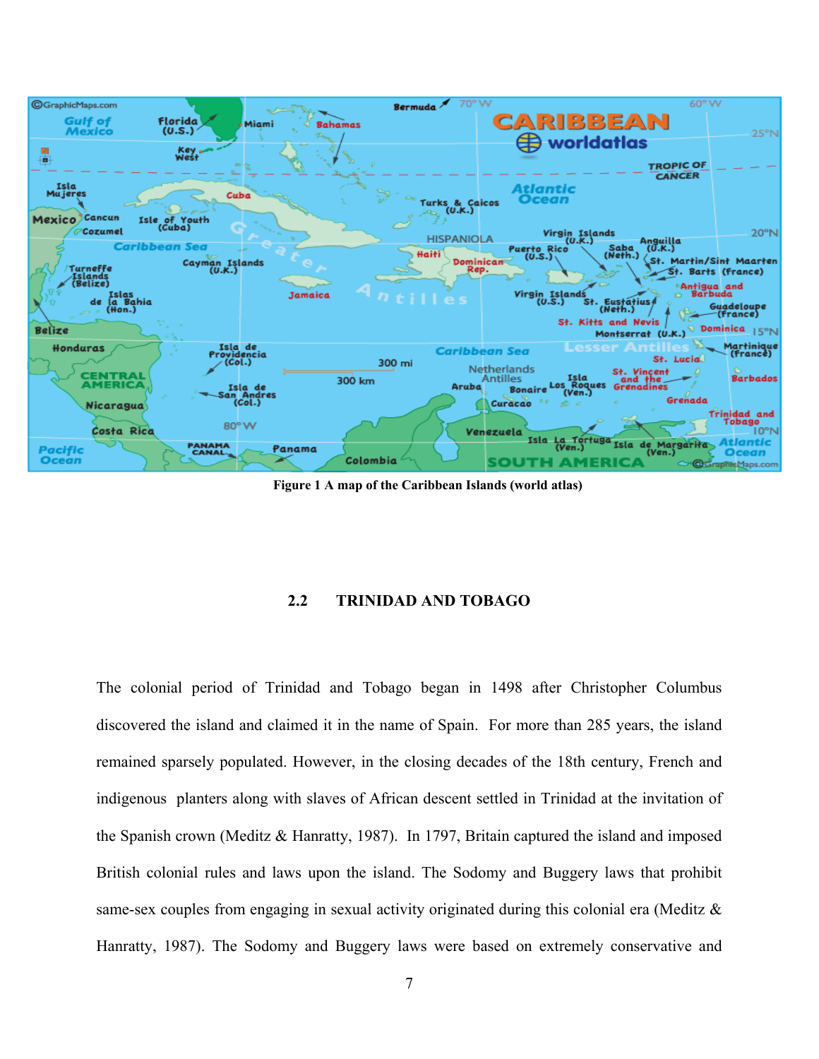Figure 1 A map of the Caribbean Islands (world atlas)

## 2.2 TRINIDAD AND TOBAGO

The colonial period of Trinidad and Tobago began in 1498 after Christopher Columbus discovered the island and claimed it in the name of Spain. For more than 285 years, the island remained sparsely populated. However, in the closing decades of the 18th century, French and indigenous planters along with slaves of African descent settled in Trinidad at the invitation of the Spanish crown (Meditz & Hanratty, 1987). In 1797, Britain captured the island and imposed British colonial rules and laws upon the island. The Sodomy and Buggery laws that prohibit same-sex couples from engaging in sexual activity originated during this colonial era (Meditz & Hanratty, 1987). The Sodomy and Buggery laws were based on extremely conservative and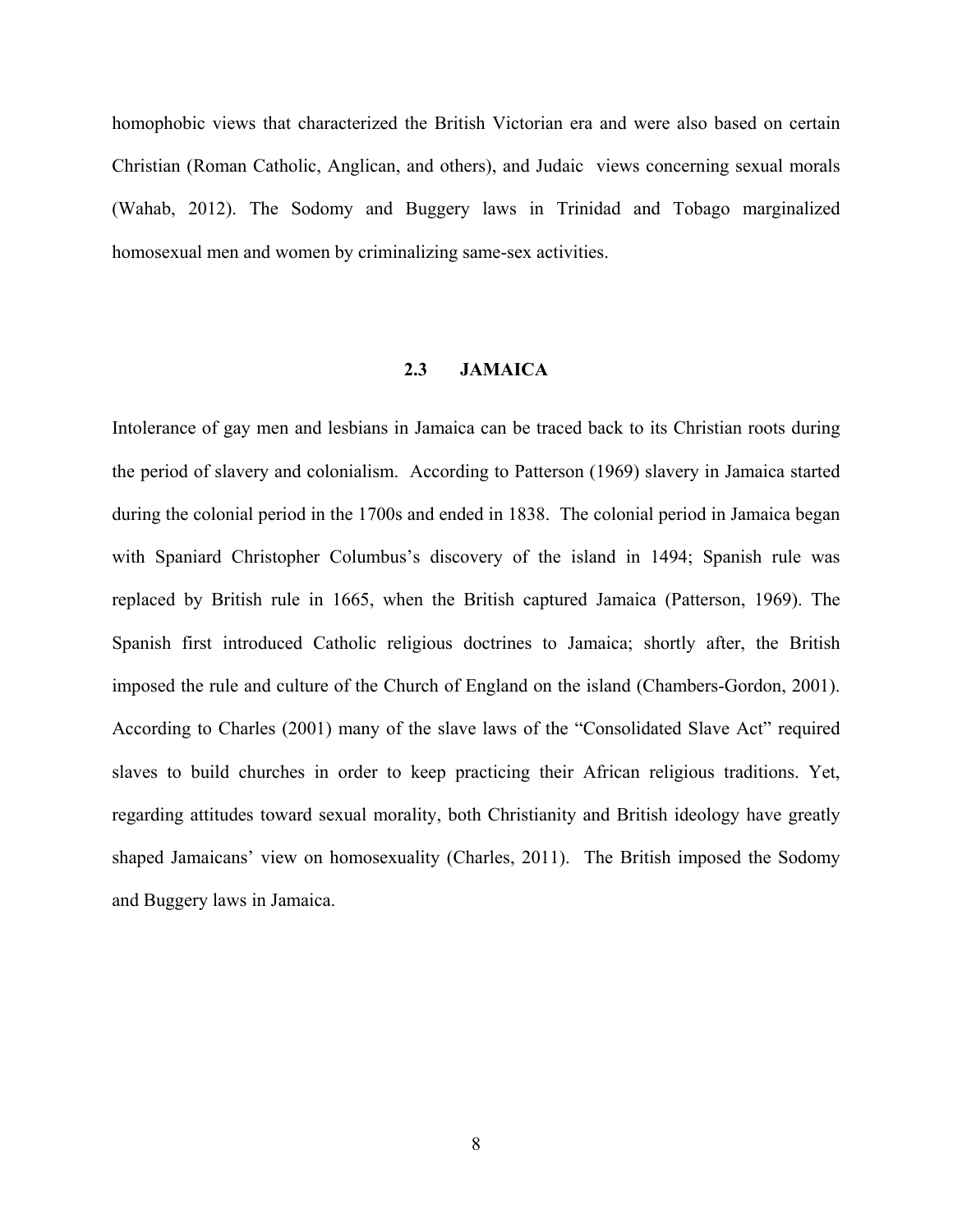homophobic views that characterized the British Victorian era and were also based on certain Christian (Roman Catholic, Anglican, and others), and Judaic views concerning sexual morals (Wahab, 2012). The Sodomy and Buggery laws in Trinidad and Tobago marginalized homosexual men and women by criminalizing same-sex activities.

## 2.3 JAMAICA

Intolerance of gay men and lesbians in Jamaica can be traced back to its Christian roots during the period of slavery and colonialism. According to Patterson (1969) slavery in Jamaica started during the colonial period in the 1700s and ended in 1838. The colonial period in Jamaica began with Spaniard Christopher Columbus's discovery of the island in 1494; Spanish rule was replaced by British rule in 1665, when the British captured Jamaica (Patterson, 1969). The Spanish first introduced Catholic religious doctrines to Jamaica; shortly after, the British imposed the rule and culture of the Church of England on the island (Chambers-Gordon, 2001). According to Charles (2001) many of the slave laws of the "Consolidated Slave Act" required slaves to build churches in order to keep practicing their African religious traditions. Yet, regarding attitudes toward sexual morality, both Christianity and British ideology have greatly shaped Jamaicans' view on homosexuality (Charles, 2011). The British imposed the Sodomy and Buggery laws in Jamaica.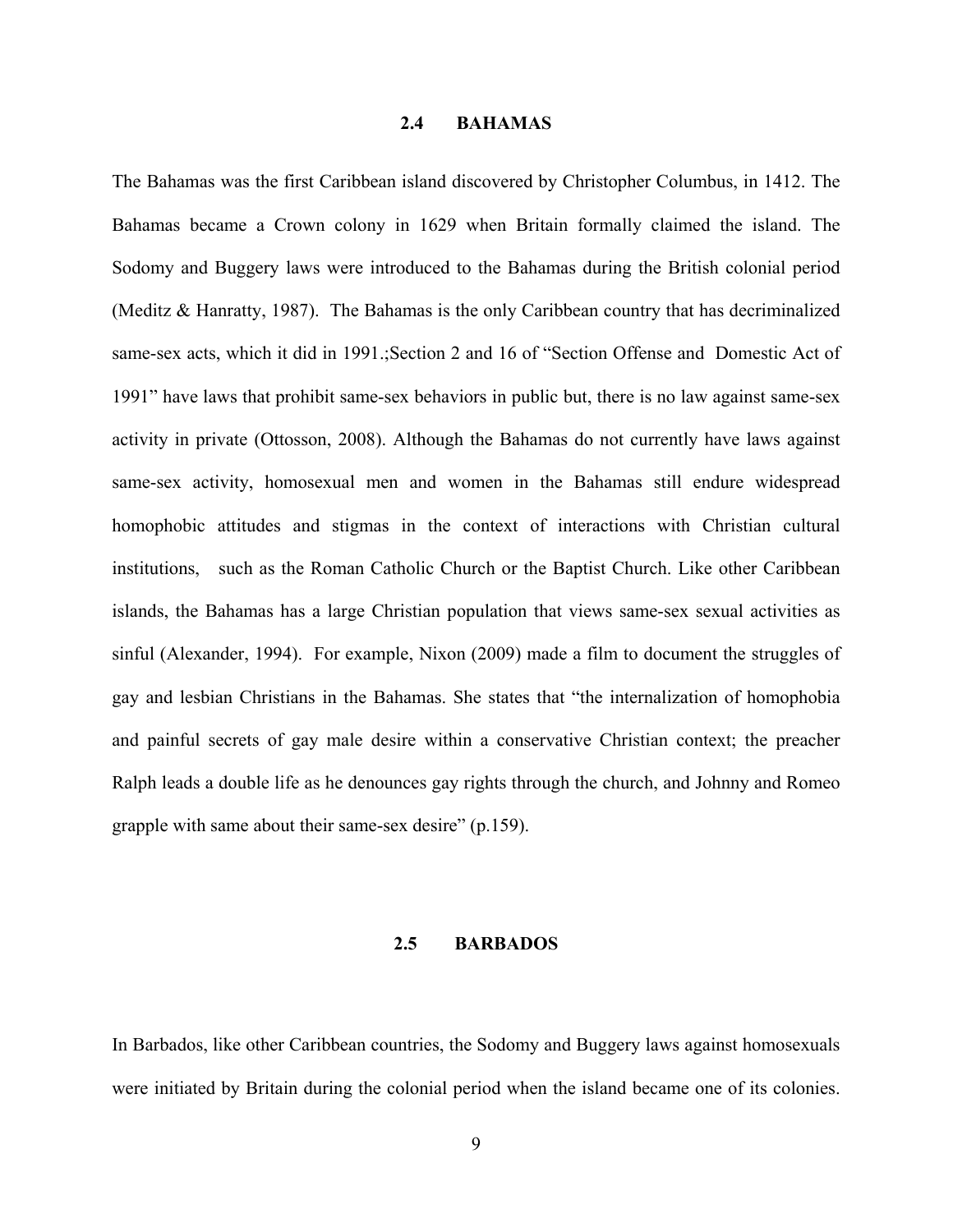## 2.4 BAHAMAS

The Bahamas was the first Caribbean island discovered by Christopher Columbus, in 1412. The Bahamas became a Crown colony in 1629 when Britain formally claimed the island. The Sodomy and Buggery laws were introduced to the Bahamas during the British colonial period (Meditz & Hanratty, 1987). The Bahamas is the only Caribbean country that has decriminalized same-sex acts, which it did in 1991.;Section 2 and 16 of "Section Offense and Domestic Act of 1991" have laws that prohibit same-sex behaviors in public but, there is no law against same-sex activity in private (Ottosson, 2008). Although the Bahamas do not currently have laws against same-sex activity, homosexual men and women in the Bahamas still endure widespread homophobic attitudes and stigmas in the context of interactions with Christian cultural institutions, such as the Roman Catholic Church or the Baptist Church. Like other Caribbean islands, the Bahamas has a large Christian population that views same-sex sexual activities as sinful (Alexander, 1994). For example, Nixon (2009) made a film to document the struggles of gay and lesbian Christians in the Bahamas. She states that "the internalization of homophobia and painful secrets of gay male desire within a conservative Christian context; the preacher Ralph leads a double life as he denounces gay rights through the church, and Johnny and Romeo grapple with same about their same-sex desire" (p.159).

## 2.5 BARBADOS

In Barbados, like other Caribbean countries, the Sodomy and Buggery laws against homosexuals were initiated by Britain during the colonial period when the island became one of its colonies.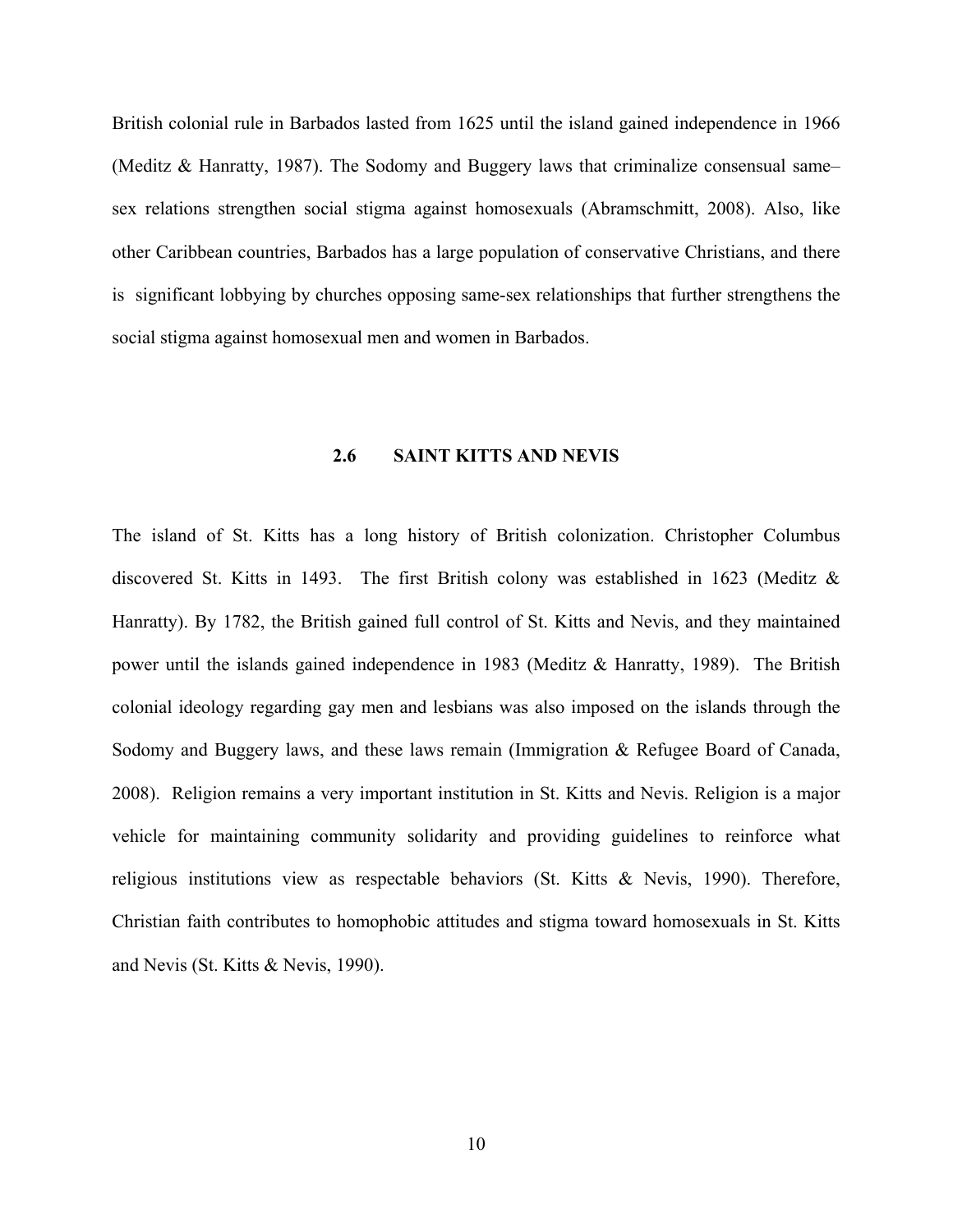British colonial rule in Barbados lasted from 1625 until the island gained independence in 1966 (Meditz & Hanratty, 1987). The Sodomy and Buggery laws that criminalize consensual same–sex relations strengthen social stigma against homosexuals (Abramschmitt, 2008). Also, like other Caribbean countries, Barbados has a large population of conservative Christians, and there is significant lobbying by churches opposing same-sex relationships that further strengthens the social stigma against homosexual men and women in Barbados.

## 2.6 SAINT KITTS AND NEVIS

The island of St. Kitts has a long history of British colonization. Christopher Columbus discovered St. Kitts in 1493. The first British colony was established in 1623 (Meditz & Hanratty). By 1782, the British gained full control of St. Kitts and Nevis, and they maintained power until the islands gained independence in 1983 (Meditz & Hanratty, 1989). The British colonial ideology regarding gay men and lesbians was also imposed on the islands through the Sodomy and Buggery laws, and these laws remain (Immigration & Refugee Board of Canada, 2008). Religion remains a very important institution in St. Kitts and Nevis. Religion is a major vehicle for maintaining community solidarity and providing guidelines to reinforce what religious institutions view as respectable behaviors (St. Kitts & Nevis, 1990). Therefore, Christian faith contributes to homophobic attitudes and stigma toward homosexuals in St. Kitts and Nevis (St. Kitts & Nevis, 1990).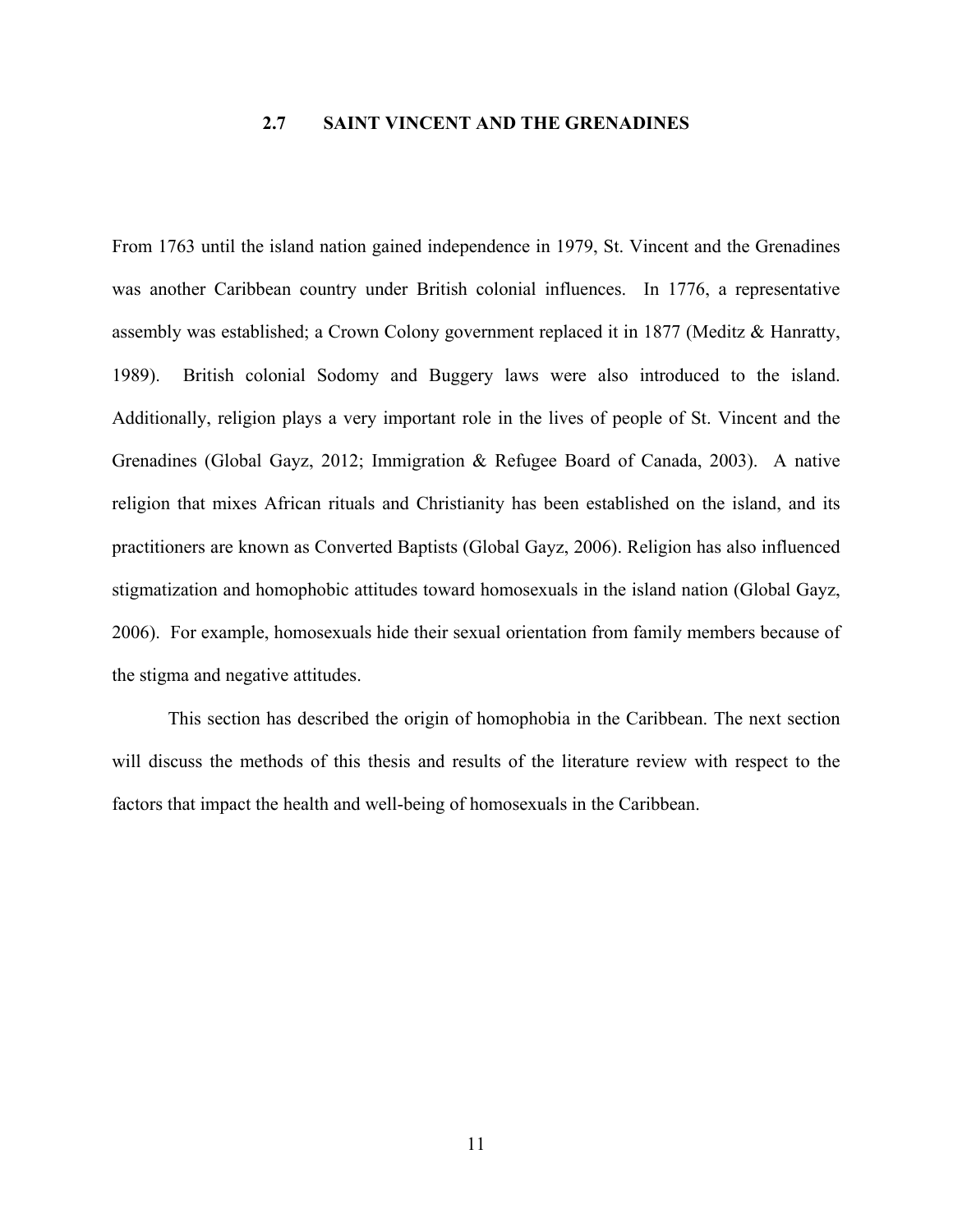## 2.7 SAINT VINCENT AND THE GRENADINES

From 1763 until the island nation gained independence in 1979, St. Vincent and the Grenadines was another Caribbean country under British colonial influences. In 1776, a representative assembly was established; a Crown Colony government replaced it in 1877 (Meditz & Hanratty, 1989). British colonial Sodomy and Buggery laws were also introduced to the island. Additionally, religion plays a very important role in the lives of people of St. Vincent and the Grenadines (Global Gayz, 2012; Immigration & Refugee Board of Canada, 2003). A native religion that mixes African rituals and Christianity has been established on the island, and its practitioners are known as Converted Baptists (Global Gayz, 2006). Religion has also influenced stigmatization and homophobic attitudes toward homosexuals in the island nation (Global Gayz, 2006). For example, homosexuals hide their sexual orientation from family members because of the stigma and negative attitudes.

This section has described the origin of homophobia in the Caribbean. The next section will discuss the methods of this thesis and results of the literature review with respect to the factors that impact the health and well-being of homosexuals in the Caribbean.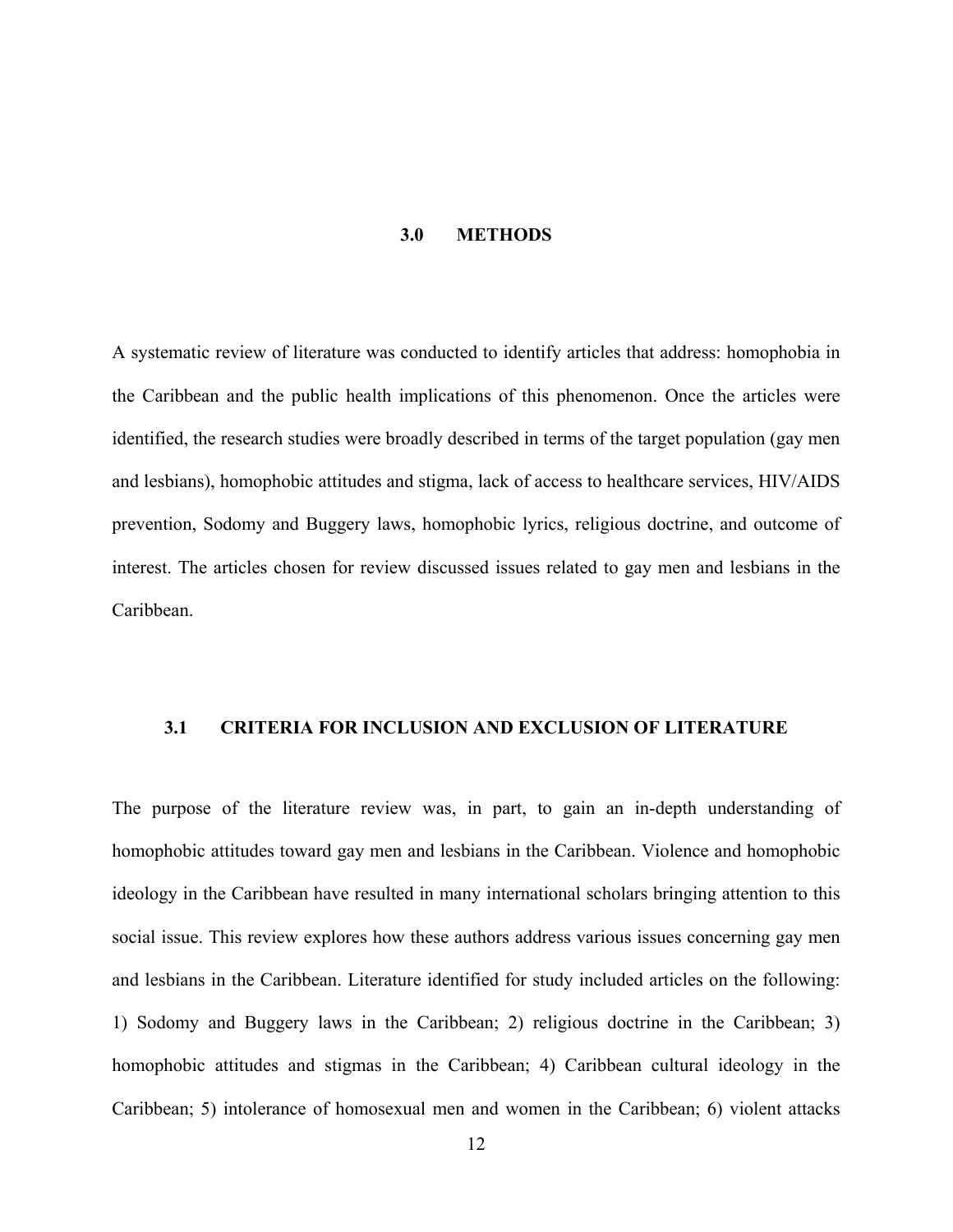# 3.0 METHODS

A systematic review of literature was conducted to identify articles that address: homophobia in the Caribbean and the public health implications of this phenomenon. Once the articles were identified, the research studies were broadly described in terms of the target population (gay men and lesbians), homophobic attitudes and stigma, lack of access to healthcare services, HIV/AIDS prevention, Sodomy and Buggery laws, homophobic lyrics, religious doctrine, and outcome of interest. The articles chosen for review discussed issues related to gay men and lesbians in the Caribbean.

## 3.1 CRITERIA FOR INCLUSION AND EXCLUSION OF LITERATURE

The purpose of the literature review was, in part, to gain an in-depth understanding of homophobic attitudes toward gay men and lesbians in the Caribbean. Violence and homophobic ideology in the Caribbean have resulted in many international scholars bringing attention to this social issue. This review explores how these authors address various issues concerning gay men and lesbians in the Caribbean. Literature identified for study included articles on the following: 1) Sodomy and Buggery laws in the Caribbean; 2) religious doctrine in the Caribbean; 3) homophobic attitudes and stigmas in the Caribbean; 4) Caribbean cultural ideology in the Caribbean; 5) intolerance of homosexual men and women in the Caribbean; 6) violent attacks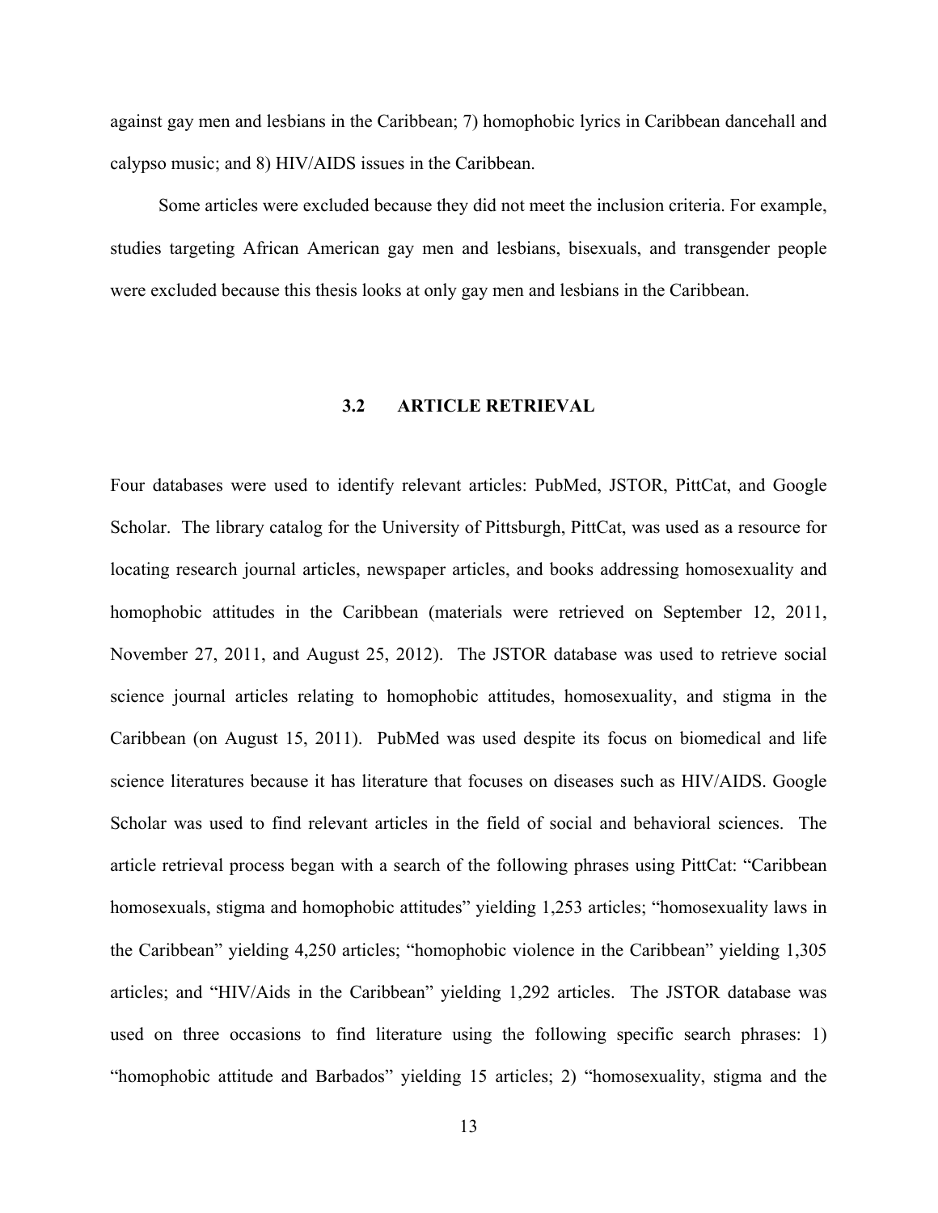against gay men and lesbians in the Caribbean; 7) homophobic lyrics in Caribbean dancehall and calypso music; and 8) HIV/AIDS issues in the Caribbean.

Some articles were excluded because they did not meet the inclusion criteria. For example, studies targeting African American gay men and lesbians, bisexuals, and transgender people were excluded because this thesis looks at only gay men and lesbians in the Caribbean.

## 3.2 ARTICLE RETRIEVAL

Four databases were used to identify relevant articles: PubMed, JSTOR, PittCat, and Google Scholar. The library catalog for the University of Pittsburgh, PittCat, was used as a resource for locating research journal articles, newspaper articles, and books addressing homosexuality and homophobic attitudes in the Caribbean (materials were retrieved on September 12, 2011, November 27, 2011, and August 25, 2012). The JSTOR database was used to retrieve social science journal articles relating to homophobic attitudes, homosexuality, and stigma in the Caribbean (on August 15, 2011). PubMed was used despite its focus on biomedical and life science literatures because it has literature that focuses on diseases such as HIV/AIDS. Google Scholar was used to find relevant articles in the field of social and behavioral sciences. The article retrieval process began with a search of the following phrases using PittCat: "Caribbean homosexuals, stigma and homophobic attitudes" yielding 1,253 articles; "homosexuality laws in the Caribbean" yielding 4,250 articles; "homophobic violence in the Caribbean" yielding 1,305 articles; and "HIV/Aids in the Caribbean" yielding 1,292 articles. The JSTOR database was used on three occasions to find literature using the following specific search phrases: 1) "homophobic attitude and Barbados" yielding 15 articles; 2) "homosexuality, stigma and the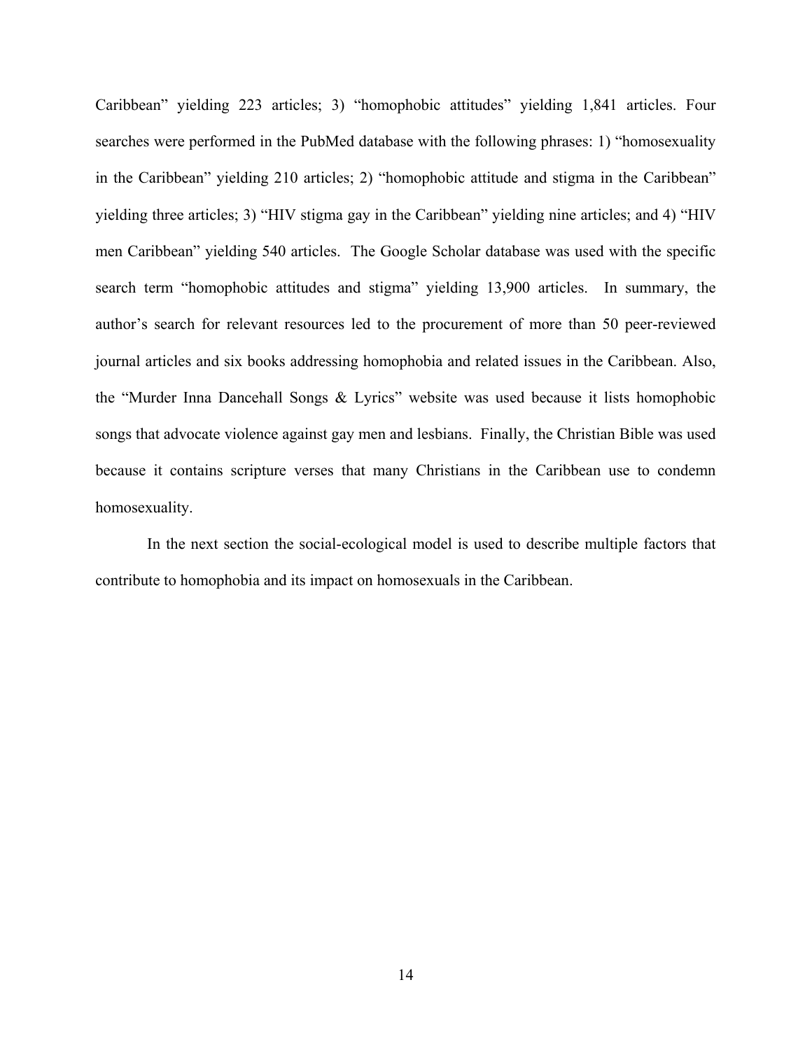Caribbean" yielding 223 articles; 3) "homophobic attitudes" yielding 1,841 articles. Four searches were performed in the PubMed database with the following phrases: 1) "homosexuality in the Caribbean" yielding 210 articles; 2) "homophobic attitude and stigma in the Caribbean" yielding three articles; 3) "HIV stigma gay in the Caribbean" yielding nine articles; and 4) "HIV men Caribbean" yielding 540 articles. The Google Scholar database was used with the specific search term "homophobic attitudes and stigma" yielding 13,900 articles. In summary, the author's search for relevant resources led to the procurement of more than 50 peer-reviewed journal articles and six books addressing homophobia and related issues in the Caribbean. Also, the "Murder Inna Dancehall Songs & Lyrics" website was used because it lists homophobic songs that advocate violence against gay men and lesbians. Finally, the Christian Bible was used because it contains scripture verses that many Christians in the Caribbean use to condemn homosexuality.

In the next section the social-ecological model is used to describe multiple factors that contribute to homophobia and its impact on homosexuals in the Caribbean.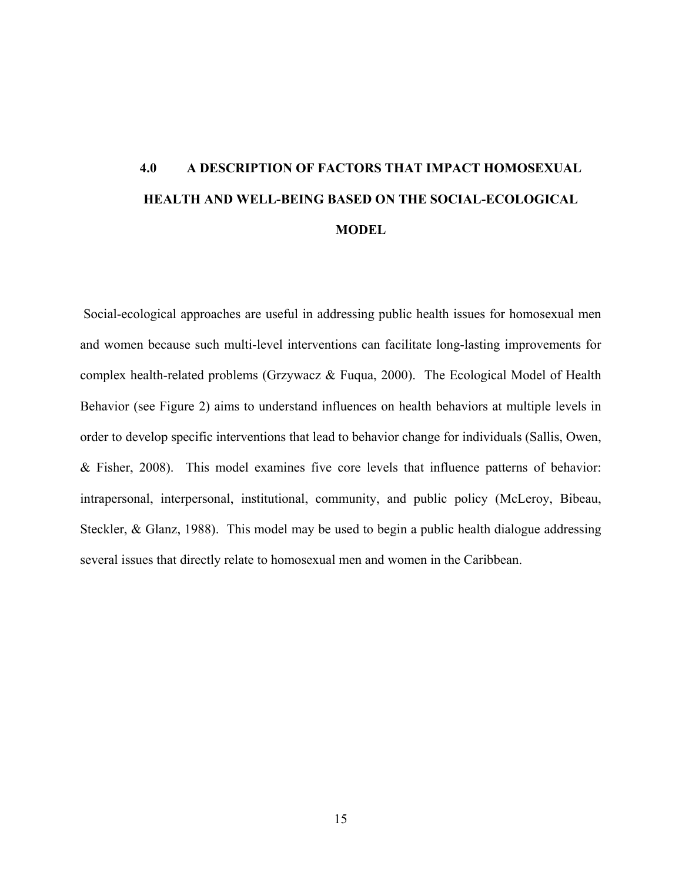# 4.0 A DESCRIPTION OF FACTORS THAT IMPACT HOMOSEXUAL HEALTH AND WELL-BEING BASED ON THE SOCIAL-ECOLOGICAL MODEL

Social-ecological approaches are useful in addressing public health issues for homosexual men and women because such multi-level interventions can facilitate long-lasting improvements for complex health-related problems (Grzywacz & Fuqua, 2000). The Ecological Model of Health Behavior (see Figure 2) aims to understand influences on health behaviors at multiple levels in order to develop specific interventions that lead to behavior change for individuals (Sallis, Owen, & Fisher, 2008). This model examines five core levels that influence patterns of behavior: intrapersonal, interpersonal, institutional, community, and public policy (McLeroy, Bibeau, Steckler, & Glanz, 1988). This model may be used to begin a public health dialogue addressing several issues that directly relate to homosexual men and women in the Caribbean.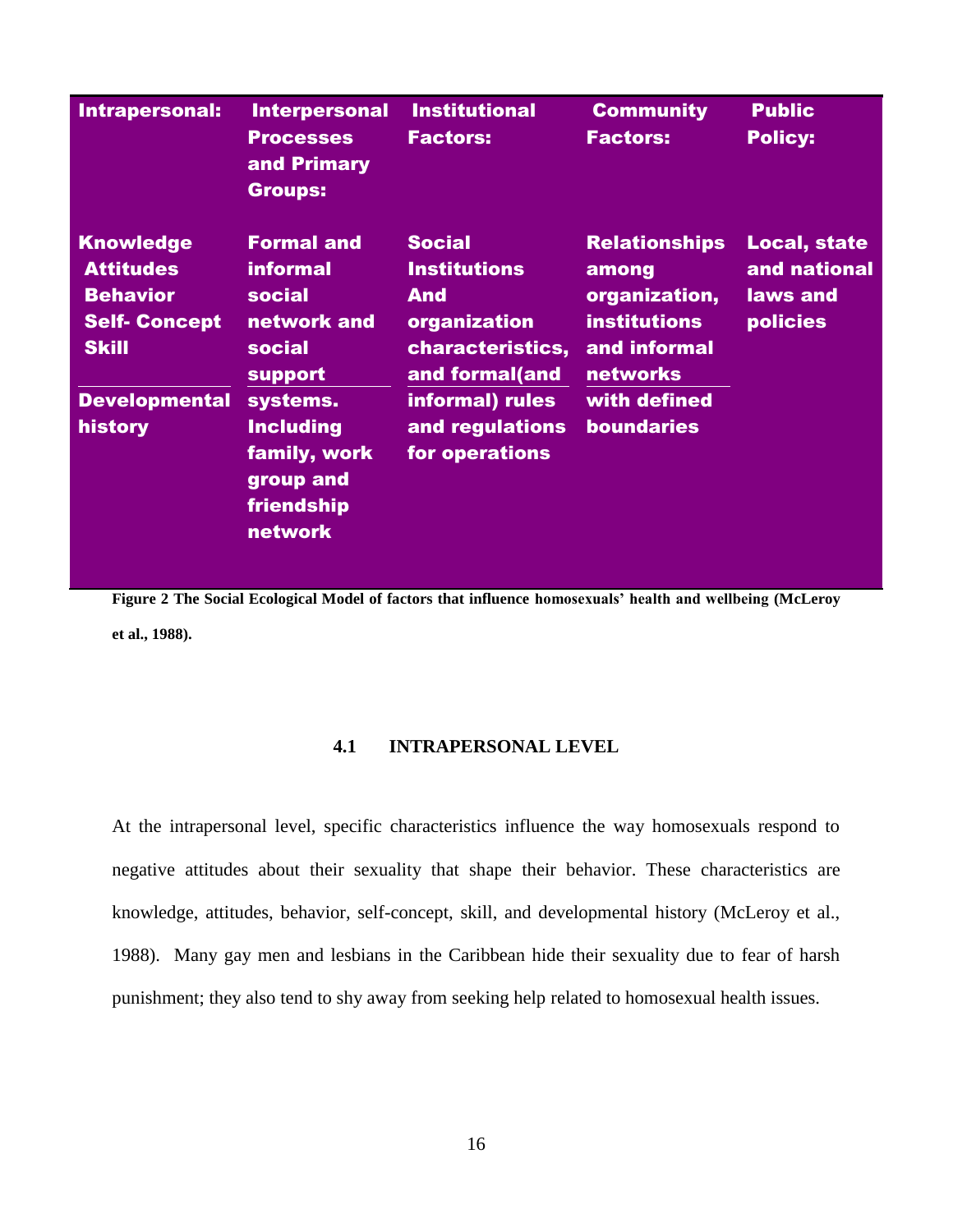| Intrapersonal: | Interpersonal Processes and Primary Groups: | Institutional Factors: | Community Factors: | Public Policy: |
|---|---|---|---|---|
| Knowledge Attitudes Behavior Self- Concept Skill | Formal and informal social network and social support systems. Including family, work group and friendship network | Social Institutions And organization characteristics, and formal(and informal) rules and regulations for operations | Relationships among organization, institutions and informal networks with defined boundaries | Local, state and national laws and policies |
| Developmental history | | | | |

**Figure 2 The Social Ecological Model of factors that influence homosexuals' health and wellbeing (McLeroy et al., 1988).**

### 4.1 INTRAPERSONAL LEVEL

At the intrapersonal level, specific characteristics influence the way homosexuals respond to negative attitudes about their sexuality that shape their behavior. These characteristics are knowledge, attitudes, behavior, self-concept, skill, and developmental history (McLeroy et al., 1988). Many gay men and lesbians in the Caribbean hide their sexuality due to fear of harsh punishment; they also tend to shy away from seeking help related to homosexual health issues.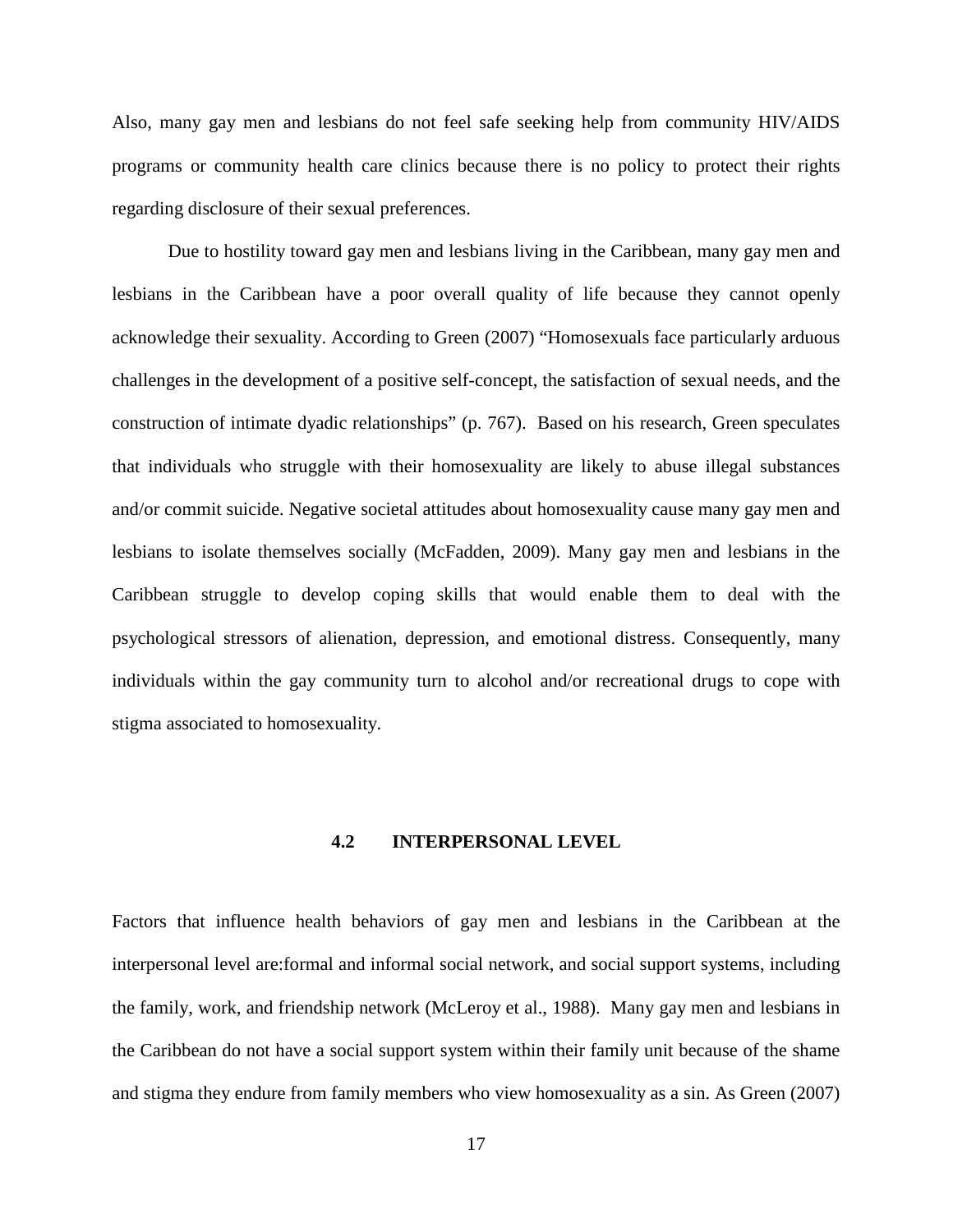Also, many gay men and lesbians do not feel safe seeking help from community HIV/AIDS programs or community health care clinics because there is no policy to protect their rights regarding disclosure of their sexual preferences.

Due to hostility toward gay men and lesbians living in the Caribbean, many gay men and lesbians in the Caribbean have a poor overall quality of life because they cannot openly acknowledge their sexuality. According to Green (2007) "Homosexuals face particularly arduous challenges in the development of a positive self-concept, the satisfaction of sexual needs, and the construction of intimate dyadic relationships" (p. 767). Based on his research, Green speculates that individuals who struggle with their homosexuality are likely to abuse illegal substances and/or commit suicide. Negative societal attitudes about homosexuality cause many gay men and lesbians to isolate themselves socially (McFadden, 2009). Many gay men and lesbians in the Caribbean struggle to develop coping skills that would enable them to deal with the psychological stressors of alienation, depression, and emotional distress. Consequently, many individuals within the gay community turn to alcohol and/or recreational drugs to cope with stigma associated to homosexuality.

### 4.2 INTERPERSONAL LEVEL

Factors that influence health behaviors of gay men and lesbians in the Caribbean at the interpersonal level are:formal and informal social network, and social support systems, including the family, work, and friendship network (McLeroy et al., 1988). Many gay men and lesbians in the Caribbean do not have a social support system within their family unit because of the shame and stigma they endure from family members who view homosexuality as a sin. As Green (2007)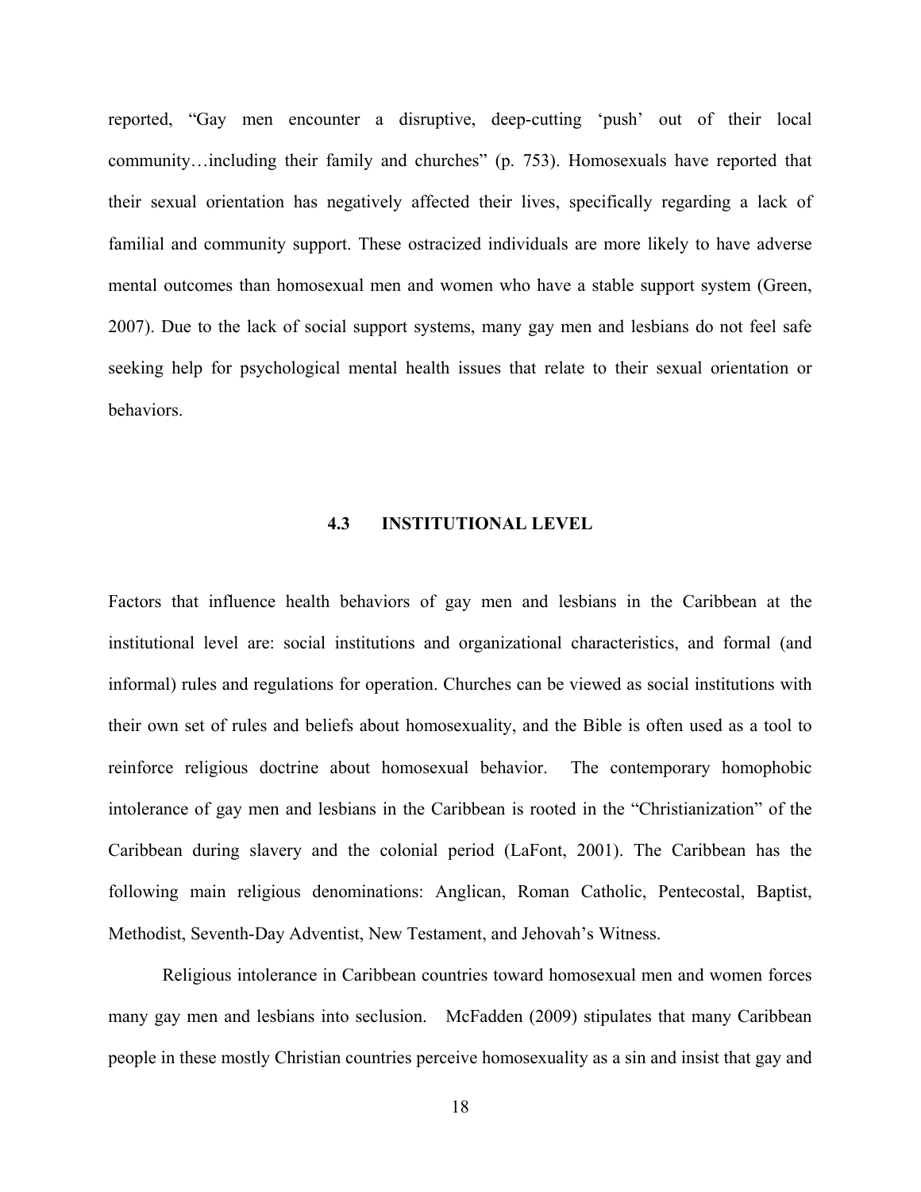reported, "Gay men encounter a disruptive, deep-cutting 'push' out of their local community…including their family and churches" (p. 753). Homosexuals have reported that their sexual orientation has negatively affected their lives, specifically regarding a lack of familial and community support. These ostracized individuals are more likely to have adverse mental outcomes than homosexual men and women who have a stable support system (Green, 2007). Due to the lack of social support systems, many gay men and lesbians do not feel safe seeking help for psychological mental health issues that relate to their sexual orientation or behaviors.

## 4.3 INSTITUTIONAL LEVEL

Factors that influence health behaviors of gay men and lesbians in the Caribbean at the institutional level are: social institutions and organizational characteristics, and formal (and informal) rules and regulations for operation. Churches can be viewed as social institutions with their own set of rules and beliefs about homosexuality, and the Bible is often used as a tool to reinforce religious doctrine about homosexual behavior. The contemporary homophobic intolerance of gay men and lesbians in the Caribbean is rooted in the "Christianization" of the Caribbean during slavery and the colonial period (LaFont, 2001). The Caribbean has the following main religious denominations: Anglican, Roman Catholic, Pentecostal, Baptist, Methodist, Seventh-Day Adventist, New Testament, and Jehovah's Witness.

Religious intolerance in Caribbean countries toward homosexual men and women forces many gay men and lesbians into seclusion. McFadden (2009) stipulates that many Caribbean people in these mostly Christian countries perceive homosexuality as a sin and insist that gay and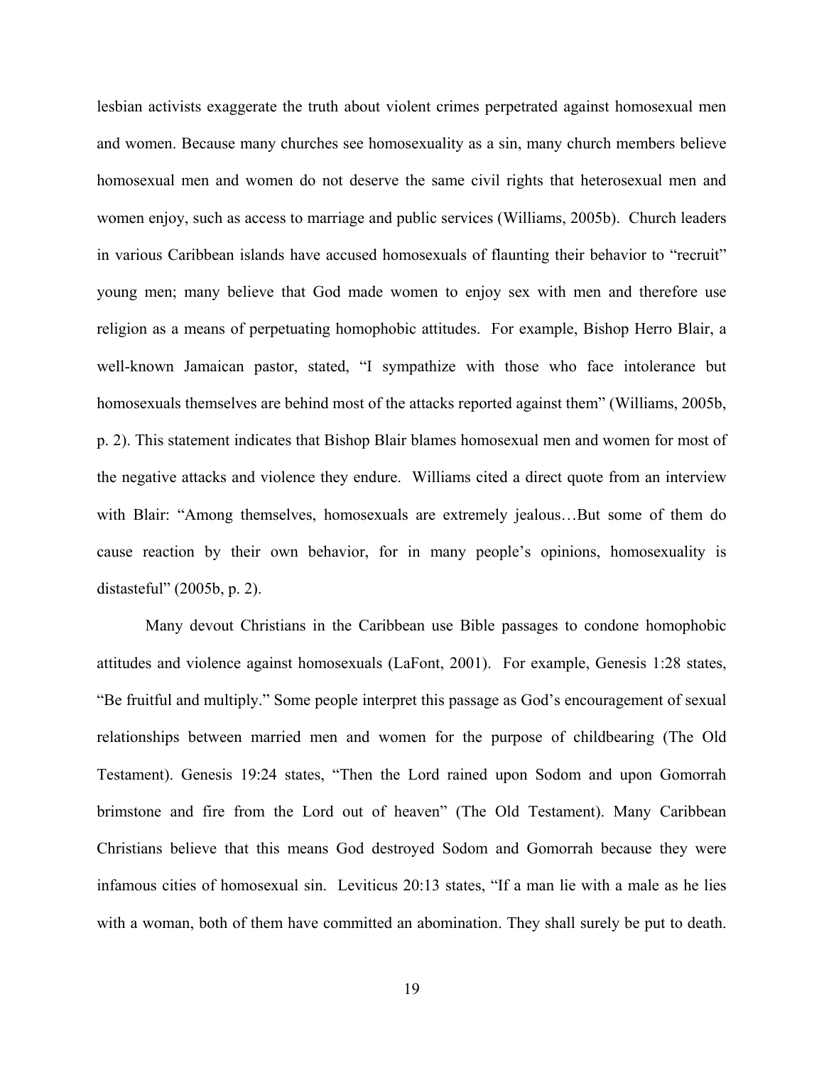lesbian activists exaggerate the truth about violent crimes perpetrated against homosexual men and women. Because many churches see homosexuality as a sin, many church members believe homosexual men and women do not deserve the same civil rights that heterosexual men and women enjoy, such as access to marriage and public services (Williams, 2005b). Church leaders in various Caribbean islands have accused homosexuals of flaunting their behavior to "recruit" young men; many believe that God made women to enjoy sex with men and therefore use religion as a means of perpetuating homophobic attitudes. For example, Bishop Herro Blair, a well-known Jamaican pastor, stated, "I sympathize with those who face intolerance but homosexuals themselves are behind most of the attacks reported against them" (Williams, 2005b, p. 2). This statement indicates that Bishop Blair blames homosexual men and women for most of the negative attacks and violence they endure. Williams cited a direct quote from an interview with Blair: "Among themselves, homosexuals are extremely jealous…But some of them do cause reaction by their own behavior, for in many people's opinions, homosexuality is distasteful" (2005b, p. 2).

Many devout Christians in the Caribbean use Bible passages to condone homophobic attitudes and violence against homosexuals (LaFont, 2001). For example, Genesis 1:28 states, "Be fruitful and multiply." Some people interpret this passage as God's encouragement of sexual relationships between married men and women for the purpose of childbearing (The Old Testament). Genesis 19:24 states, "Then the Lord rained upon Sodom and upon Gomorrah brimstone and fire from the Lord out of heaven" (The Old Testament). Many Caribbean Christians believe that this means God destroyed Sodom and Gomorrah because they were infamous cities of homosexual sin. Leviticus 20:13 states, "If a man lie with a male as he lies with a woman, both of them have committed an abomination. They shall surely be put to death.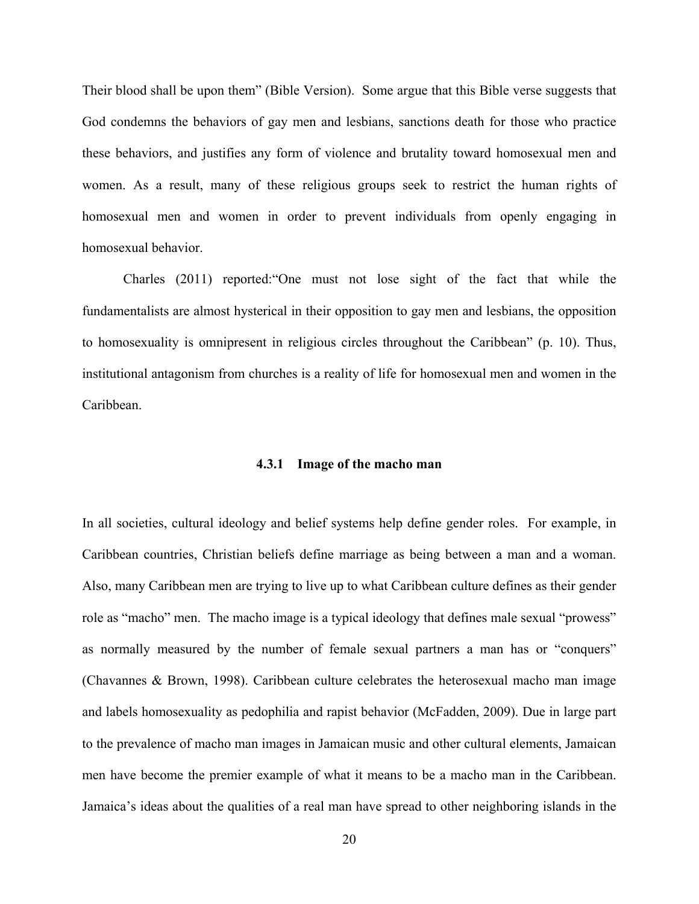Their blood shall be upon them" (Bible Version). Some argue that this Bible verse suggests that God condemns the behaviors of gay men and lesbians, sanctions death for those who practice these behaviors, and justifies any form of violence and brutality toward homosexual men and women. As a result, many of these religious groups seek to restrict the human rights of homosexual men and women in order to prevent individuals from openly engaging in homosexual behavior.

Charles (2011) reported:"One must not lose sight of the fact that while the fundamentalists are almost hysterical in their opposition to gay men and lesbians, the opposition to homosexuality is omnipresent in religious circles throughout the Caribbean" (p. 10). Thus, institutional antagonism from churches is a reality of life for homosexual men and women in the Caribbean.

#### 4.3.1 Image of the macho man

In all societies, cultural ideology and belief systems help define gender roles. For example, in Caribbean countries, Christian beliefs define marriage as being between a man and a woman. Also, many Caribbean men are trying to live up to what Caribbean culture defines as their gender role as "macho" men. The macho image is a typical ideology that defines male sexual "prowess" as normally measured by the number of female sexual partners a man has or "conquers" (Chavannes & Brown, 1998). Caribbean culture celebrates the heterosexual macho man image and labels homosexuality as pedophilia and rapist behavior (McFadden, 2009). Due in large part to the prevalence of macho man images in Jamaican music and other cultural elements, Jamaican men have become the premier example of what it means to be a macho man in the Caribbean. Jamaica's ideas about the qualities of a real man have spread to other neighboring islands in the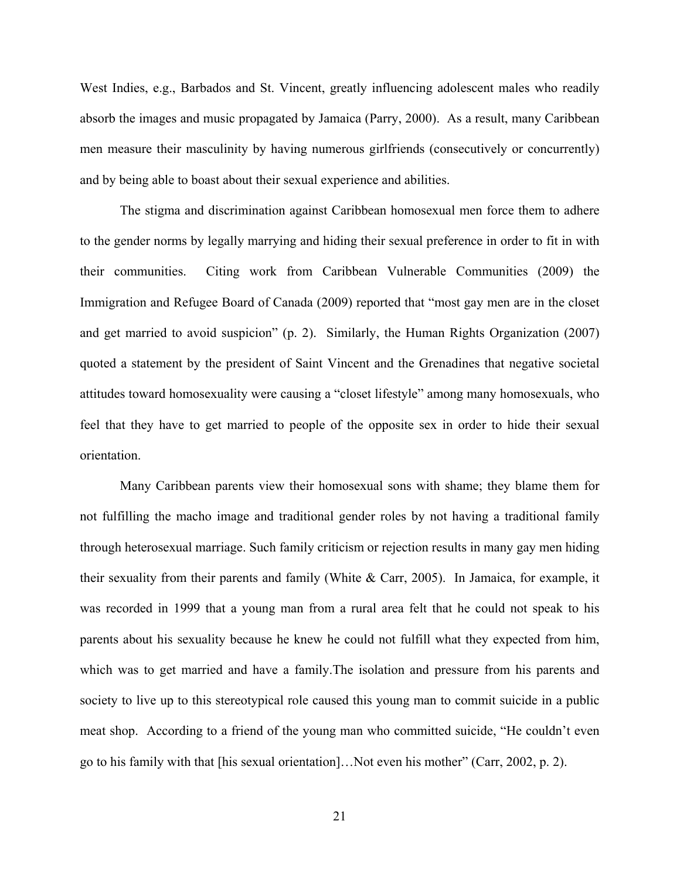West Indies, e.g., Barbados and St. Vincent, greatly influencing adolescent males who readily absorb the images and music propagated by Jamaica (Parry, 2000). As a result, many Caribbean men measure their masculinity by having numerous girlfriends (consecutively or concurrently) and by being able to boast about their sexual experience and abilities.

The stigma and discrimination against Caribbean homosexual men force them to adhere to the gender norms by legally marrying and hiding their sexual preference in order to fit in with their communities. Citing work from Caribbean Vulnerable Communities (2009) the Immigration and Refugee Board of Canada (2009) reported that "most gay men are in the closet and get married to avoid suspicion" (p. 2). Similarly, the Human Rights Organization (2007) quoted a statement by the president of Saint Vincent and the Grenadines that negative societal attitudes toward homosexuality were causing a "closet lifestyle" among many homosexuals, who feel that they have to get married to people of the opposite sex in order to hide their sexual orientation.

Many Caribbean parents view their homosexual sons with shame; they blame them for not fulfilling the macho image and traditional gender roles by not having a traditional family through heterosexual marriage. Such family criticism or rejection results in many gay men hiding their sexuality from their parents and family (White & Carr, 2005). In Jamaica, for example, it was recorded in 1999 that a young man from a rural area felt that he could not speak to his parents about his sexuality because he knew he could not fulfill what they expected from him, which was to get married and have a family.The isolation and pressure from his parents and society to live up to this stereotypical role caused this young man to commit suicide in a public meat shop. According to a friend of the young man who committed suicide, "He couldn't even go to his family with that [his sexual orientation]…Not even his mother" (Carr, 2002, p. 2).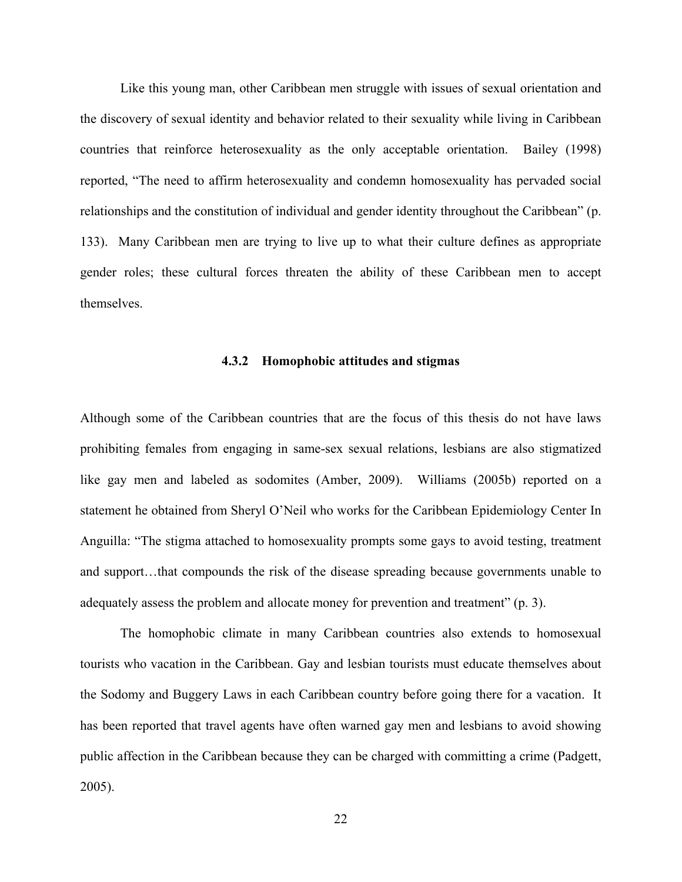Like this young man, other Caribbean men struggle with issues of sexual orientation and the discovery of sexual identity and behavior related to their sexuality while living in Caribbean countries that reinforce heterosexuality as the only acceptable orientation. Bailey (1998) reported, "The need to affirm heterosexuality and condemn homosexuality has pervaded social relationships and the constitution of individual and gender identity throughout the Caribbean" (p. 133). Many Caribbean men are trying to live up to what their culture defines as appropriate gender roles; these cultural forces threaten the ability of these Caribbean men to accept themselves.

### 4.3.2 Homophobic attitudes and stigmas

Although some of the Caribbean countries that are the focus of this thesis do not have laws prohibiting females from engaging in same-sex sexual relations, lesbians are also stigmatized like gay men and labeled as sodomites (Amber, 2009). Williams (2005b) reported on a statement he obtained from Sheryl O'Neil who works for the Caribbean Epidemiology Center In Anguilla: "The stigma attached to homosexuality prompts some gays to avoid testing, treatment and support…that compounds the risk of the disease spreading because governments unable to adequately assess the problem and allocate money for prevention and treatment" (p. 3).

The homophobic climate in many Caribbean countries also extends to homosexual tourists who vacation in the Caribbean. Gay and lesbian tourists must educate themselves about the Sodomy and Buggery Laws in each Caribbean country before going there for a vacation. It has been reported that travel agents have often warned gay men and lesbians to avoid showing public affection in the Caribbean because they can be charged with committing a crime (Padgett, 2005).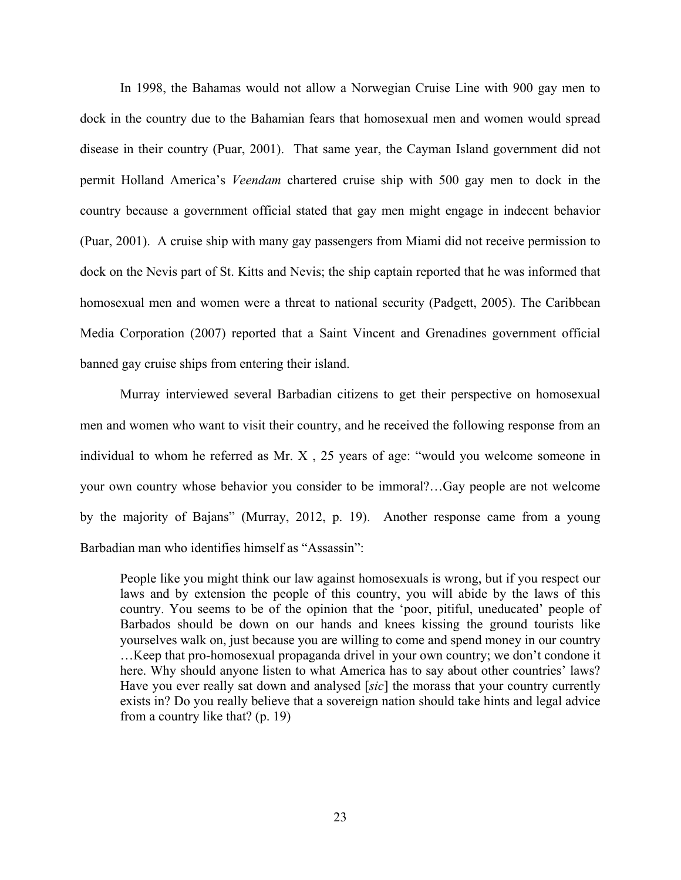In 1998, the Bahamas would not allow a Norwegian Cruise Line with 900 gay men to dock in the country due to the Bahamian fears that homosexual men and women would spread disease in their country (Puar, 2001). That same year, the Cayman Island government did not permit Holland America's *Veendam* chartered cruise ship with 500 gay men to dock in the country because a government official stated that gay men might engage in indecent behavior (Puar, 2001). A cruise ship with many gay passengers from Miami did not receive permission to dock on the Nevis part of St. Kitts and Nevis; the ship captain reported that he was informed that homosexual men and women were a threat to national security (Padgett, 2005). The Caribbean Media Corporation (2007) reported that a Saint Vincent and Grenadines government official banned gay cruise ships from entering their island.

Murray interviewed several Barbadian citizens to get their perspective on homosexual men and women who want to visit their country, and he received the following response from an individual to whom he referred as Mr. X , 25 years of age: "would you welcome someone in your own country whose behavior you consider to be immoral?…Gay people are not welcome by the majority of Bajans" (Murray, 2012, p. 19). Another response came from a young Barbadian man who identifies himself as "Assassin":

> People like you might think our law against homosexuals is wrong, but if you respect our laws and by extension the people of this country, you will abide by the laws of this country. You seems to be of the opinion that the 'poor, pitiful, uneducated' people of Barbados should be down on our hands and knees kissing the ground tourists like yourselves walk on, just because you are willing to come and spend money in our country …Keep that pro-homosexual propaganda drivel in your own country; we don't condone it here. Why should anyone listen to what America has to say about other countries' laws? Have you ever really sat down and analysed [*sic*] the morass that your country currently exists in? Do you really believe that a sovereign nation should take hints and legal advice from a country like that? (p. 19)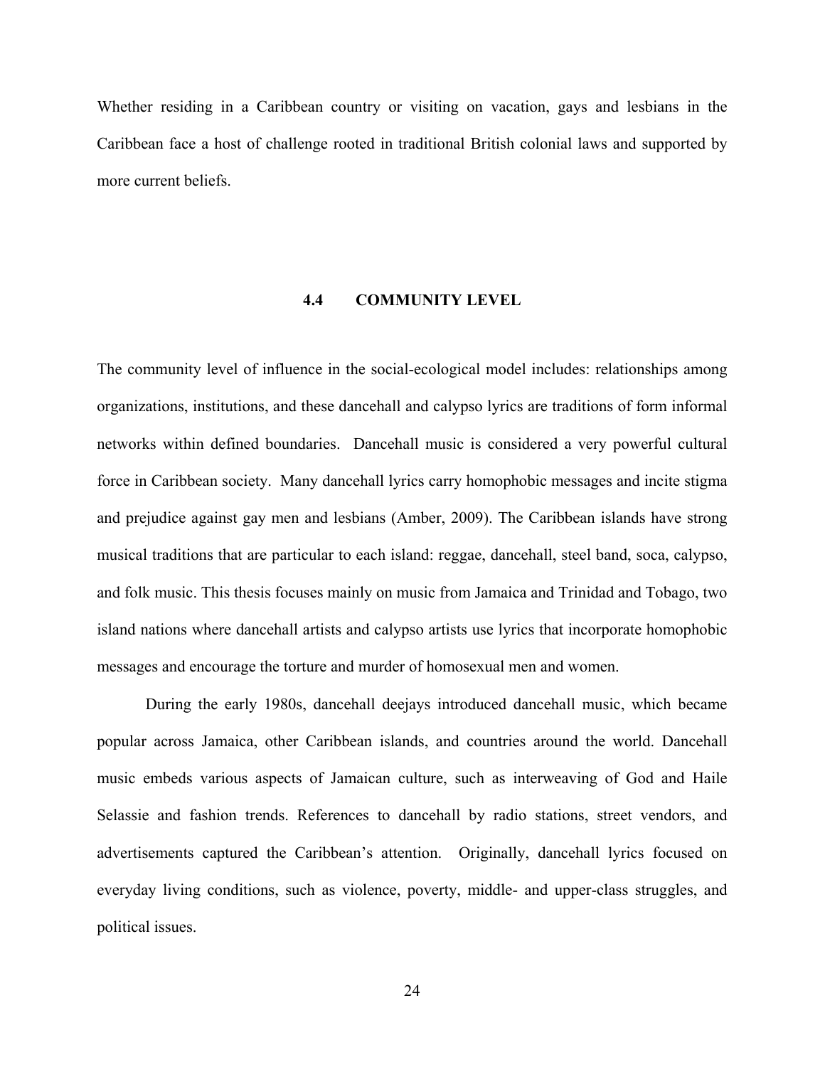Whether residing in a Caribbean country or visiting on vacation, gays and lesbians in the Caribbean face a host of challenge rooted in traditional British colonial laws and supported by more current beliefs.

## 4.4 COMMUNITY LEVEL

The community level of influence in the social-ecological model includes: relationships among organizations, institutions, and these dancehall and calypso lyrics are traditions of form informal networks within defined boundaries. Dancehall music is considered a very powerful cultural force in Caribbean society. Many dancehall lyrics carry homophobic messages and incite stigma and prejudice against gay men and lesbians (Amber, 2009). The Caribbean islands have strong musical traditions that are particular to each island: reggae, dancehall, steel band, soca, calypso, and folk music. This thesis focuses mainly on music from Jamaica and Trinidad and Tobago, two island nations where dancehall artists and calypso artists use lyrics that incorporate homophobic messages and encourage the torture and murder of homosexual men and women.

During the early 1980s, dancehall deejays introduced dancehall music, which became popular across Jamaica, other Caribbean islands, and countries around the world. Dancehall music embeds various aspects of Jamaican culture, such as interweaving of God and Haile Selassie and fashion trends. References to dancehall by radio stations, street vendors, and advertisements captured the Caribbean's attention. Originally, dancehall lyrics focused on everyday living conditions, such as violence, poverty, middle- and upper-class struggles, and political issues.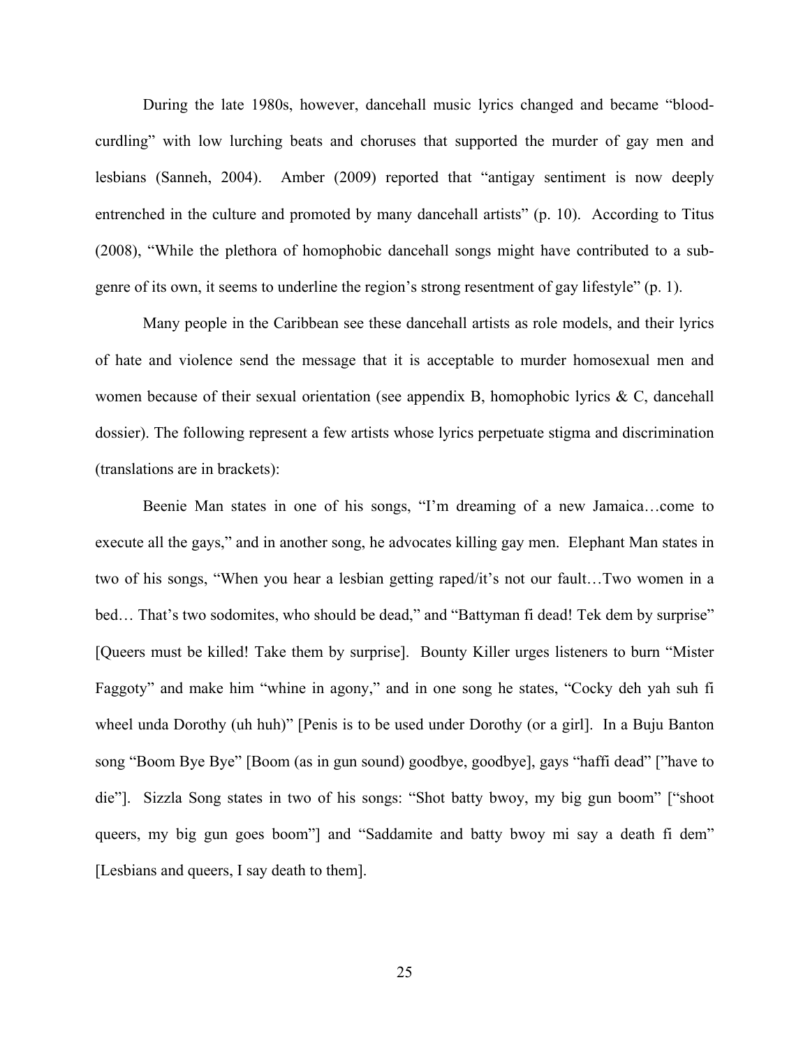During the late 1980s, however, dancehall music lyrics changed and became "blood-curdling" with low lurching beats and choruses that supported the murder of gay men and lesbians (Sanneh, 2004). Amber (2009) reported that "antigay sentiment is now deeply entrenched in the culture and promoted by many dancehall artists" (p. 10). According to Titus (2008), "While the plethora of homophobic dancehall songs might have contributed to a sub-genre of its own, it seems to underline the region's strong resentment of gay lifestyle" (p. 1).

Many people in the Caribbean see these dancehall artists as role models, and their lyrics of hate and violence send the message that it is acceptable to murder homosexual men and women because of their sexual orientation (see appendix B, homophobic lyrics & C, dancehall dossier). The following represent a few artists whose lyrics perpetuate stigma and discrimination (translations are in brackets):

Beenie Man states in one of his songs, "I'm dreaming of a new Jamaica…come to execute all the gays," and in another song, he advocates killing gay men. Elephant Man states in two of his songs, "When you hear a lesbian getting raped/it's not our fault…Two women in a bed… That's two sodomites, who should be dead," and "Battyman fi dead! Tek dem by surprise" [Queers must be killed! Take them by surprise]. Bounty Killer urges listeners to burn "Mister Faggoty" and make him "whine in agony," and in one song he states, "Cocky deh yah suh fi wheel unda Dorothy (uh huh)" [Penis is to be used under Dorothy (or a girl]. In a Buju Banton song "Boom Bye Bye" [Boom (as in gun sound) goodbye, goodbye], gays "haffi dead" ["have to die"]. Sizzla Song states in two of his songs: "Shot batty bwoy, my big gun boom" ["shoot queers, my big gun goes boom"] and "Saddamite and batty bwoy mi say a death fi dem" [Lesbians and queers, I say death to them].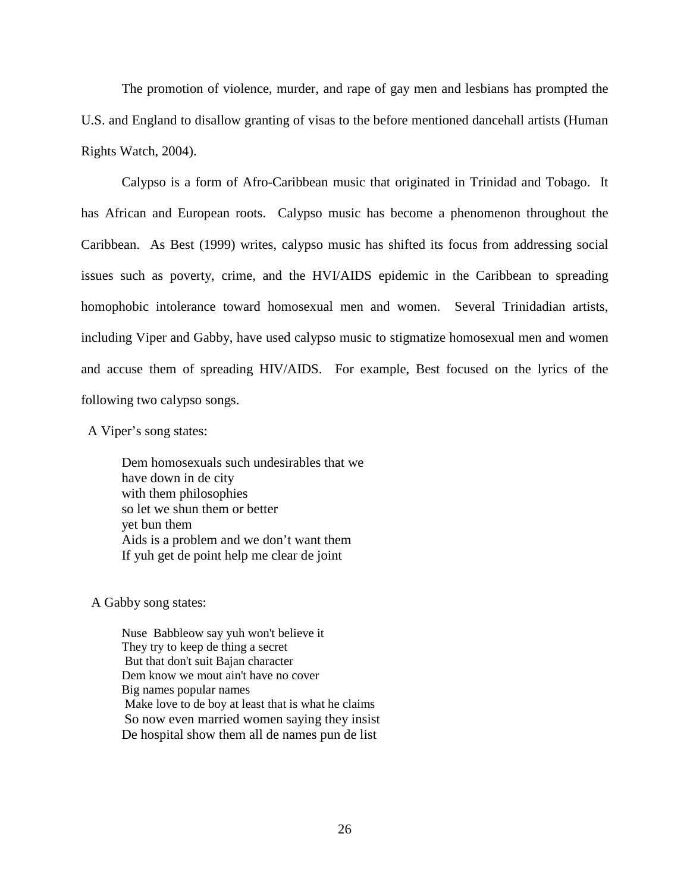The promotion of violence, murder, and rape of gay men and lesbians has prompted the U.S. and England to disallow granting of visas to the before mentioned dancehall artists (Human Rights Watch, 2004).

Calypso is a form of Afro-Caribbean music that originated in Trinidad and Tobago. It has African and European roots. Calypso music has become a phenomenon throughout the Caribbean. As Best (1999) writes, calypso music has shifted its focus from addressing social issues such as poverty, crime, and the HVI/AIDS epidemic in the Caribbean to spreading homophobic intolerance toward homosexual men and women. Several Trinidadian artists, including Viper and Gabby, have used calypso music to stigmatize homosexual men and women and accuse them of spreading HIV/AIDS. For example, Best focused on the lyrics of the following two calypso songs.

A Viper's song states:

> Dem homosexuals such undesirables that we
> have down in de city
> with them philosophies
> so let we shun them or better
> yet bun them
> Aids is a problem and we don't want them
> If yuh get de point help me clear de joint

A Gabby song states:

> Nuse Babbleow say yuh won't believe it
> They try to keep de thing a secret
> But that don't suit Bajan character
> Dem know we mout ain't have no cover
> Big names popular names
> Make love to de boy at least that is what he claims
> So now even married women saying they insist
> De hospital show them all de names pun de list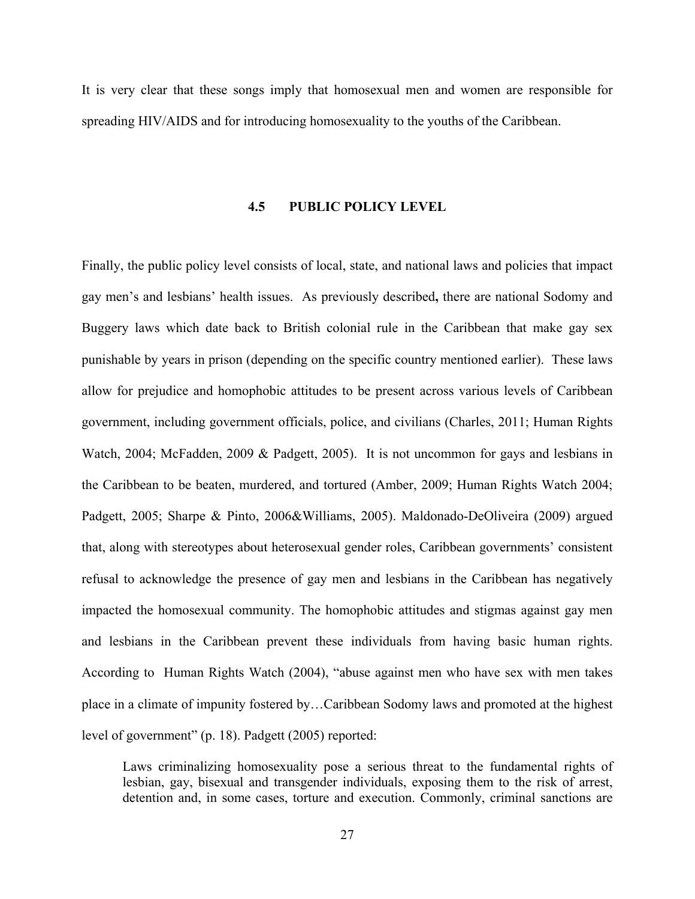It is very clear that these songs imply that homosexual men and women are responsible for spreading HIV/AIDS and for introducing homosexuality to the youths of the Caribbean.

## 4.5 PUBLIC POLICY LEVEL

Finally, the public policy level consists of local, state, and national laws and policies that impact gay men's and lesbians' health issues. As previously described**,** there are national Sodomy and Buggery laws which date back to British colonial rule in the Caribbean that make gay sex punishable by years in prison (depending on the specific country mentioned earlier). These laws allow for prejudice and homophobic attitudes to be present across various levels of Caribbean government, including government officials, police, and civilians (Charles, 2011; Human Rights Watch, 2004; McFadden, 2009 & Padgett, 2005). It is not uncommon for gays and lesbians in the Caribbean to be beaten, murdered, and tortured (Amber, 2009; Human Rights Watch 2004; Padgett, 2005; Sharpe & Pinto, 2006&Williams, 2005). Maldonado-DeOliveira (2009) argued that, along with stereotypes about heterosexual gender roles, Caribbean governments' consistent refusal to acknowledge the presence of gay men and lesbians in the Caribbean has negatively impacted the homosexual community. The homophobic attitudes and stigmas against gay men and lesbians in the Caribbean prevent these individuals from having basic human rights. According to Human Rights Watch (2004), "abuse against men who have sex with men takes place in a climate of impunity fostered by…Caribbean Sodomy laws and promoted at the highest level of government" (p. 18). Padgett (2005) reported:

> Laws criminalizing homosexuality pose a serious threat to the fundamental rights of lesbian, gay, bisexual and transgender individuals, exposing them to the risk of arrest, detention and, in some cases, torture and execution. Commonly, criminal sanctions are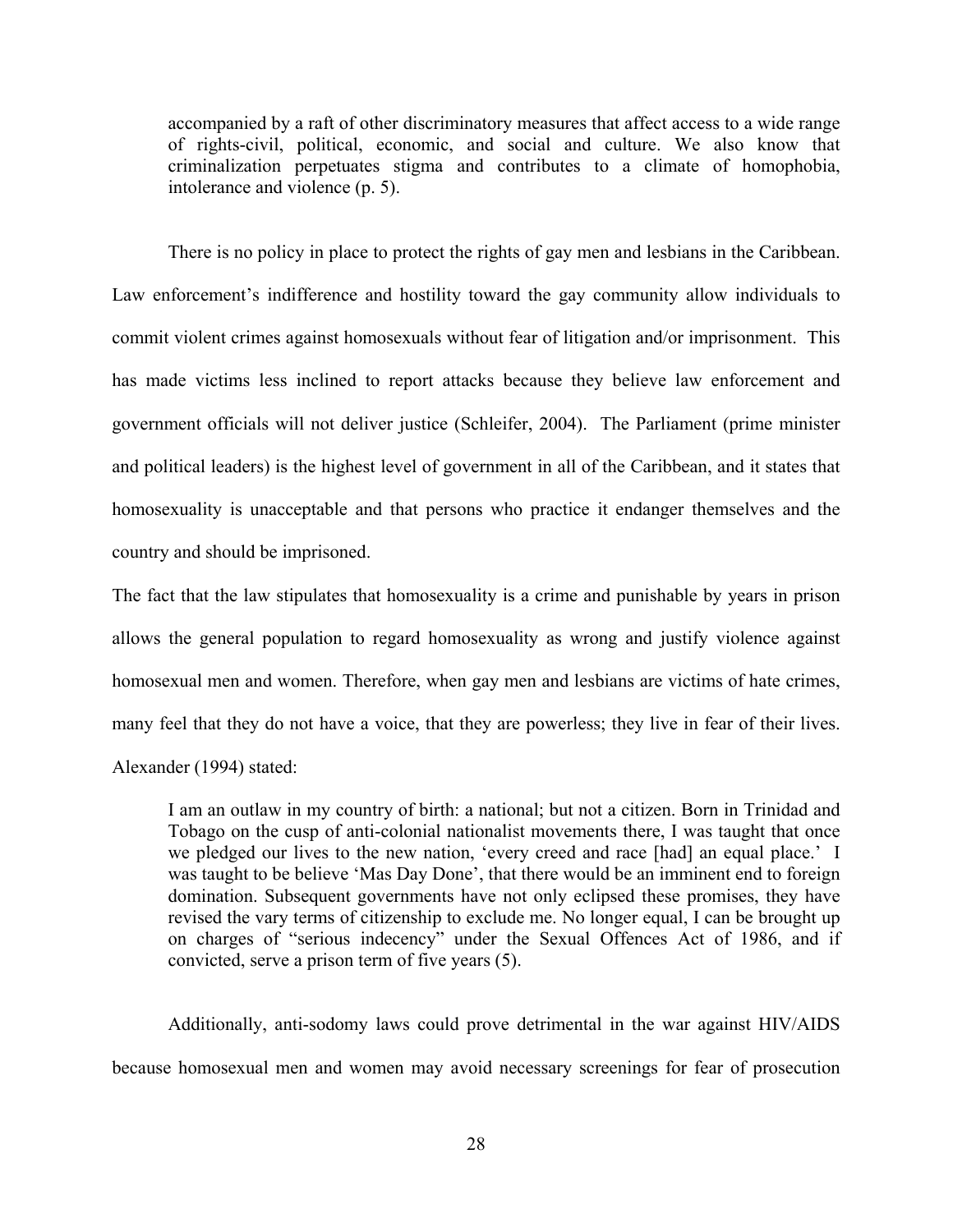> accompanied by a raft of other discriminatory measures that affect access to a wide range of rights-civil, political, economic, and social and culture. We also know that criminalization perpetuates stigma and contributes to a climate of homophobia, intolerance and violence (p. 5).

There is no policy in place to protect the rights of gay men and lesbians in the Caribbean. Law enforcement's indifference and hostility toward the gay community allow individuals to commit violent crimes against homosexuals without fear of litigation and/or imprisonment. This has made victims less inclined to report attacks because they believe law enforcement and government officials will not deliver justice (Schleifer, 2004). The Parliament (prime minister and political leaders) is the highest level of government in all of the Caribbean, and it states that homosexuality is unacceptable and that persons who practice it endanger themselves and the country and should be imprisoned.

The fact that the law stipulates that homosexuality is a crime and punishable by years in prison allows the general population to regard homosexuality as wrong and justify violence against homosexual men and women. Therefore, when gay men and lesbians are victims of hate crimes, many feel that they do not have a voice, that they are powerless; they live in fear of their lives. Alexander (1994) stated:

> I am an outlaw in my country of birth: a national; but not a citizen. Born in Trinidad and Tobago on the cusp of anti-colonial nationalist movements there, I was taught that once we pledged our lives to the new nation, 'every creed and race [had] an equal place.' I was taught to be believe 'Mas Day Done', that there would be an imminent end to foreign domination. Subsequent governments have not only eclipsed these promises, they have revised the vary terms of citizenship to exclude me. No longer equal, I can be brought up on charges of "serious indecency" under the Sexual Offences Act of 1986, and if convicted, serve a prison term of five years (5).

Additionally, anti-sodomy laws could prove detrimental in the war against HIV/AIDS because homosexual men and women may avoid necessary screenings for fear of prosecution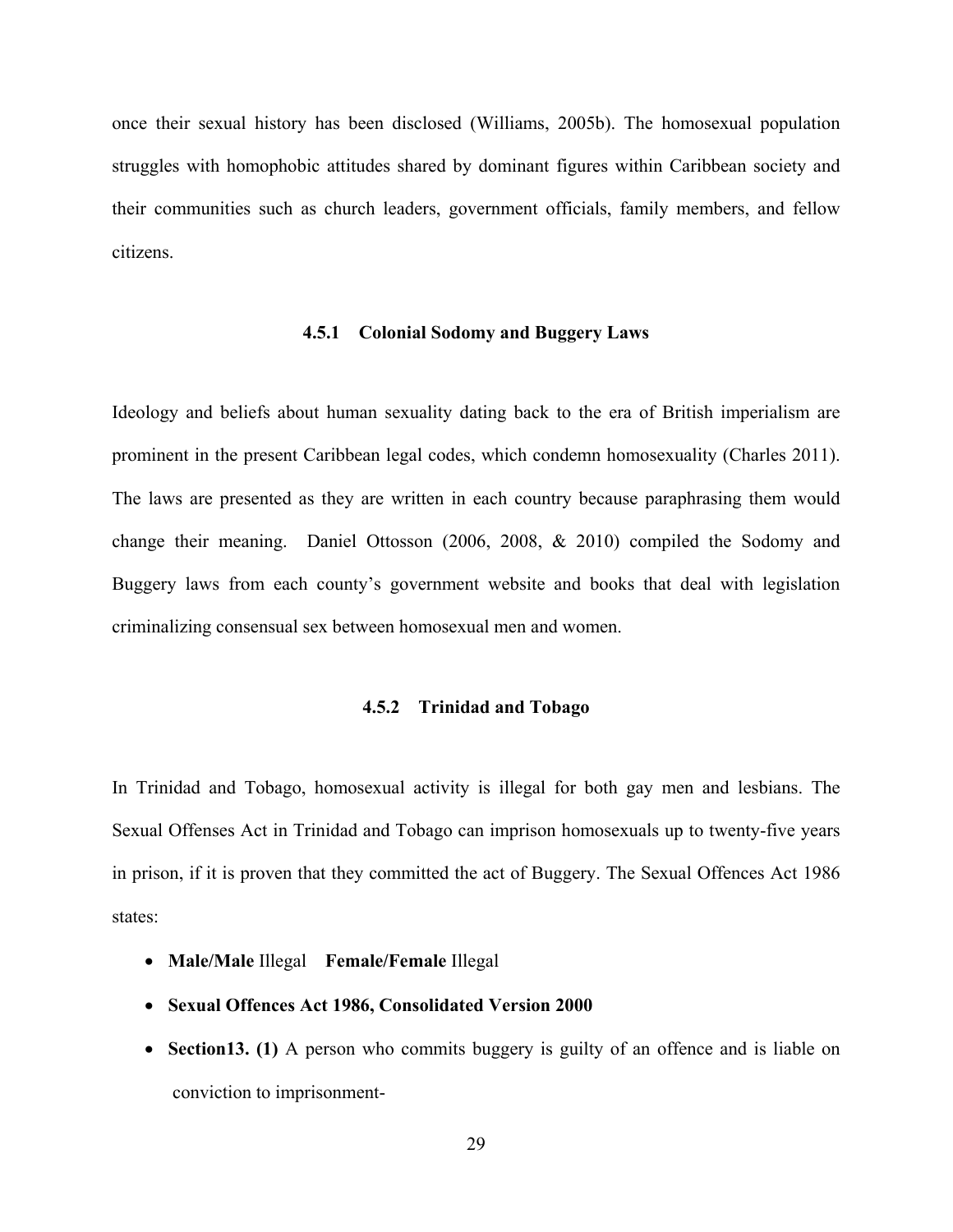once their sexual history has been disclosed (Williams, 2005b). The homosexual population struggles with homophobic attitudes shared by dominant figures within Caribbean society and their communities such as church leaders, government officials, family members, and fellow citizens.

### 4.5.1 Colonial Sodomy and Buggery Laws

Ideology and beliefs about human sexuality dating back to the era of British imperialism are prominent in the present Caribbean legal codes, which condemn homosexuality (Charles 2011). The laws are presented as they are written in each country because paraphrasing them would change their meaning. Daniel Ottosson (2006, 2008, & 2010) compiled the Sodomy and Buggery laws from each county's government website and books that deal with legislation criminalizing consensual sex between homosexual men and women.

### 4.5.2 Trinidad and Tobago

In Trinidad and Tobago, homosexual activity is illegal for both gay men and lesbians. The Sexual Offenses Act in Trinidad and Tobago can imprison homosexuals up to twenty-five years in prison, if it is proven that they committed the act of Buggery. The Sexual Offences Act 1986 states:

- **Male/Male** Illegal **Female/Female** Illegal
- **Sexual Offences Act 1986, Consolidated Version 2000**
- **Section13. (1)** A person who commits buggery is guilty of an offence and is liable on conviction to imprisonment-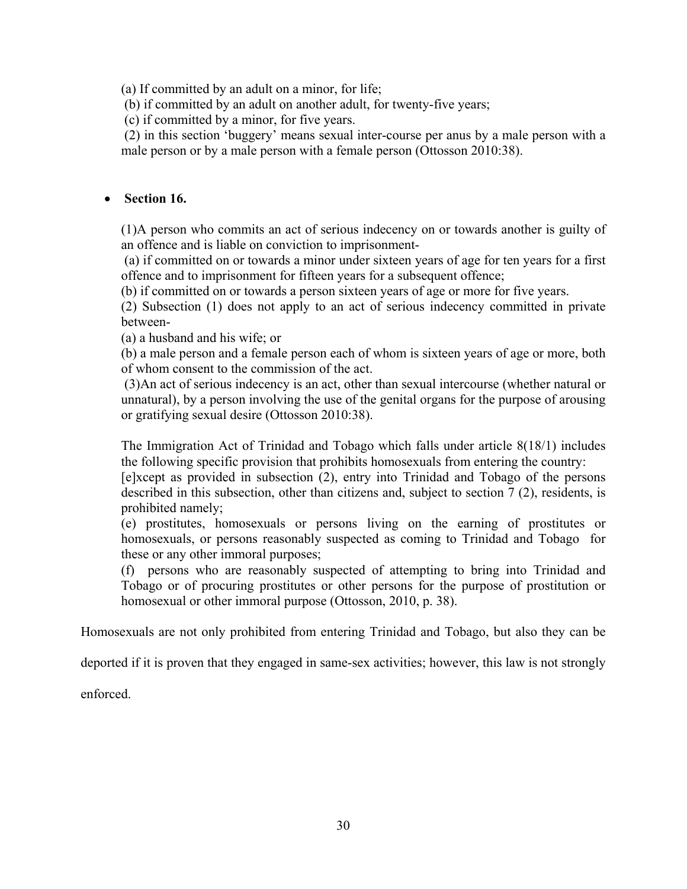(a) If committed by an adult on a minor, for life;

(b) if committed by an adult on another adult, for twenty-five years;

(c) if committed by a minor, for five years.

(2) in this section 'buggery' means sexual inter-course per anus by a male person with a male person or by a male person with a female person (Ottosson 2010:38).

- **Section 16.**

  (1)A person who commits an act of serious indecency on or towards another is guilty of an offence and is liable on conviction to imprisonment-

  (a) if committed on or towards a minor under sixteen years of age for ten years for a first offence and to imprisonment for fifteen years for a subsequent offence;

  (b) if committed on or towards a person sixteen years of age or more for five years.

  (2) Subsection (1) does not apply to an act of serious indecency committed in private between-

  (a) a husband and his wife; or

  (b) a male person and a female person each of whom is sixteen years of age or more, both of whom consent to the commission of the act.

  (3)An act of serious indecency is an act, other than sexual intercourse (whether natural or unnatural), by a person involving the use of the genital organs for the purpose of arousing or gratifying sexual desire (Ottosson 2010:38).

  The Immigration Act of Trinidad and Tobago which falls under article 8(18/1) includes the following specific provision that prohibits homosexuals from entering the country:

  [e]xcept as provided in subsection (2), entry into Trinidad and Tobago of the persons described in this subsection, other than citizens and, subject to section 7 (2), residents, is prohibited namely;

  (e) prostitutes, homosexuals or persons living on the earning of prostitutes or homosexuals, or persons reasonably suspected as coming to Trinidad and Tobago for these or any other immoral purposes;

  (f) persons who are reasonably suspected of attempting to bring into Trinidad and Tobago or of procuring prostitutes or other persons for the purpose of prostitution or homosexual or other immoral purpose (Ottosson, 2010, p. 38).

Homosexuals are not only prohibited from entering Trinidad and Tobago, but also they can be deported if it is proven that they engaged in same-sex activities; however, this law is not strongly enforced.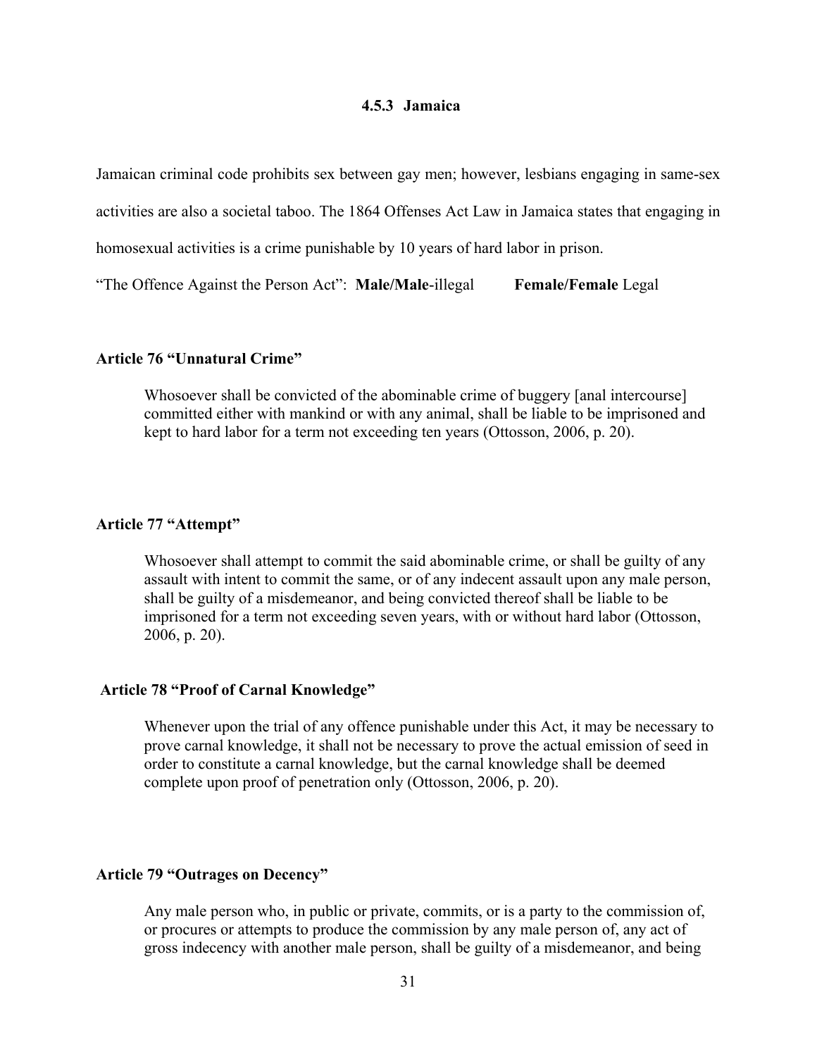### 4.5.3 Jamaica

Jamaican criminal code prohibits sex between gay men; however, lesbians engaging in same-sex activities are also a societal taboo. The 1864 Offenses Act Law in Jamaica states that engaging in homosexual activities is a crime punishable by 10 years of hard labor in prison.

"The Offence Against the Person Act": **Male/Male**-illegal **Female/Female** Legal

**Article 76 "Unnatural Crime"**

> Whosoever shall be convicted of the abominable crime of buggery [anal intercourse] committed either with mankind or with any animal, shall be liable to be imprisoned and kept to hard labor for a term not exceeding ten years (Ottosson, 2006, p. 20).

**Article 77 "Attempt"**

> Whosoever shall attempt to commit the said abominable crime, or shall be guilty of any assault with intent to commit the same, or of any indecent assault upon any male person, shall be guilty of a misdemeanor, and being convicted thereof shall be liable to be imprisoned for a term not exceeding seven years, with or without hard labor (Ottosson, 2006, p. 20).

**Article 78 "Proof of Carnal Knowledge"**

> Whenever upon the trial of any offence punishable under this Act, it may be necessary to prove carnal knowledge, it shall not be necessary to prove the actual emission of seed in order to constitute a carnal knowledge, but the carnal knowledge shall be deemed complete upon proof of penetration only (Ottosson, 2006, p. 20).

**Article 79 "Outrages on Decency"**

> Any male person who, in public or private, commits, or is a party to the commission of, or procures or attempts to produce the commission by any male person of, any act of gross indecency with another male person, shall be guilty of a misdemeanor, and being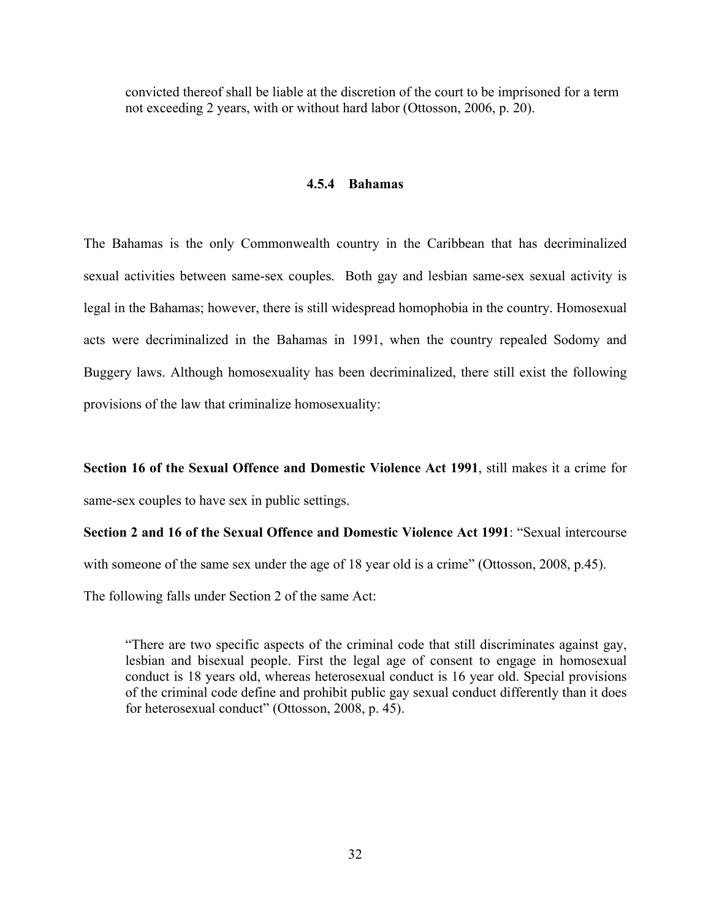> convicted thereof shall be liable at the discretion of the court to be imprisoned for a term not exceeding 2 years, with or without hard labor (Ottosson, 2006, p. 20).

### 4.5.4 Bahamas

The Bahamas is the only Commonwealth country in the Caribbean that has decriminalized sexual activities between same-sex couples. Both gay and lesbian same-sex sexual activity is legal in the Bahamas; however, there is still widespread homophobia in the country. Homosexual acts were decriminalized in the Bahamas in 1991, when the country repealed Sodomy and Buggery laws. Although homosexuality has been decriminalized, there still exist the following provisions of the law that criminalize homosexuality:

**Section 16 of the Sexual Offence and Domestic Violence Act 1991**, still makes it a crime for same-sex couples to have sex in public settings.

**Section 2 and 16 of the Sexual Offence and Domestic Violence Act 1991**: "Sexual intercourse with someone of the same sex under the age of 18 year old is a crime" (Ottosson, 2008, p.45).

The following falls under Section 2 of the same Act:

> "There are two specific aspects of the criminal code that still discriminates against gay, lesbian and bisexual people. First the legal age of consent to engage in homosexual conduct is 18 years old, whereas heterosexual conduct is 16 year old. Special provisions of the criminal code define and prohibit public gay sexual conduct differently than it does for heterosexual conduct" (Ottosson, 2008, p. 45).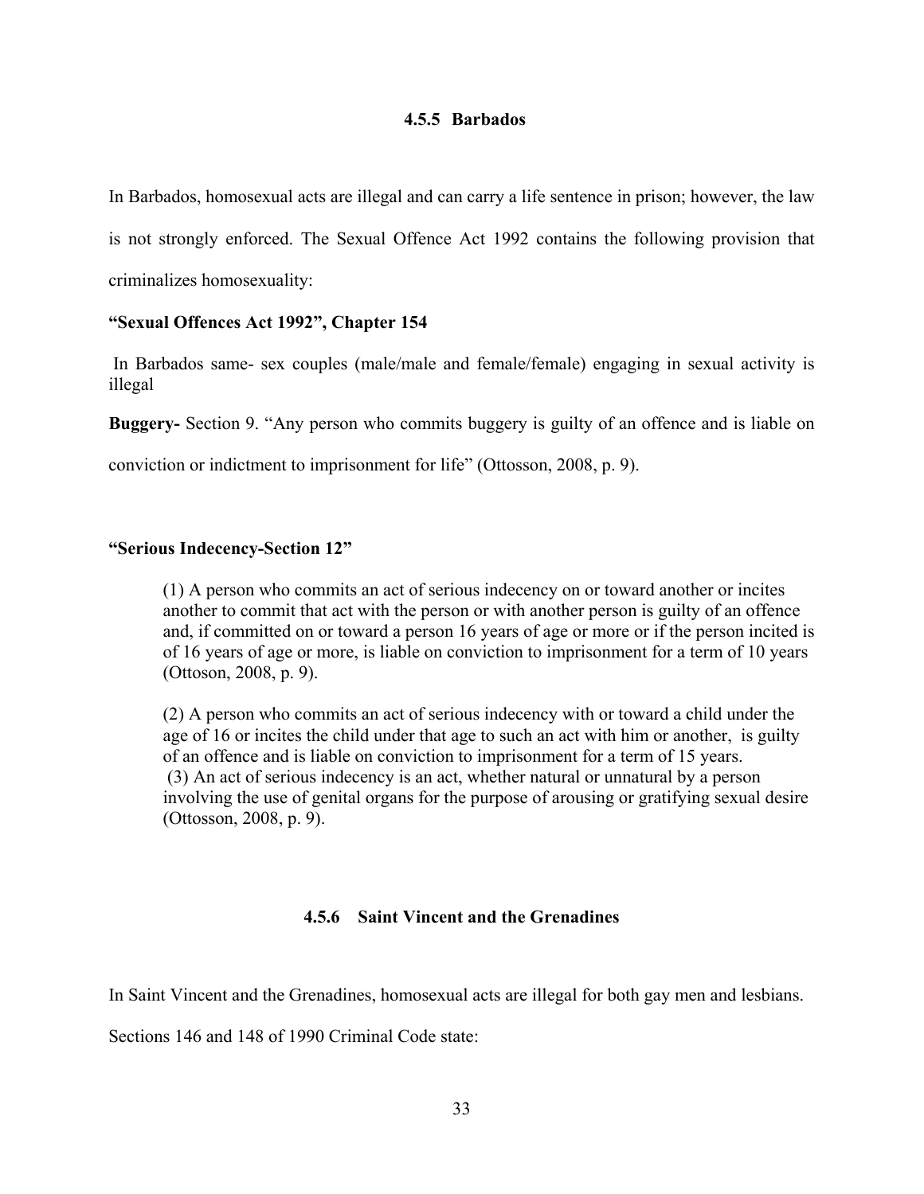### 4.5.5 Barbados

In Barbados, homosexual acts are illegal and can carry a life sentence in prison; however, the law is not strongly enforced. The Sexual Offence Act 1992 contains the following provision that criminalizes homosexuality:

**"Sexual Offences Act 1992", Chapter 154**

In Barbados same- sex couples (male/male and female/female) engaging in sexual activity is illegal

**Buggery-** Section 9. "Any person who commits buggery is guilty of an offence and is liable on conviction or indictment to imprisonment for life" (Ottosson, 2008, p. 9).

**"Serious Indecency-Section 12"**

> (1) A person who commits an act of serious indecency on or toward another or incites another to commit that act with the person or with another person is guilty of an offence and, if committed on or toward a person 16 years of age or more or if the person incited is of 16 years of age or more, is liable on conviction to imprisonment for a term of 10 years (Ottoson, 2008, p. 9).
>
> (2) A person who commits an act of serious indecency with or toward a child under the age of 16 or incites the child under that age to such an act with him or another, is guilty of an offence and is liable on conviction to imprisonment for a term of 15 years.
> (3) An act of serious indecency is an act, whether natural or unnatural by a person involving the use of genital organs for the purpose of arousing or gratifying sexual desire (Ottosson, 2008, p. 9).

### 4.5.6 Saint Vincent and the Grenadines

In Saint Vincent and the Grenadines, homosexual acts are illegal for both gay men and lesbians.

Sections 146 and 148 of 1990 Criminal Code state: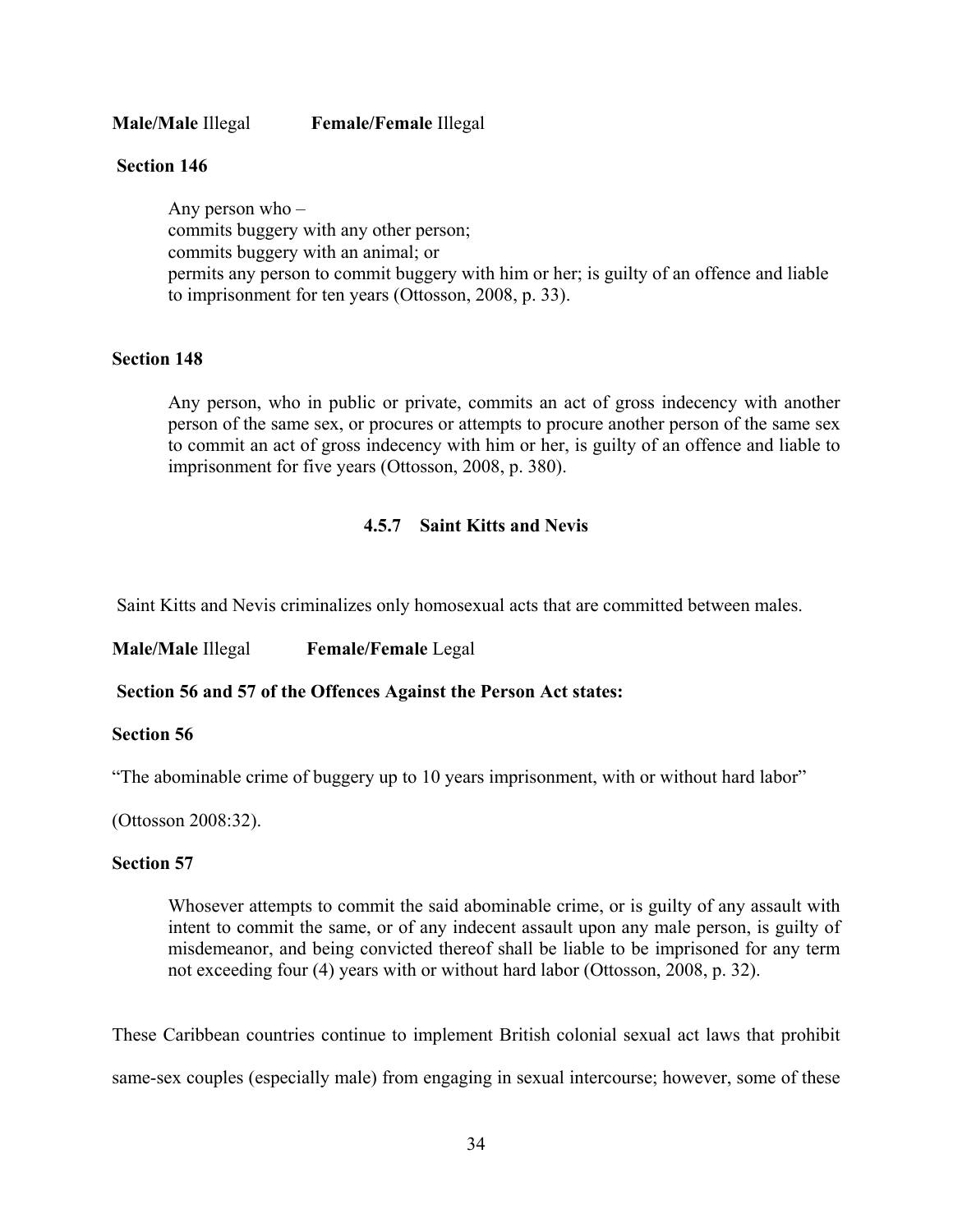**Male/Male** Illegal **Female/Female** Illegal

**Section 146**

> Any person who –
> commits buggery with any other person;
> commits buggery with an animal; or
> permits any person to commit buggery with him or her; is guilty of an offence and liable to imprisonment for ten years (Ottosson, 2008, p. 33).

**Section 148**

> Any person, who in public or private, commits an act of gross indecency with another person of the same sex, or procures or attempts to procure another person of the same sex to commit an act of gross indecency with him or her, is guilty of an offence and liable to imprisonment for five years (Ottosson, 2008, p. 380).

### 4.5.7 Saint Kitts and Nevis

Saint Kitts and Nevis criminalizes only homosexual acts that are committed between males.

**Male/Male** Illegal **Female/Female** Legal

**Section 56 and 57 of the Offences Against the Person Act states:**

**Section 56**

"The abominable crime of buggery up to 10 years imprisonment, with or without hard labor"

(Ottosson 2008:32).

**Section 57**

> Whosever attempts to commit the said abominable crime, or is guilty of any assault with intent to commit the same, or of any indecent assault upon any male person, is guilty of misdemeanor, and being convicted thereof shall be liable to be imprisoned for any term not exceeding four (4) years with or without hard labor (Ottosson, 2008, p. 32).

These Caribbean countries continue to implement British colonial sexual act laws that prohibit same-sex couples (especially male) from engaging in sexual intercourse; however, some of these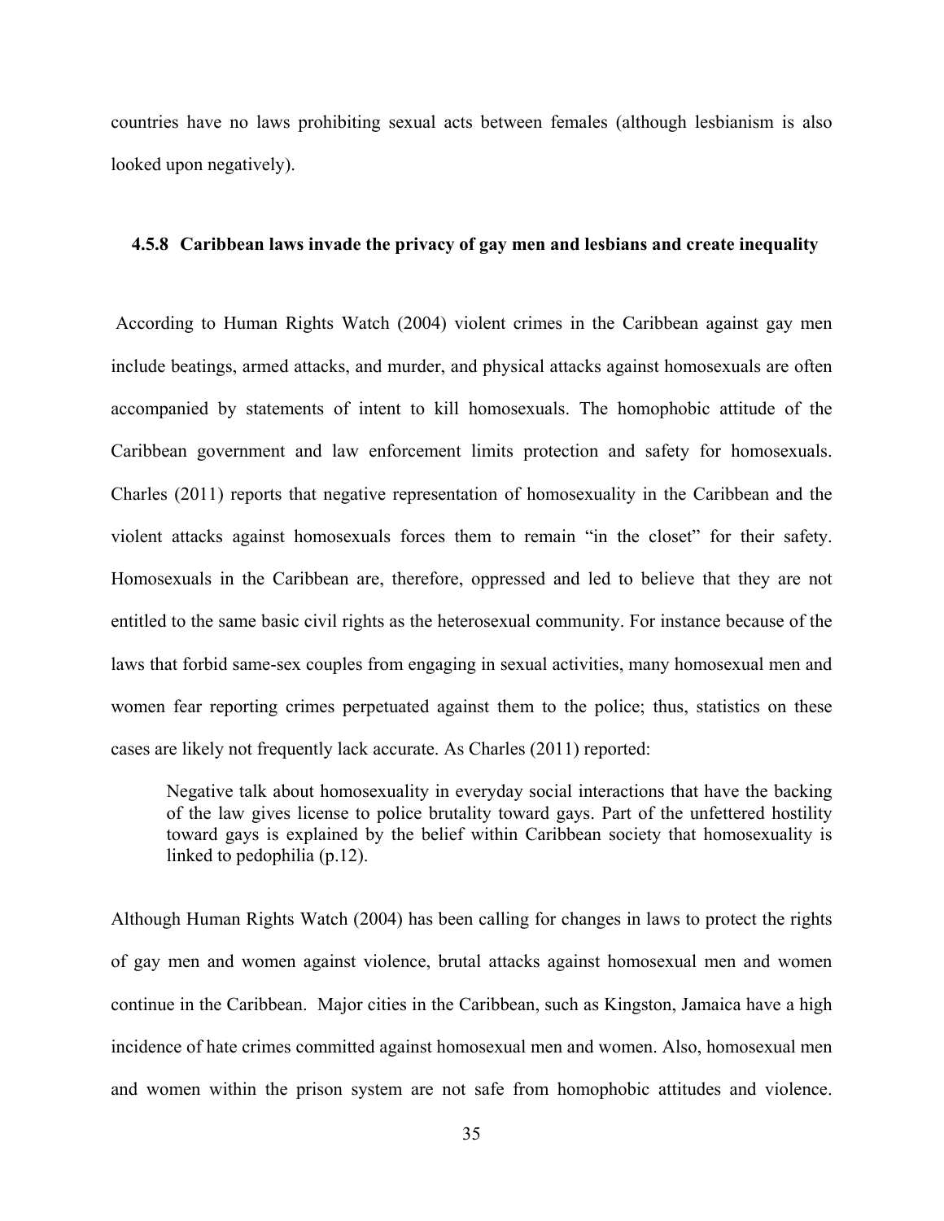countries have no laws prohibiting sexual acts between females (although lesbianism is also looked upon negatively).

### 4.5.8 Caribbean laws invade the privacy of gay men and lesbians and create inequality

According to Human Rights Watch (2004) violent crimes in the Caribbean against gay men include beatings, armed attacks, and murder, and physical attacks against homosexuals are often accompanied by statements of intent to kill homosexuals. The homophobic attitude of the Caribbean government and law enforcement limits protection and safety for homosexuals. Charles (2011) reports that negative representation of homosexuality in the Caribbean and the violent attacks against homosexuals forces them to remain "in the closet" for their safety. Homosexuals in the Caribbean are, therefore, oppressed and led to believe that they are not entitled to the same basic civil rights as the heterosexual community. For instance because of the laws that forbid same-sex couples from engaging in sexual activities, many homosexual men and women fear reporting crimes perpetuated against them to the police; thus, statistics on these cases are likely not frequently lack accurate. As Charles (2011) reported:

> Negative talk about homosexuality in everyday social interactions that have the backing of the law gives license to police brutality toward gays. Part of the unfettered hostility toward gays is explained by the belief within Caribbean society that homosexuality is linked to pedophilia (p.12).

Although Human Rights Watch (2004) has been calling for changes in laws to protect the rights of gay men and women against violence, brutal attacks against homosexual men and women continue in the Caribbean. Major cities in the Caribbean, such as Kingston, Jamaica have a high incidence of hate crimes committed against homosexual men and women. Also, homosexual men and women within the prison system are not safe from homophobic attitudes and violence.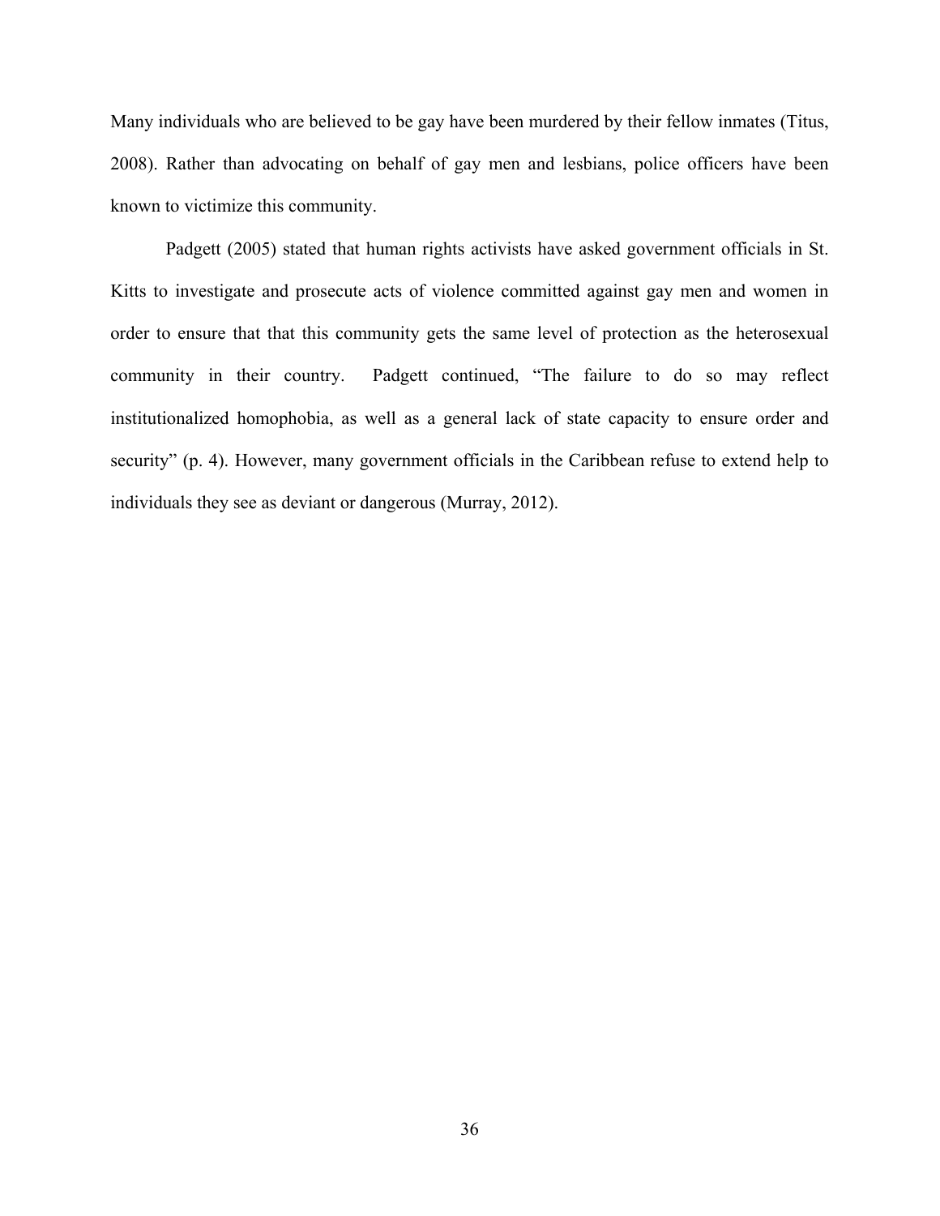Many individuals who are believed to be gay have been murdered by their fellow inmates (Titus, 2008). Rather than advocating on behalf of gay men and lesbians, police officers have been known to victimize this community.

Padgett (2005) stated that human rights activists have asked government officials in St. Kitts to investigate and prosecute acts of violence committed against gay men and women in order to ensure that that this community gets the same level of protection as the heterosexual community in their country. Padgett continued, "The failure to do so may reflect institutionalized homophobia, as well as a general lack of state capacity to ensure order and security" (p. 4). However, many government officials in the Caribbean refuse to extend help to individuals they see as deviant or dangerous (Murray, 2012).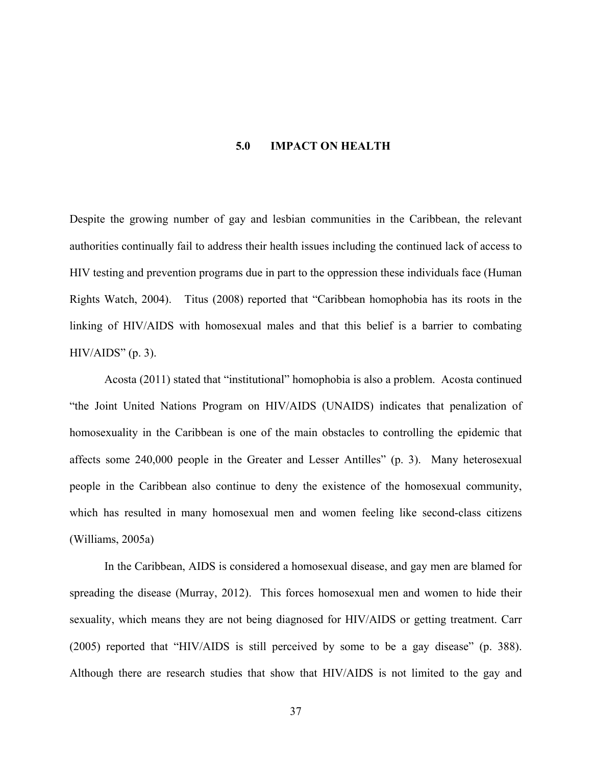# 5.0 IMPACT ON HEALTH

Despite the growing number of gay and lesbian communities in the Caribbean, the relevant authorities continually fail to address their health issues including the continued lack of access to HIV testing and prevention programs due in part to the oppression these individuals face (Human Rights Watch, 2004). Titus (2008) reported that "Caribbean homophobia has its roots in the linking of HIV/AIDS with homosexual males and that this belief is a barrier to combating HIV/AIDS" (p. 3).

Acosta (2011) stated that "institutional" homophobia is also a problem. Acosta continued "the Joint United Nations Program on HIV/AIDS (UNAIDS) indicates that penalization of homosexuality in the Caribbean is one of the main obstacles to controlling the epidemic that affects some 240,000 people in the Greater and Lesser Antilles" (p. 3). Many heterosexual people in the Caribbean also continue to deny the existence of the homosexual community, which has resulted in many homosexual men and women feeling like second-class citizens (Williams, 2005a)

In the Caribbean, AIDS is considered a homosexual disease, and gay men are blamed for spreading the disease (Murray, 2012). This forces homosexual men and women to hide their sexuality, which means they are not being diagnosed for HIV/AIDS or getting treatment. Carr (2005) reported that "HIV/AIDS is still perceived by some to be a gay disease" (p. 388). Although there are research studies that show that HIV/AIDS is not limited to the gay and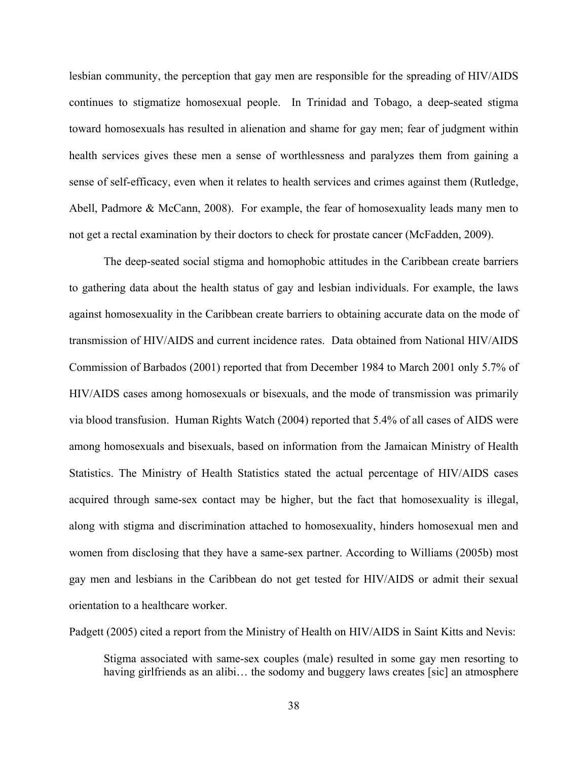lesbian community, the perception that gay men are responsible for the spreading of HIV/AIDS continues to stigmatize homosexual people. In Trinidad and Tobago, a deep-seated stigma toward homosexuals has resulted in alienation and shame for gay men; fear of judgment within health services gives these men a sense of worthlessness and paralyzes them from gaining a sense of self-efficacy, even when it relates to health services and crimes against them (Rutledge, Abell, Padmore & McCann, 2008). For example, the fear of homosexuality leads many men to not get a rectal examination by their doctors to check for prostate cancer (McFadden, 2009).

The deep-seated social stigma and homophobic attitudes in the Caribbean create barriers to gathering data about the health status of gay and lesbian individuals. For example, the laws against homosexuality in the Caribbean create barriers to obtaining accurate data on the mode of transmission of HIV/AIDS and current incidence rates. Data obtained from National HIV/AIDS Commission of Barbados (2001) reported that from December 1984 to March 2001 only 5.7% of HIV/AIDS cases among homosexuals or bisexuals, and the mode of transmission was primarily via blood transfusion. Human Rights Watch (2004) reported that 5.4% of all cases of AIDS were among homosexuals and bisexuals, based on information from the Jamaican Ministry of Health Statistics. The Ministry of Health Statistics stated the actual percentage of HIV/AIDS cases acquired through same-sex contact may be higher, but the fact that homosexuality is illegal, along with stigma and discrimination attached to homosexuality, hinders homosexual men and women from disclosing that they have a same-sex partner. According to Williams (2005b) most gay men and lesbians in the Caribbean do not get tested for HIV/AIDS or admit their sexual orientation to a healthcare worker.

Padgett (2005) cited a report from the Ministry of Health on HIV/AIDS in Saint Kitts and Nevis:

> Stigma associated with same-sex couples (male) resulted in some gay men resorting to having girlfriends as an alibi… the sodomy and buggery laws creates [sic] an atmosphere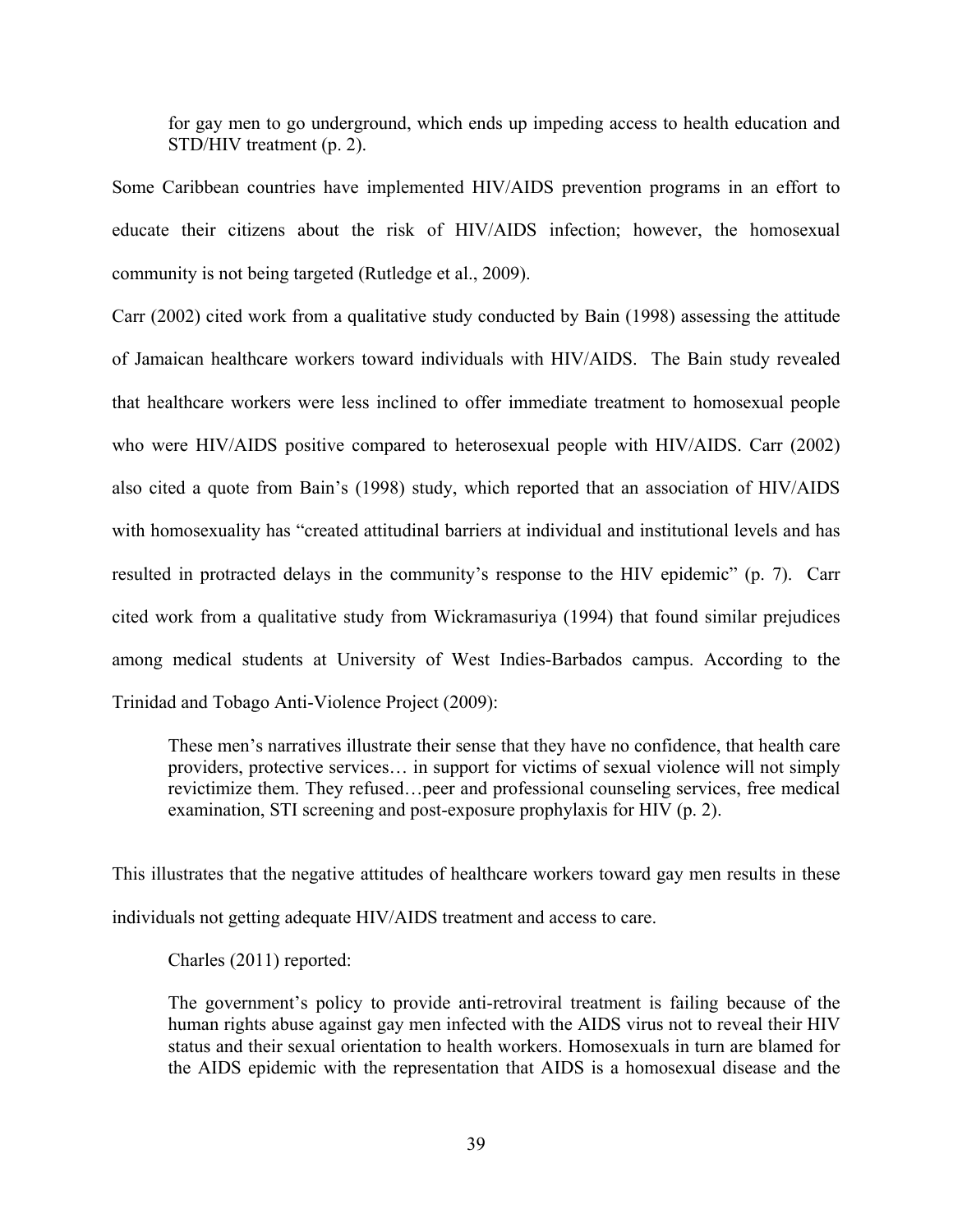> for gay men to go underground, which ends up impeding access to health education and STD/HIV treatment (p. 2).

Some Caribbean countries have implemented HIV/AIDS prevention programs in an effort to educate their citizens about the risk of HIV/AIDS infection; however, the homosexual community is not being targeted (Rutledge et al., 2009).

Carr (2002) cited work from a qualitative study conducted by Bain (1998) assessing the attitude of Jamaican healthcare workers toward individuals with HIV/AIDS. The Bain study revealed that healthcare workers were less inclined to offer immediate treatment to homosexual people who were HIV/AIDS positive compared to heterosexual people with HIV/AIDS. Carr (2002) also cited a quote from Bain's (1998) study, which reported that an association of HIV/AIDS with homosexuality has "created attitudinal barriers at individual and institutional levels and has resulted in protracted delays in the community's response to the HIV epidemic" (p. 7). Carr cited work from a qualitative study from Wickramasuriya (1994) that found similar prejudices among medical students at University of West Indies-Barbados campus. According to the Trinidad and Tobago Anti-Violence Project (2009):

> These men's narratives illustrate their sense that they have no confidence, that health care providers, protective services… in support for victims of sexual violence will not simply revictimize them. They refused…peer and professional counseling services, free medical examination, STI screening and post-exposure prophylaxis for HIV (p. 2).

This illustrates that the negative attitudes of healthcare workers toward gay men results in these individuals not getting adequate HIV/AIDS treatment and access to care.

Charles (2011) reported:

> The government's policy to provide anti-retroviral treatment is failing because of the human rights abuse against gay men infected with the AIDS virus not to reveal their HIV status and their sexual orientation to health workers. Homosexuals in turn are blamed for the AIDS epidemic with the representation that AIDS is a homosexual disease and the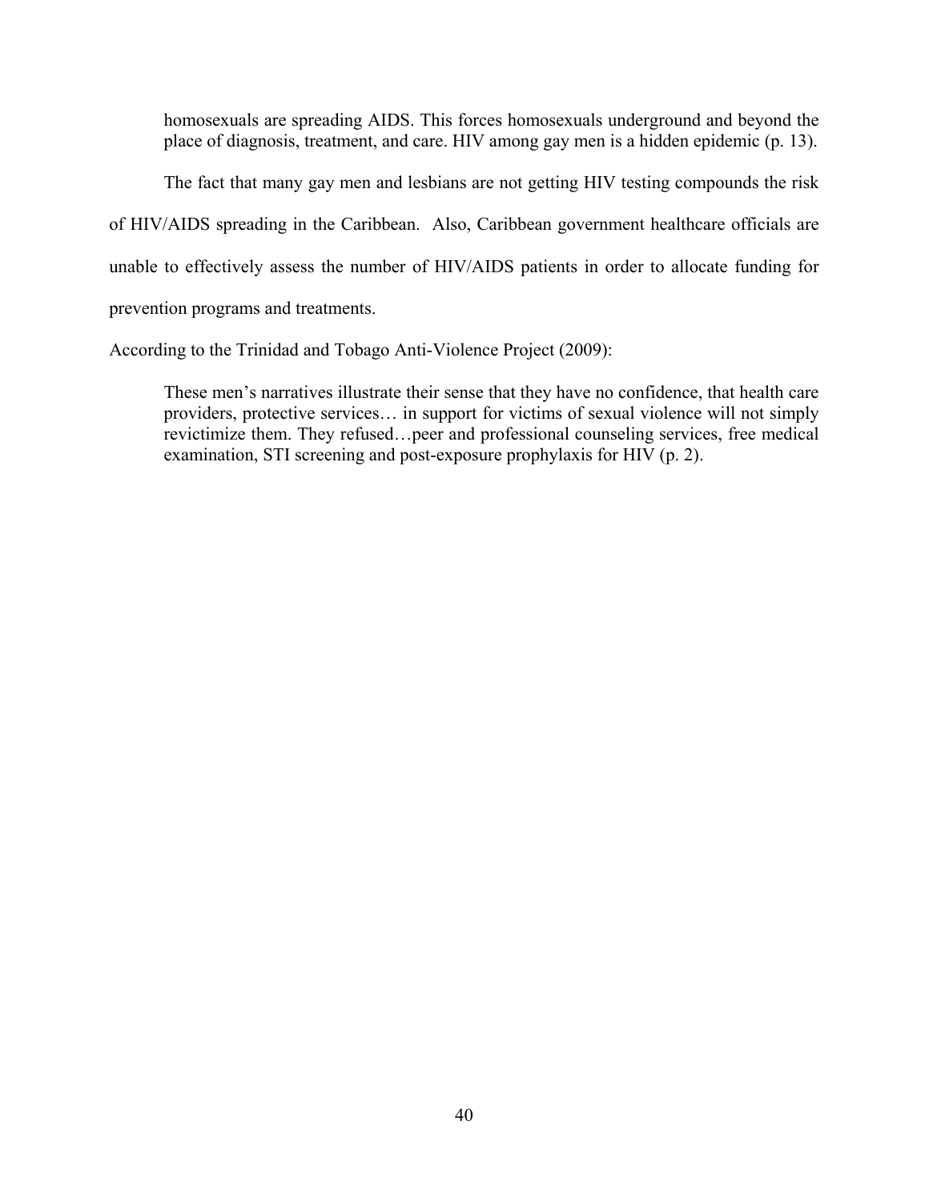> homosexuals are spreading AIDS. This forces homosexuals underground and beyond the place of diagnosis, treatment, and care. HIV among gay men is a hidden epidemic (p. 13).

The fact that many gay men and lesbians are not getting HIV testing compounds the risk of HIV/AIDS spreading in the Caribbean. Also, Caribbean government healthcare officials are unable to effectively assess the number of HIV/AIDS patients in order to allocate funding for prevention programs and treatments.

According to the Trinidad and Tobago Anti-Violence Project (2009):

> These men's narratives illustrate their sense that they have no confidence, that health care providers, protective services… in support for victims of sexual violence will not simply revictimize them. They refused…peer and professional counseling services, free medical examination, STI screening and post-exposure prophylaxis for HIV (p. 2).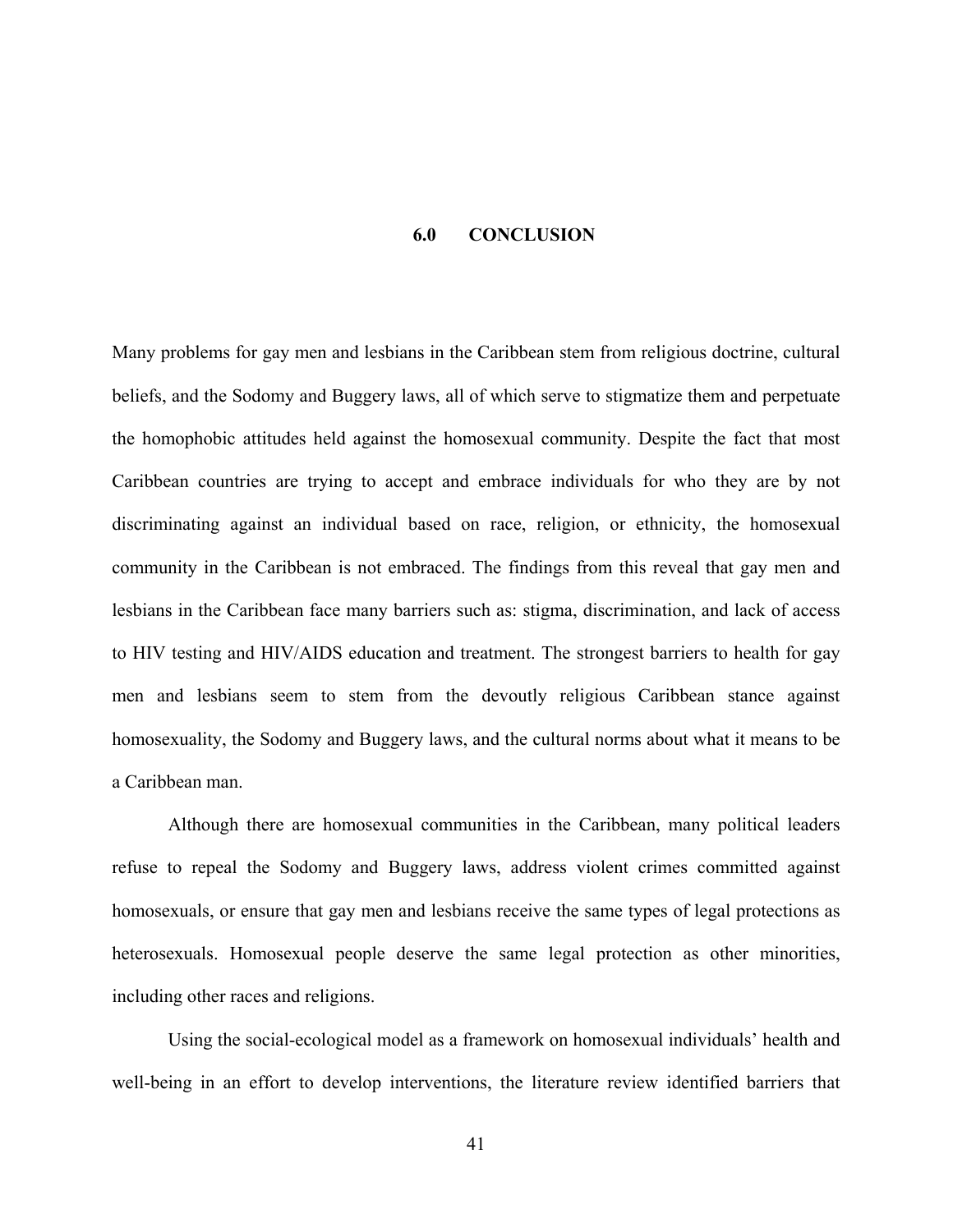# 6.0 CONCLUSION

Many problems for gay men and lesbians in the Caribbean stem from religious doctrine, cultural beliefs, and the Sodomy and Buggery laws, all of which serve to stigmatize them and perpetuate the homophobic attitudes held against the homosexual community. Despite the fact that most Caribbean countries are trying to accept and embrace individuals for who they are by not discriminating against an individual based on race, religion, or ethnicity, the homosexual community in the Caribbean is not embraced. The findings from this reveal that gay men and lesbians in the Caribbean face many barriers such as: stigma, discrimination, and lack of access to HIV testing and HIV/AIDS education and treatment. The strongest barriers to health for gay men and lesbians seem to stem from the devoutly religious Caribbean stance against homosexuality, the Sodomy and Buggery laws, and the cultural norms about what it means to be a Caribbean man.

Although there are homosexual communities in the Caribbean, many political leaders refuse to repeal the Sodomy and Buggery laws, address violent crimes committed against homosexuals, or ensure that gay men and lesbians receive the same types of legal protections as heterosexuals. Homosexual people deserve the same legal protection as other minorities, including other races and religions.

Using the social-ecological model as a framework on homosexual individuals' health and well-being in an effort to develop interventions, the literature review identified barriers that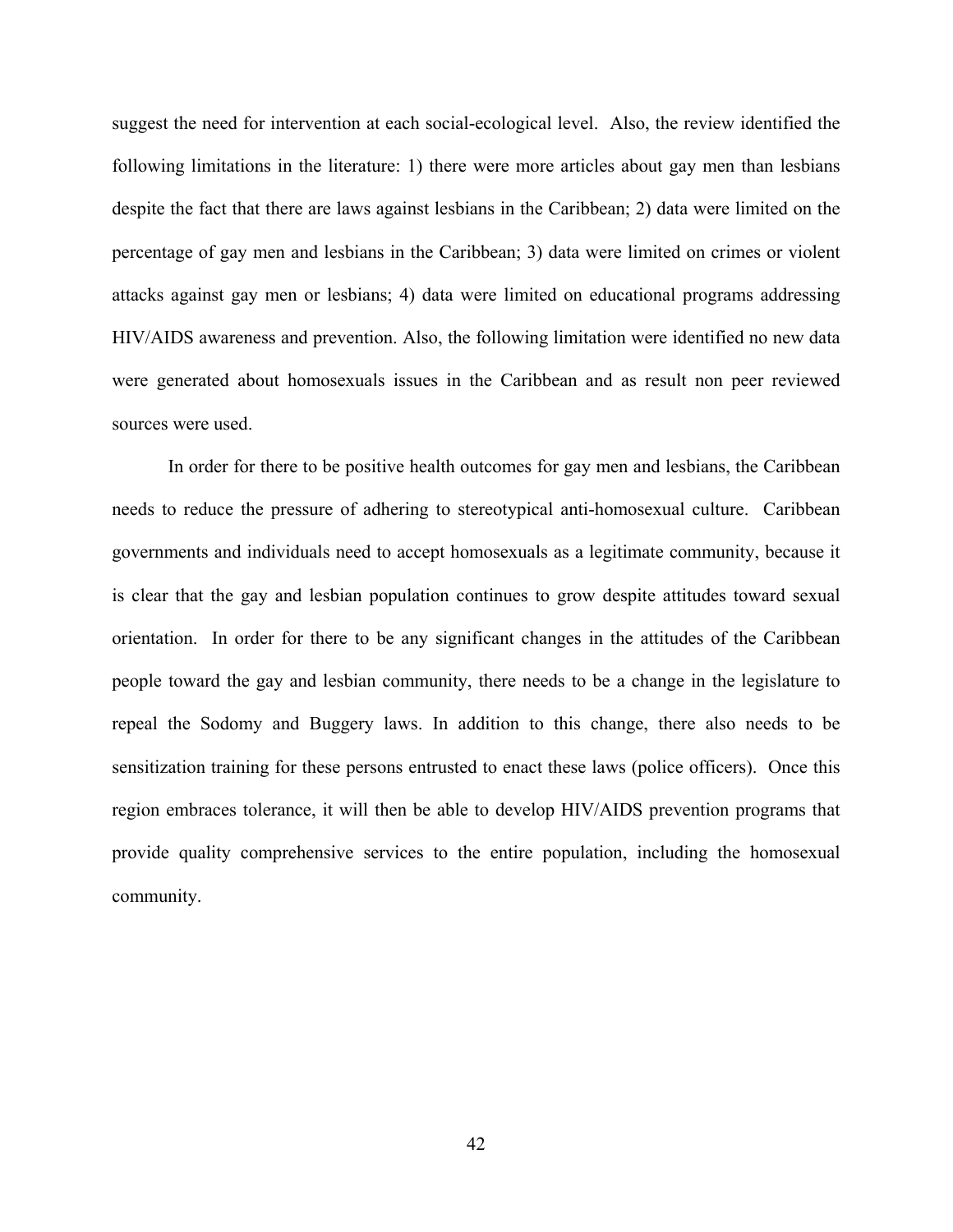suggest the need for intervention at each social-ecological level. Also, the review identified the following limitations in the literature: 1) there were more articles about gay men than lesbians despite the fact that there are laws against lesbians in the Caribbean; 2) data were limited on the percentage of gay men and lesbians in the Caribbean; 3) data were limited on crimes or violent attacks against gay men or lesbians; 4) data were limited on educational programs addressing HIV/AIDS awareness and prevention. Also, the following limitation were identified no new data were generated about homosexuals issues in the Caribbean and as result non peer reviewed sources were used.

In order for there to be positive health outcomes for gay men and lesbians, the Caribbean needs to reduce the pressure of adhering to stereotypical anti-homosexual culture. Caribbean governments and individuals need to accept homosexuals as a legitimate community, because it is clear that the gay and lesbian population continues to grow despite attitudes toward sexual orientation. In order for there to be any significant changes in the attitudes of the Caribbean people toward the gay and lesbian community, there needs to be a change in the legislature to repeal the Sodomy and Buggery laws. In addition to this change, there also needs to be sensitization training for these persons entrusted to enact these laws (police officers). Once this region embraces tolerance, it will then be able to develop HIV/AIDS prevention programs that provide quality comprehensive services to the entire population, including the homosexual community.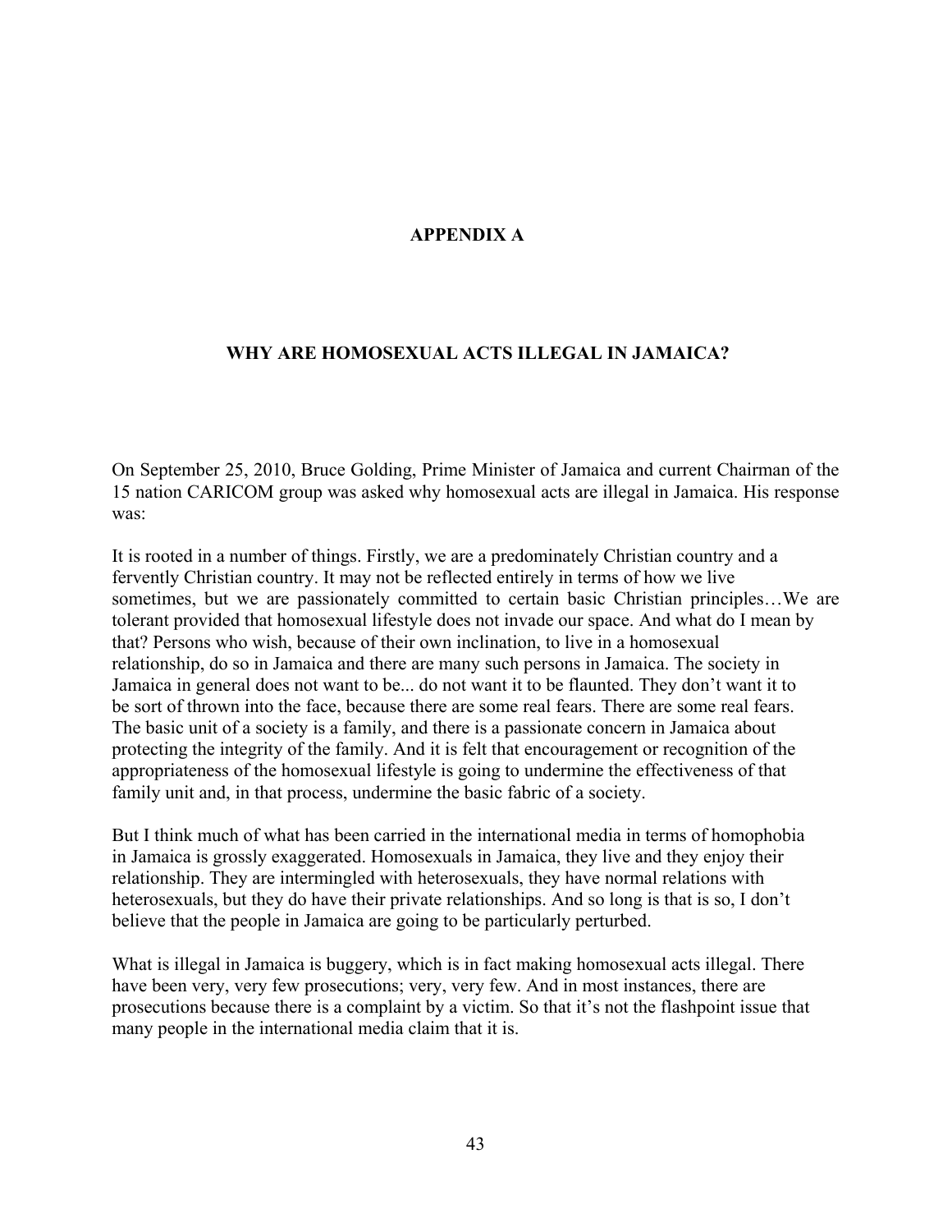# APPENDIX A

## WHY ARE HOMOSEXUAL ACTS ILLEGAL IN JAMAICA?

On September 25, 2010, Bruce Golding, Prime Minister of Jamaica and current Chairman of the 15 nation CARICOM group was asked why homosexual acts are illegal in Jamaica. His response was:

It is rooted in a number of things. Firstly, we are a predominately Christian country and a fervently Christian country. It may not be reflected entirely in terms of how we live sometimes, but we are passionately committed to certain basic Christian principles…We are tolerant provided that homosexual lifestyle does not invade our space. And what do I mean by that? Persons who wish, because of their own inclination, to live in a homosexual relationship, do so in Jamaica and there are many such persons in Jamaica. The society in Jamaica in general does not want to be... do not want it to be flaunted. They don't want it to be sort of thrown into the face, because there are some real fears. There are some real fears. The basic unit of a society is a family, and there is a passionate concern in Jamaica about protecting the integrity of the family. And it is felt that encouragement or recognition of the appropriateness of the homosexual lifestyle is going to undermine the effectiveness of that family unit and, in that process, undermine the basic fabric of a society.

But I think much of what has been carried in the international media in terms of homophobia in Jamaica is grossly exaggerated. Homosexuals in Jamaica, they live and they enjoy their relationship. They are intermingled with heterosexuals, they have normal relations with heterosexuals, but they do have their private relationships. And so long is that is so, I don't believe that the people in Jamaica are going to be particularly perturbed.

What is illegal in Jamaica is buggery, which is in fact making homosexual acts illegal. There have been very, very few prosecutions; very, very few. And in most instances, there are prosecutions because there is a complaint by a victim. So that it's not the flashpoint issue that many people in the international media claim that it is.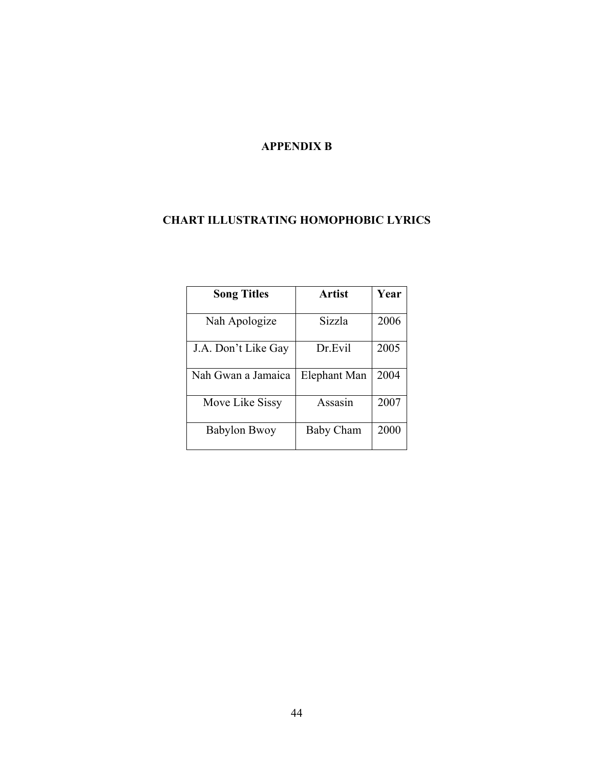# APPENDIX B

## CHART ILLUSTRATING HOMOPHOBIC LYRICS

| Song Titles | Artist | Year |
| --- | --- | --- |
| Nah Apologize | Sizzla | 2006 |
| J.A. Don't Like Gay | Dr.Evil | 2005 |
| Nah Gwan a Jamaica | Elephant Man | 2004 |
| Move Like Sissy | Assasin | 2007 |
| Babylon Bwoy | Baby Cham | 2000 |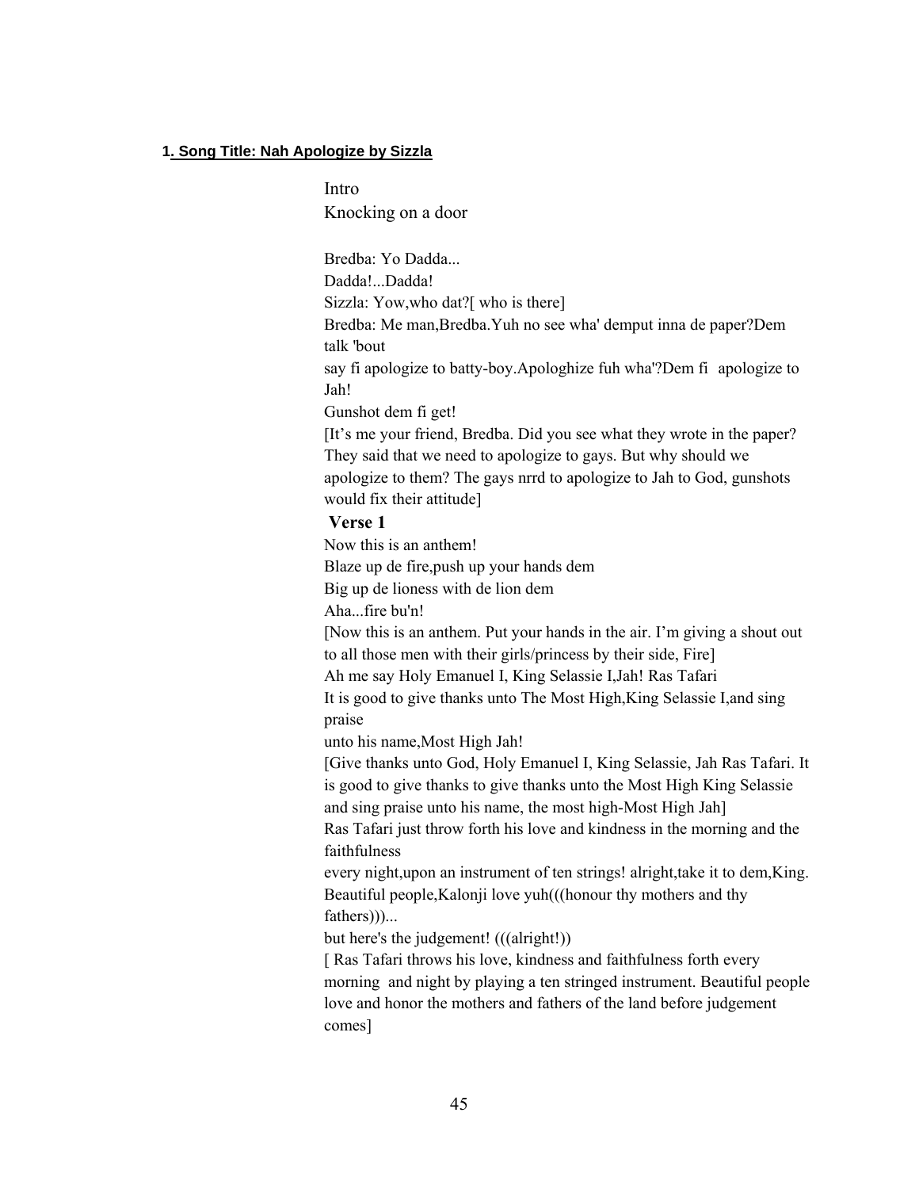**1. Song Title: Nah Apologize by Sizzla**

Intro
Knocking on a door

Bredba: Yo Dadda...
Dadda!...Dadda!
Sizzla: Yow,who dat?[ who is there]
Bredba: Me man,Bredba.Yuh no see wha' demput inna de paper?Dem talk 'bout
say fi apologize to batty-boy.Apologhize fuh wha'?Dem fi apologize to Jah!
Gunshot dem fi get!
[It's me your friend, Bredba. Did you see what they wrote in the paper? They said that we need to apologize to gays. But why should we apologize to them? The gays nrrd to apologize to Jah to God, gunshots would fix their attitude]

**Verse 1**

Now this is an anthem!
Blaze up de fire,push up your hands dem
Big up de lioness with de lion dem
Aha...fire bu'n!
[Now this is an anthem. Put your hands in the air. I'm giving a shout out to all those men with their girls/princess by their side, Fire]
Ah me say Holy Emanuel I, King Selassie I,Jah! Ras Tafari
It is good to give thanks unto The Most High,King Selassie I,and sing praise
unto his name,Most High Jah!
[Give thanks unto God, Holy Emanuel I, King Selassie, Jah Ras Tafari. It is good to give thanks to give thanks unto the Most High King Selassie and sing praise unto his name, the most high-Most High Jah]
Ras Tafari just throw forth his love and kindness in the morning and the faithfulness
every night,upon an instrument of ten strings! alright,take it to dem,King.
Beautiful people,Kalonji love yuh(((honour thy mothers and thy fathers)))...
but here's the judgement! (((alright!))
[ Ras Tafari throws his love, kindness and faithfulness forth every morning and night by playing a ten stringed instrument. Beautiful people love and honor the mothers and fathers of the land before judgement comes]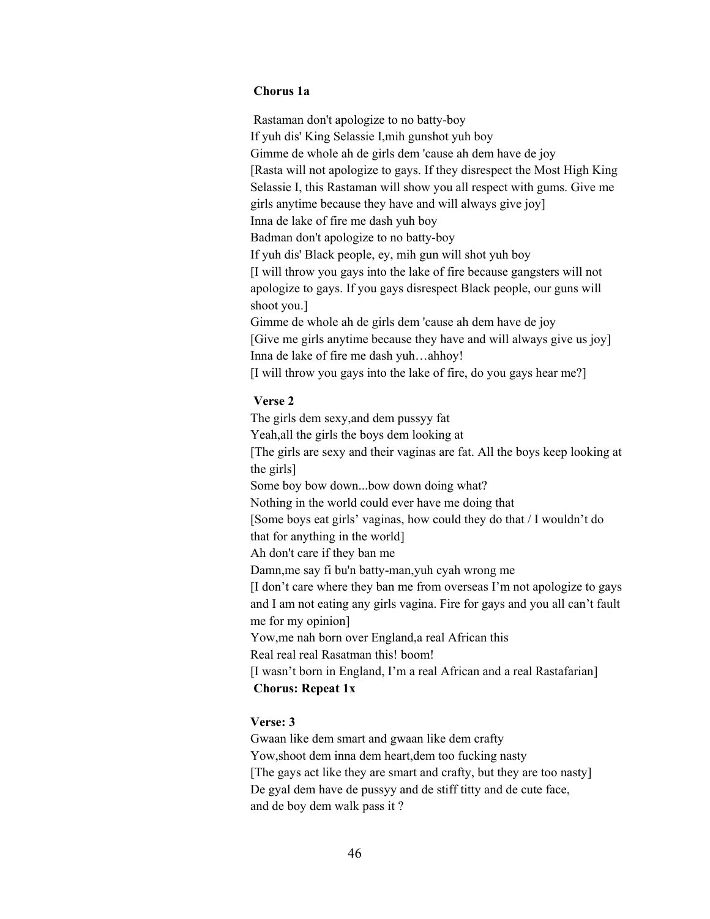**Chorus 1a**

Rastaman don't apologize to no batty-boy
If yuh dis' King Selassie I,mih gunshot yuh boy
Gimme de whole ah de girls dem 'cause ah dem have de joy
[Rasta will not apologize to gays. If they disrespect the Most High King Selassie I, this Rastaman will show you all respect with gums. Give me girls anytime because they have and will always give joy]
Inna de lake of fire me dash yuh boy
Badman don't apologize to no batty-boy
If yuh dis' Black people, ey, mih gun will shot yuh boy
[I will throw you gays into the lake of fire because gangsters will not apologize to gays. If you gays disrespect Black people, our guns will shoot you.]
Gimme de whole ah de girls dem 'cause ah dem have de joy
[Give me girls anytime because they have and will always give us joy]
Inna de lake of fire me dash yuh…ahhoy!
[I will throw you gays into the lake of fire, do you gays hear me?]

**Verse 2**

The girls dem sexy,and dem pussyy fat
Yeah,all the girls the boys dem looking at
[The girls are sexy and their vaginas are fat. All the boys keep looking at the girls]
Some boy bow down...bow down doing what?
Nothing in the world could ever have me doing that
[Some boys eat girls' vaginas, how could they do that / I wouldn't do that for anything in the world]
Ah don't care if they ban me
Damn,me say fi bu'n batty-man,yuh cyah wrong me
[I don't care where they ban me from overseas I'm not apologize to gays and I am not eating any girls vagina. Fire for gays and you all can't fault me for my opinion]
Yow,me nah born over England,a real African this
Real real real Rasatman this! boom!
[I wasn't born in England, I'm a real African and a real Rastafarian]
**Chorus: Repeat 1x**

**Verse: 3**

Gwaan like dem smart and gwaan like dem crafty
Yow,shoot dem inna dem heart,dem too fucking nasty
[The gays act like they are smart and crafty, but they are too nasty]
De gyal dem have de pussyy and de stiff titty and de cute face,
and de boy dem walk pass it ?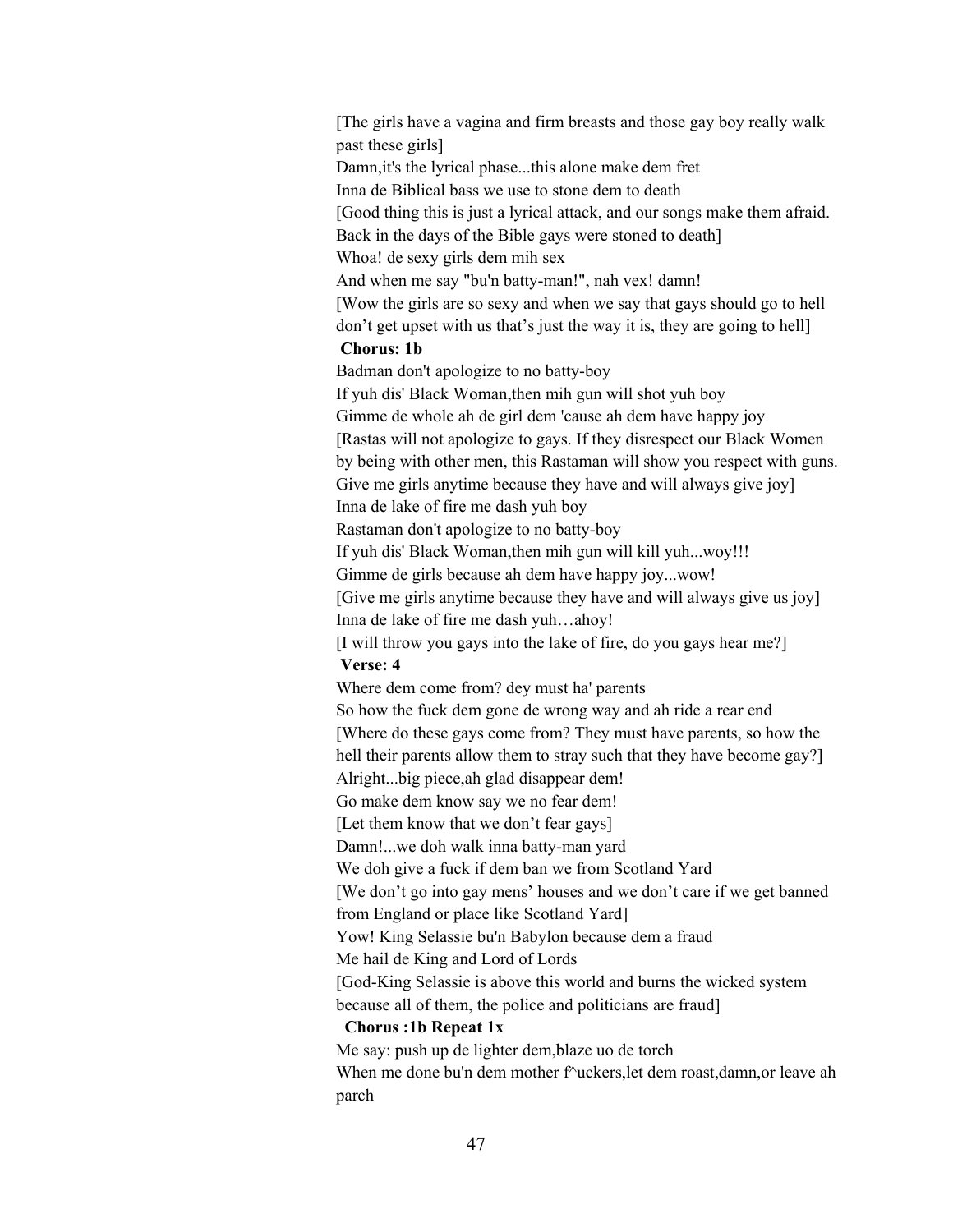[The girls have a vagina and firm breasts and those gay boy really walk past these girls]

Damn,it's the lyrical phase...this alone make dem fret

Inna de Biblical bass we use to stone dem to death

[Good thing this is just a lyrical attack, and our songs make them afraid. Back in the days of the Bible gays were stoned to death]

Whoa! de sexy girls dem mih sex

And when me say "bu'n batty-man!", nah vex! damn!

[Wow the girls are so sexy and when we say that gays should go to hell don't get upset with us that's just the way it is, they are going to hell]

**Chorus: 1b**

Badman don't apologize to no batty-boy

If yuh dis' Black Woman,then mih gun will shot yuh boy

Gimme de whole ah de girl dem 'cause ah dem have happy joy

[Rastas will not apologize to gays. If they disrespect our Black Women by being with other men, this Rastaman will show you respect with guns. Give me girls anytime because they have and will always give joy]

Inna de lake of fire me dash yuh boy

Rastaman don't apologize to no batty-boy

If yuh dis' Black Woman,then mih gun will kill yuh...woy!!!

Gimme de girls because ah dem have happy joy...wow!

[Give me girls anytime because they have and will always give us joy]

Inna de lake of fire me dash yuh…ahoy!

[I will throw you gays into the lake of fire, do you gays hear me?]

**Verse: 4**

Where dem come from? dey must ha' parents

So how the fuck dem gone de wrong way and ah ride a rear end

[Where do these gays come from? They must have parents, so how the hell their parents allow them to stray such that they have become gay?]

Alright...big piece,ah glad disappear dem!

Go make dem know say we no fear dem!

[Let them know that we don't fear gays]

Damn!...we doh walk inna batty-man yard

We doh give a fuck if dem ban we from Scotland Yard

[We don't go into gay mens' houses and we don't care if we get banned from England or place like Scotland Yard]

Yow! King Selassie bu'n Babylon because dem a fraud

Me hail de King and Lord of Lords

[God-King Selassie is above this world and burns the wicked system because all of them, the police and politicians are fraud]

**Chorus :1b Repeat 1x**

Me say: push up de lighter dem,blaze uo de torch

When me done bu'n dem mother f^uckers,let dem roast,damn,or leave ah parch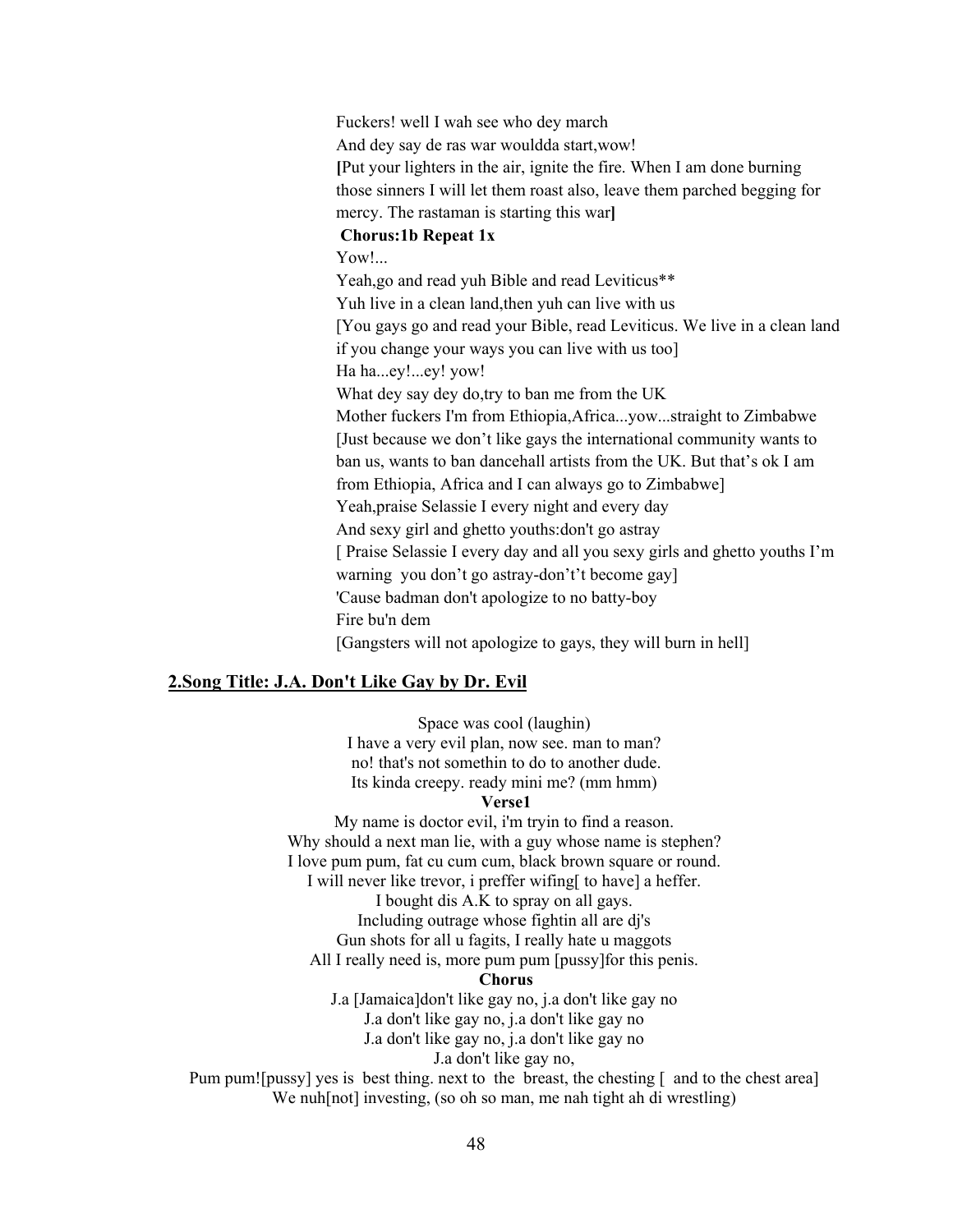Fuckers! well I wah see who dey march
And dey say de ras war wouldda start,wow!
**[**Put your lighters in the air, ignite the fire. When I am done burning those sinners I will let them roast also, leave them parched begging for mercy. The rastaman is starting this war**]**

**Chorus:1b Repeat 1x**

Yow!...
Yeah,go and read yuh Bible and read Leviticus**
Yuh live in a clean land,then yuh can live with us
[You gays go and read your Bible, read Leviticus. We live in a clean land if you change your ways you can live with us too]
Ha ha...ey!...ey! yow!
What dey say dey do,try to ban me from the UK
Mother fuckers I'm from Ethiopia,Africa...yow...straight to Zimbabwe
[Just because we don't like gays the international community wants to ban us, wants to ban dancehall artists from the UK. But that's ok I am from Ethiopia, Africa and I can always go to Zimbabwe]
Yeah,praise Selassie I every night and every day
And sexy girl and ghetto youths:don't go astray
[ Praise Selassie I every day and all you sexy girls and ghetto youths I'm warning you don't go astray-don't't become gay]
'Cause badman don't apologize to no batty-boy
Fire bu'n dem
[Gangsters will not apologize to gays, they will burn in hell]

## 2.Song Title: J.A. Don't Like Gay by Dr. Evil

Space was cool (laughin)
I have a very evil plan, now see. man to man?
no! that's not somethin to do to another dude.
Its kinda creepy. ready mini me? (mm hmm)

**Verse1**

My name is doctor evil, i'm tryin to find a reason.
Why should a next man lie, with a guy whose name is stephen?
I love pum pum, fat cu cum cum, black brown square or round.
I will never like trevor, i preffer wifing[ to have] a heffer.
I bought dis A.K to spray on all gays.
Including outrage whose fightin all are dj's
Gun shots for all u fagits, I really hate u maggots
All I really need is, more pum pum [pussy]for this penis.

**Chorus**

J.a [Jamaica]don't like gay no, j.a don't like gay no
J.a don't like gay no, j.a don't like gay no
J.a don't like gay no, j.a don't like gay no
J.a don't like gay no,
Pum pum![pussy] yes is best thing. next to the breast, the chesting [ and to the chest area]
We nuh[not] investing, (so oh so man, me nah tight ah di wrestling)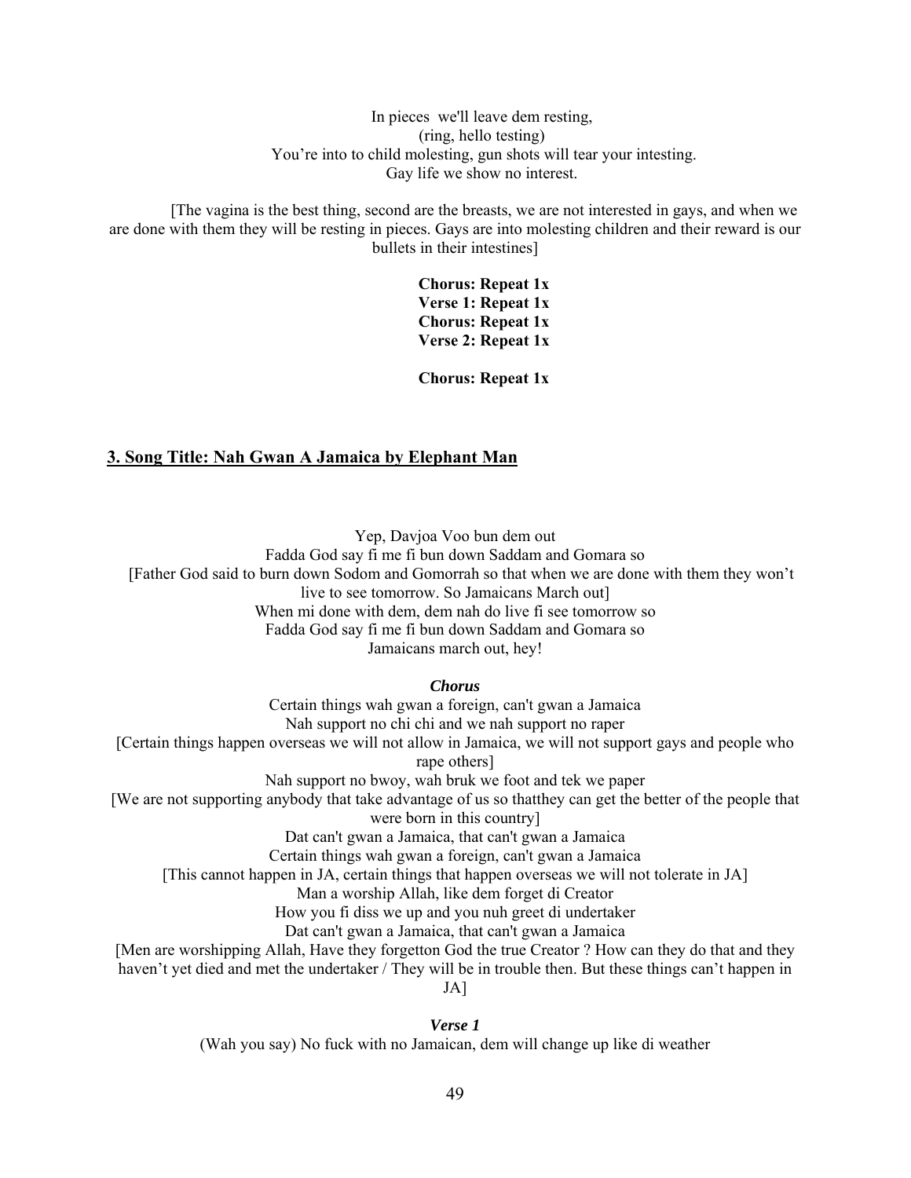In pieces we'll leave dem resting,
(ring, hello testing)
You're into to child molesting, gun shots will tear your intesting.
Gay life we show no interest.

[The vagina is the best thing, second are the breasts, we are not interested in gays, and when we are done with them they will be resting in pieces. Gays are into molesting children and their reward is our bullets in their intestines]

**Chorus: Repeat 1x**
**Verse 1: Repeat 1x**
**Chorus: Repeat 1x**
**Verse 2: Repeat 1x**

**Chorus: Repeat 1x**

## 3. Song Title: Nah Gwan A Jamaica by Elephant Man

Yep, Davjoa Voo bun dem out
Fadda God say fi me fi bun down Saddam and Gomara so
[Father God said to burn down Sodom and Gomorrah so that when we are done with them they won't live to see tomorrow. So Jamaicans March out]
When mi done with dem, dem nah do live fi see tomorrow so
Fadda God say fi me fi bun down Saddam and Gomara so
Jamaicans march out, hey!

***Chorus***

Certain things wah gwan a foreign, can't gwan a Jamaica
Nah support no chi chi and we nah support no raper
[Certain things happen overseas we will not allow in Jamaica, we will not support gays and people who rape others]
Nah support no bwoy, wah bruk we foot and tek we paper
[We are not supporting anybody that take advantage of us so thatthey can get the better of the people that were born in this country]
Dat can't gwan a Jamaica, that can't gwan a Jamaica
Certain things wah gwan a foreign, can't gwan a Jamaica
[This cannot happen in JA, certain things that happen overseas we will not tolerate in JA]
Man a worship Allah, like dem forget di Creator
How you fi diss we up and you nuh greet di undertaker
Dat can't gwan a Jamaica, that can't gwan a Jamaica
[Men are worshipping Allah, Have they forgetton God the true Creator ? How can they do that and they haven't yet died and met the undertaker / They will be in trouble then. But these things can't happen in JA]

***Verse 1***

(Wah you say) No fuck with no Jamaican, dem will change up like di weather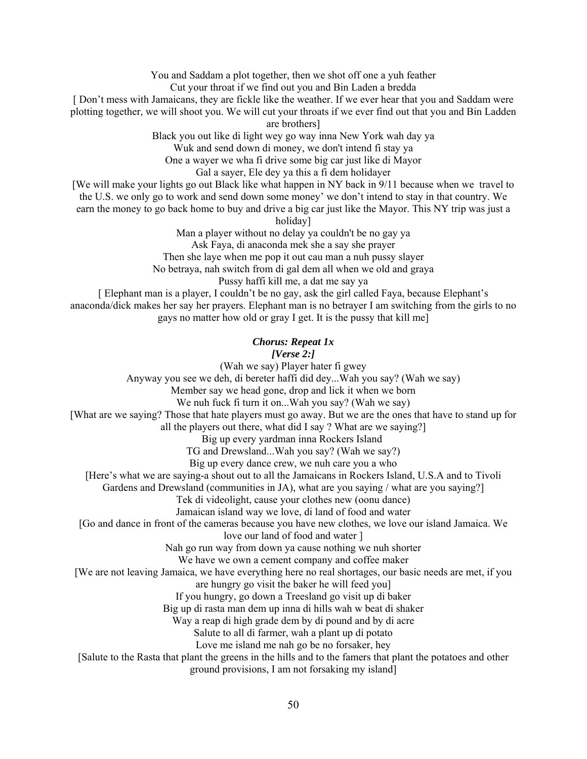You and Saddam a plot together, then we shot off one a yuh feather

Cut your throat if we find out you and Bin Laden a bredda

[ Don't mess with Jamaicans, they are fickle like the weather. If we ever hear that you and Saddam were plotting together, we will shoot you. We will cut your throats if we ever find out that you and Bin Ladden are brothers]

Black you out like di light wey go way inna New York wah day ya

Wuk and send down di money, we don't intend fi stay ya

One a wayer we wha fi drive some big car just like di Mayor

Gal a sayer, Ele dey ya this a fi dem holidayer

[We will make your lights go out Black like what happen in NY back in 9/11 because when we travel to the U.S. we only go to work and send down some money' we don't intend to stay in that country. We earn the money to go back home to buy and drive a big car just like the Mayor. This NY trip was just a holiday]

Man a player without no delay ya couldn't be no gay ya

Ask Faya, di anaconda mek she a say she prayer

Then she laye when me pop it out cau man a nuh pussy slayer

No betraya, nah switch from di gal dem all when we old and graya

Pussy haffi kill me, a dat me say ya

[ Elephant man is a player, I couldn't be no gay, ask the girl called Faya, because Elephant's anaconda/dick makes her say her prayers. Elephant man is no betrayer I am switching from the girls to no gays no matter how old or gray I get. It is the pussy that kill me]

***Chorus: Repeat 1x***

***[Verse 2:]***

(Wah we say) Player hater fi gwey

Anyway you see we deh, di bereter haffi did dey...Wah you say? (Wah we say)

Member say we head gone, drop and lick it when we born

We nuh fuck fi turn it on...Wah you say? (Wah we say)

[What are we saying? Those that hate players must go away. But we are the ones that have to stand up for all the players out there, what did I say ? What are we saying?]

Big up every yardman inna Rockers Island

TG and Drewsland...Wah you say? (Wah we say?)

Big up every dance crew, we nuh care you a who

[Here's what we are saying-a shout out to all the Jamaicans in Rockers Island, U.S.A and to Tivoli Gardens and Drewsland (communities in JA), what are you saying / what are you saying?]

Tek di videolight, cause your clothes new (oonu dance)

Jamaican island way we love, di land of food and water

[Go and dance in front of the cameras because you have new clothes, we love our island Jamaica. We love our land of food and water ]

Nah go run way from down ya cause nothing we nuh shorter

We have we own a cement company and coffee maker

[We are not leaving Jamaica, we have everything here no real shortages, our basic needs are met, if you are hungry go visit the baker he will feed you]

If you hungry, go down a Treesland go visit up di baker

Big up di rasta man dem up inna di hills wah w beat di shaker

Way a reap di high grade dem by di pound and by di acre

Salute to all di farmer, wah a plant up di potato

Love me island me nah go be no forsaker, hey

[Salute to the Rasta that plant the greens in the hills and to the famers that plant the potatoes and other ground provisions, I am not forsaking my island]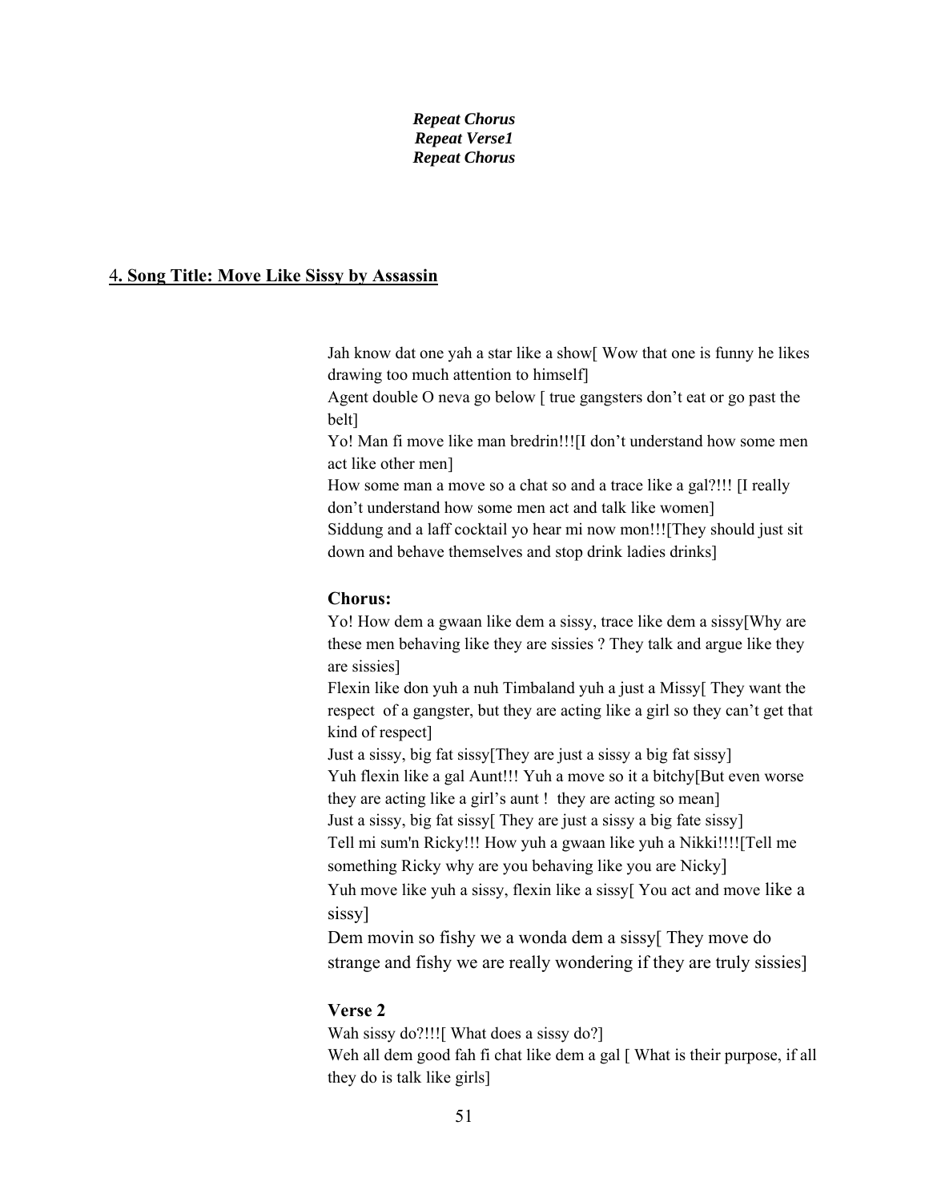***Repeat Chorus***
***Repeat Verse1***
***Repeat Chorus***

## 4. Song Title: Move Like Sissy by Assassin

Jah know dat one yah a star like a show[ Wow that one is funny he likes drawing too much attention to himself]
Agent double O neva go below [ true gangsters don't eat or go past the belt]
Yo! Man fi move like man bredrin!!![I don't understand how some men act like other men]
How some man a move so a chat so and a trace like a gal?!!! [I really don't understand how some men act and talk like women]
Siddung and a laff cocktail yo hear mi now mon!!![They should just sit down and behave themselves and stop drink ladies drinks]

**Chorus:**
Yo! How dem a gwaan like dem a sissy, trace like dem a sissy[Why are these men behaving like they are sissies ? They talk and argue like they are sissies]
Flexin like don yuh a nuh Timbaland yuh a just a Missy[ They want the respect of a gangster, but they are acting like a girl so they can't get that kind of respect]
Just a sissy, big fat sissy[They are just a sissy a big fat sissy]
Yuh flexin like a gal Aunt!!! Yuh a move so it a bitchy[But even worse they are acting like a girl's aunt ! they are acting so mean]
Just a sissy, big fat sissy[ They are just a sissy a big fate sissy]
Tell mi sum'n Ricky!!! How yuh a gwaan like yuh a Nikki!!!![Tell me something Ricky why are you behaving like you are Nicky]
Yuh move like yuh a sissy, flexin like a sissy[ You act and move like a sissy]
Dem movin so fishy we a wonda dem a sissy[ They move do strange and fishy we are really wondering if they are truly sissies]

**Verse 2**
Wah sissy do?!!![ What does a sissy do?]
Weh all dem good fah fi chat like dem a gal [ What is their purpose, if all they do is talk like girls]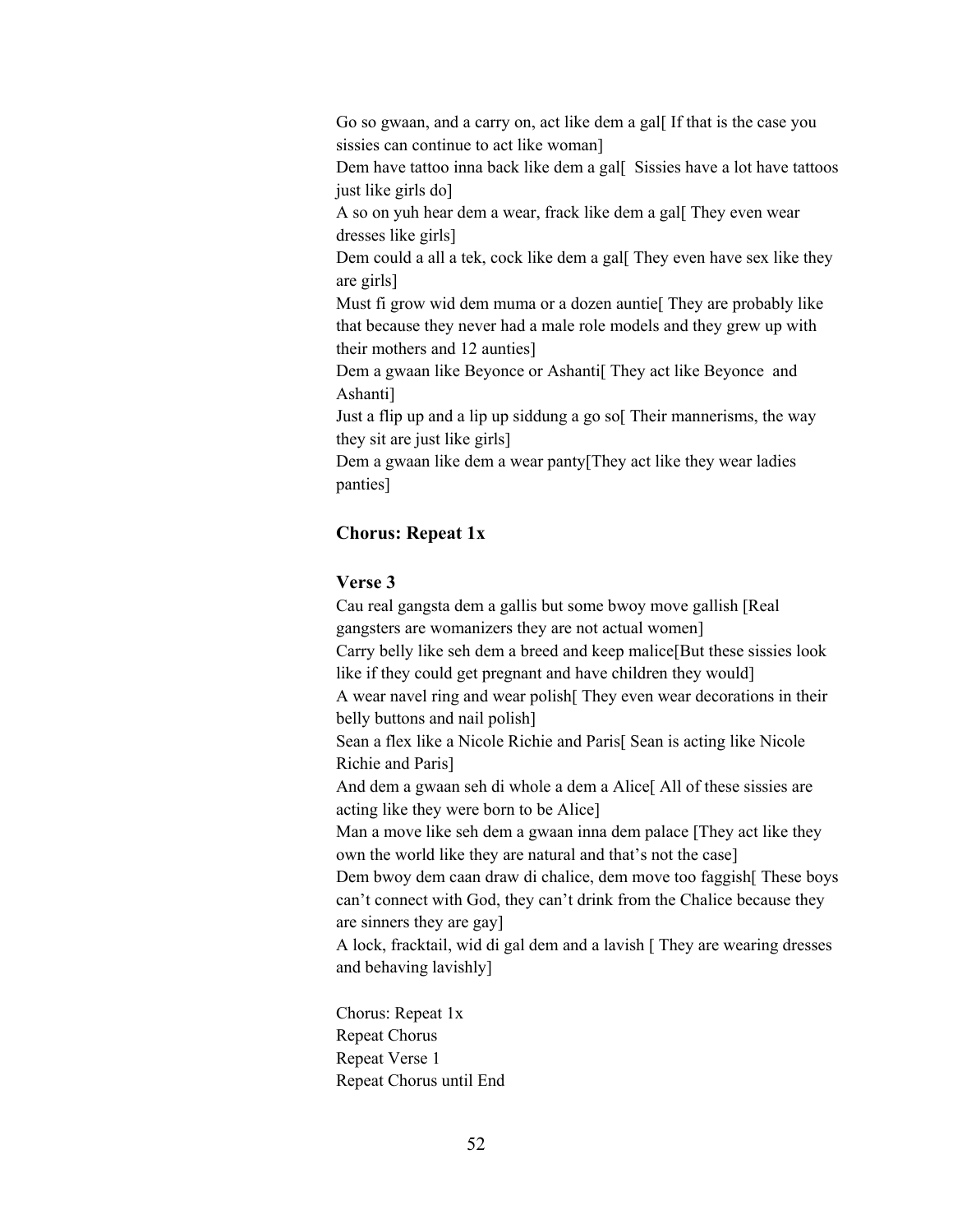Go so gwaan, and a carry on, act like dem a gal[ If that is the case you sissies can continue to act like woman]
Dem have tattoo inna back like dem a gal[  Sissies have a lot have tattoos just like girls do]
A so on yuh hear dem a wear, frack like dem a gal[ They even wear dresses like girls]
Dem could a all a tek, cock like dem a gal[ They even have sex like they are girls]
Must fi grow wid dem muma or a dozen auntie[ They are probably like that because they never had a male role models and they grew up with their mothers and 12 aunties]
Dem a gwaan like Beyonce or Ashanti[ They act like Beyonce  and Ashanti]
Just a flip up and a lip up siddung a go so[ Their mannerisms, the way they sit are just like girls]
Dem a gwaan like dem a wear panty[They act like they wear ladies panties]

**Chorus: Repeat 1x**

**Verse 3**

Cau real gangsta dem a gallis but some bwoy move gallish [Real gangsters are womanizers they are not actual women]
Carry belly like seh dem a breed and keep malice[But these sissies look like if they could get pregnant and have children they would]
A wear navel ring and wear polish[ They even wear decorations in their belly buttons and nail polish]
Sean a flex like a Nicole Richie and Paris[ Sean is acting like Nicole Richie and Paris]
And dem a gwaan seh di whole a dem a Alice[ All of these sissies are acting like they were born to be Alice]
Man a move like seh dem a gwaan inna dem palace [They act like they own the world like they are natural and that's not the case]
Dem bwoy dem caan draw di chalice, dem move too faggish[ These boys can't connect with God, they can't drink from the Chalice because they are sinners they are gay]
A lock, fracktail, wid di gal dem and a lavish [ They are wearing dresses and behaving lavishly]

Chorus: Repeat 1x
Repeat Chorus
Repeat Verse 1
Repeat Chorus until End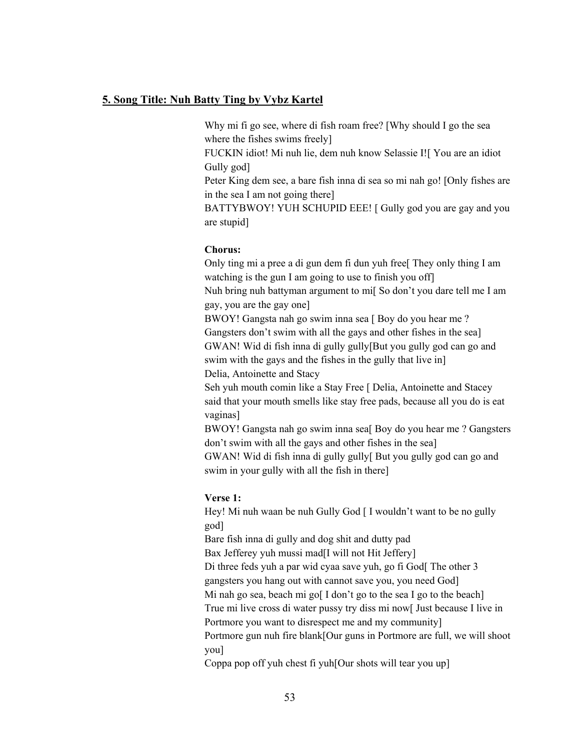## 5. Song Title: Nuh Batty Ting by Vybz Kartel

Why mi fi go see, where di fish roam free? [Why should I go the sea where the fishes swims freely]
FUCKIN idiot! Mi nuh lie, dem nuh know Selassie I![ You are an idiot Gully god]
Peter King dem see, a bare fish inna di sea so mi nah go! [Only fishes are in the sea I am not going there]
BATTYBWOY! YUH SCHUPID EEE! [ Gully god you are gay and you are stupid]

**Chorus:**
Only ting mi a pree a di gun dem fi dun yuh free[ They only thing I am watching is the gun I am going to use to finish you off]
Nuh bring nuh battyman argument to mi[ So don't you dare tell me I am gay, you are the gay one]
BWOY! Gangsta nah go swim inna sea [ Boy do you hear me ? Gangsters don't swim with all the gays and other fishes in the sea]
GWAN! Wid di fish inna di gully gully[But you gully god can go and swim with the gays and the fishes in the gully that live in]
Delia, Antoinette and Stacy
Seh yuh mouth comin like a Stay Free [ Delia, Antoinette and Stacey said that your mouth smells like stay free pads, because all you do is eat vaginas]
BWOY! Gangsta nah go swim inna sea[ Boy do you hear me ? Gangsters don't swim with all the gays and other fishes in the sea]
GWAN! Wid di fish inna di gully gully[ But you gully god can go and swim in your gully with all the fish in there]

**Verse 1:**
Hey! Mi nuh waan be nuh Gully God [ I wouldn't want to be no gully god]
Bare fish inna di gully and dog shit and dutty pad
Bax Jefferey yuh mussi mad[I will not Hit Jeffery]
Di three feds yuh a par wid cyaa save yuh, go fi God[ The other 3 gangsters you hang out with cannot save you, you need God]
Mi nah go sea, beach mi go[ I don't go to the sea I go to the beach]
True mi live cross di water pussy try diss mi now[ Just because I live in Portmore you want to disrespect me and my community]
Portmore gun nuh fire blank[Our guns in Portmore are full, we will shoot you]
Coppa pop off yuh chest fi yuh[Our shots will tear you up]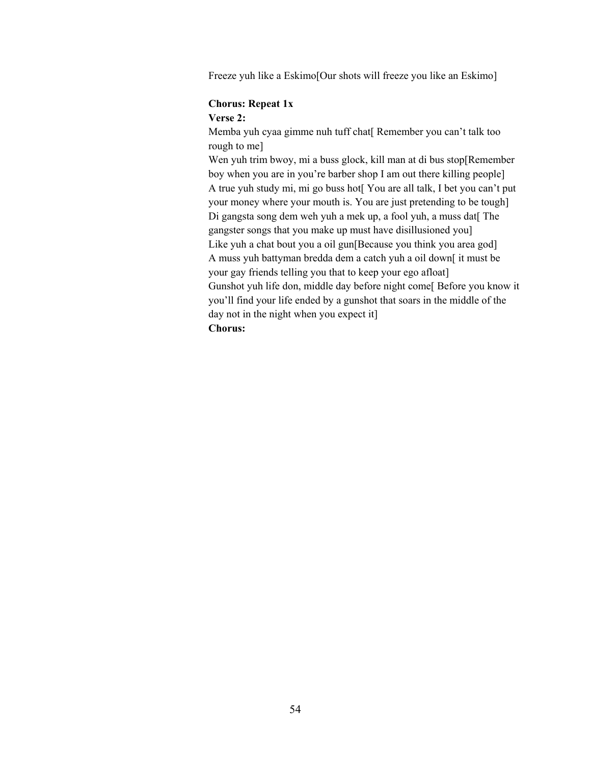Freeze yuh like a Eskimo[Our shots will freeze you like an Eskimo]

**Chorus: Repeat 1x**

**Verse 2:**

Memba yuh cyaa gimme nuh tuff chat[ Remember you can't talk too rough to me]
Wen yuh trim bwoy, mi a buss glock, kill man at di bus stop[Remember boy when you are in you're barber shop I am out there killing people]
A true yuh study mi, mi go buss hot[ You are all talk, I bet you can't put your money where your mouth is. You are just pretending to be tough]
Di gangsta song dem weh yuh a mek up, a fool yuh, a muss dat[ The gangster songs that you make up must have disillusioned you]
Like yuh a chat bout you a oil gun[Because you think you area god]
A muss yuh battyman bredda dem a catch yuh a oil down[ it must be your gay friends telling you that to keep your ego afloat]
Gunshot yuh life don, middle day before night come[ Before you know it you'll find your life ended by a gunshot that soars in the middle of the day not in the night when you expect it]

**Chorus:**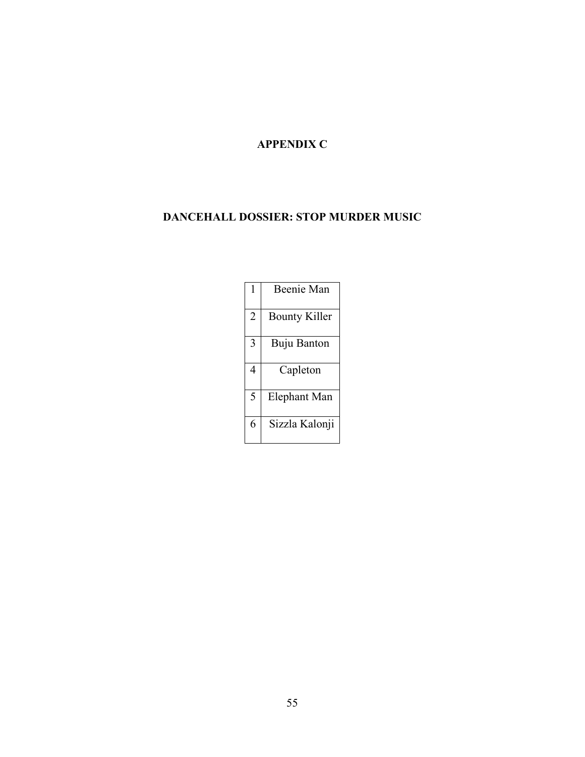## APPENDIX C

## DANCEHALL DOSSIER: STOP MURDER MUSIC

| | |
|---|---|
| 1 | Beenie Man |
| 2 | Bounty Killer |
| 3 | Buju Banton |
| 4 | Capleton |
| 5 | Elephant Man |
| 6 | Sizzla Kalonji |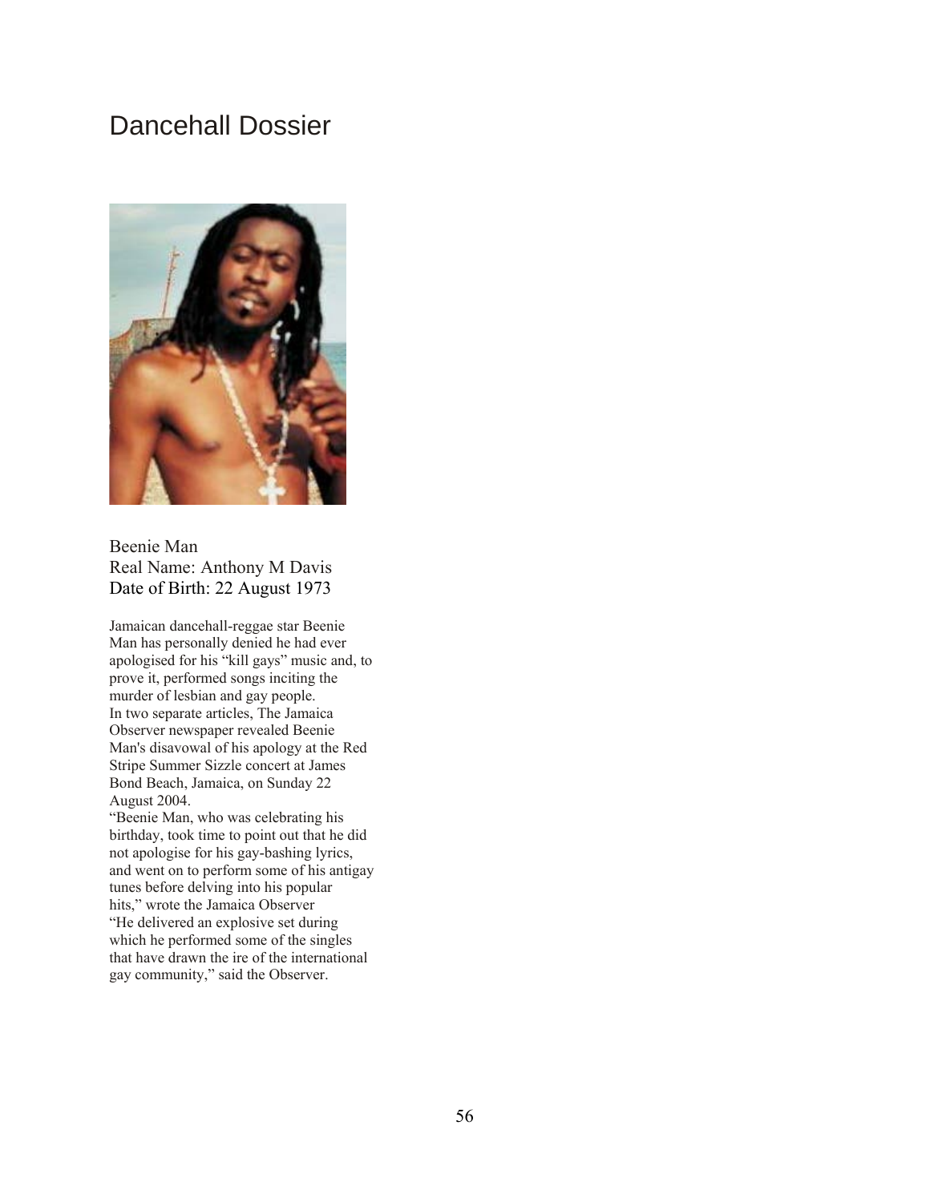# Dancehall Dossier

Beenie Man
Real Name: Anthony M Davis
Date of Birth: 22 August 1973

Jamaican dancehall-reggae star Beenie Man has personally denied he had ever apologised for his "kill gays" music and, to prove it, performed songs inciting the murder of lesbian and gay people.
In two separate articles, The Jamaica Observer newspaper revealed Beenie Man's disavowal of his apology at the Red Stripe Summer Sizzle concert at James Bond Beach, Jamaica, on Sunday 22 August 2004.
"Beenie Man, who was celebrating his birthday, took time to point out that he did not apologise for his gay-bashing lyrics, and went on to perform some of his antigay tunes before delving into his popular hits," wrote the Jamaica Observer
"He delivered an explosive set during which he performed some of the singles that have drawn the ire of the international gay community," said the Observer.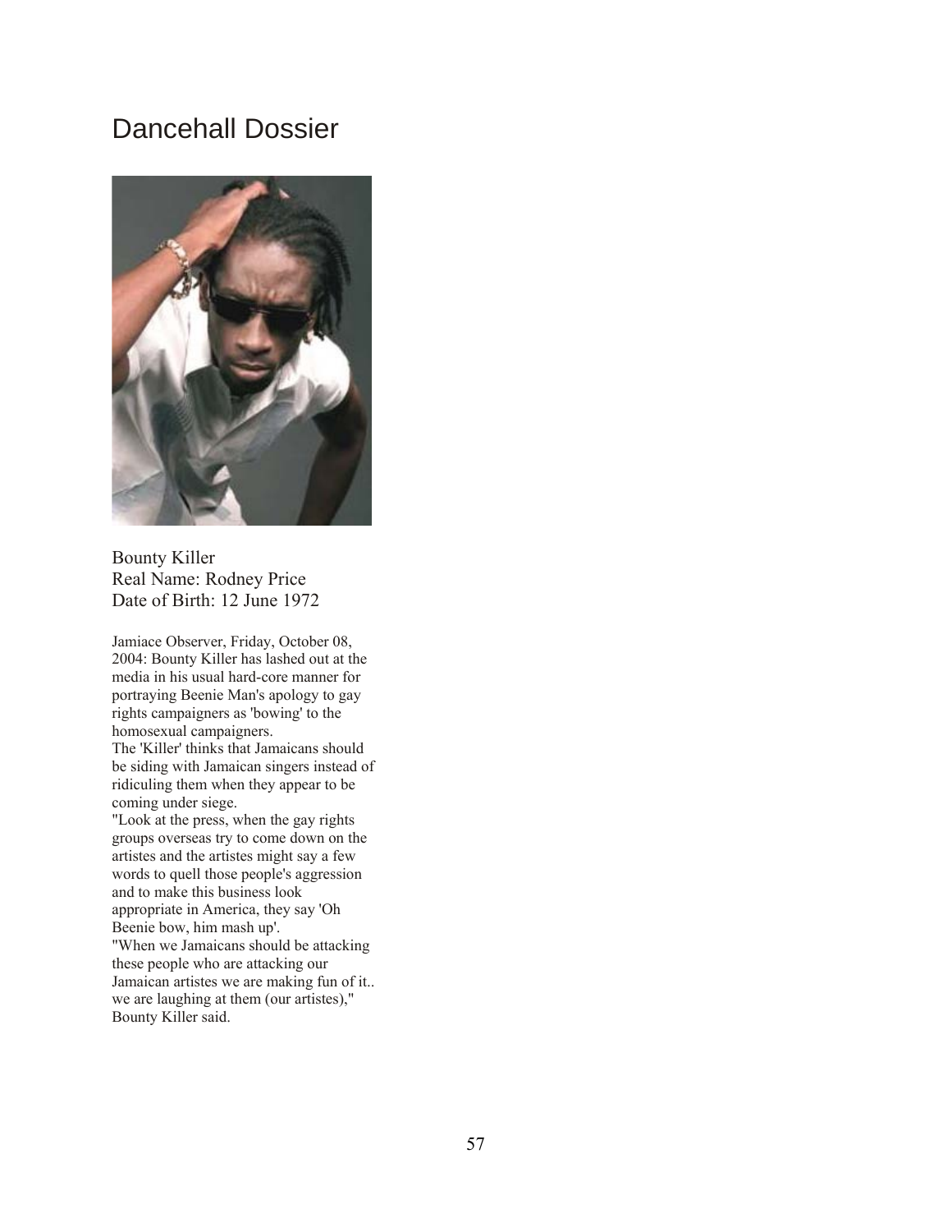# Dancehall Dossier

Bounty Killer
Real Name: Rodney Price
Date of Birth: 12 June 1972

Jamiace Observer, Friday, October 08, 2004: Bounty Killer has lashed out at the media in his usual hard-core manner for portraying Beenie Man's apology to gay rights campaigners as 'bowing' to the homosexual campaigners.
The 'Killer' thinks that Jamaicans should be siding with Jamaican singers instead of ridiculing them when they appear to be coming under siege.
"Look at the press, when the gay rights groups overseas try to come down on the artistes and the artistes might say a few words to quell those people's aggression and to make this business look appropriate in America, they say 'Oh Beenie bow, him mash up'.
"When we Jamaicans should be attacking these people who are attacking our Jamaican artistes we are making fun of it.. we are laughing at them (our artistes)," Bounty Killer said.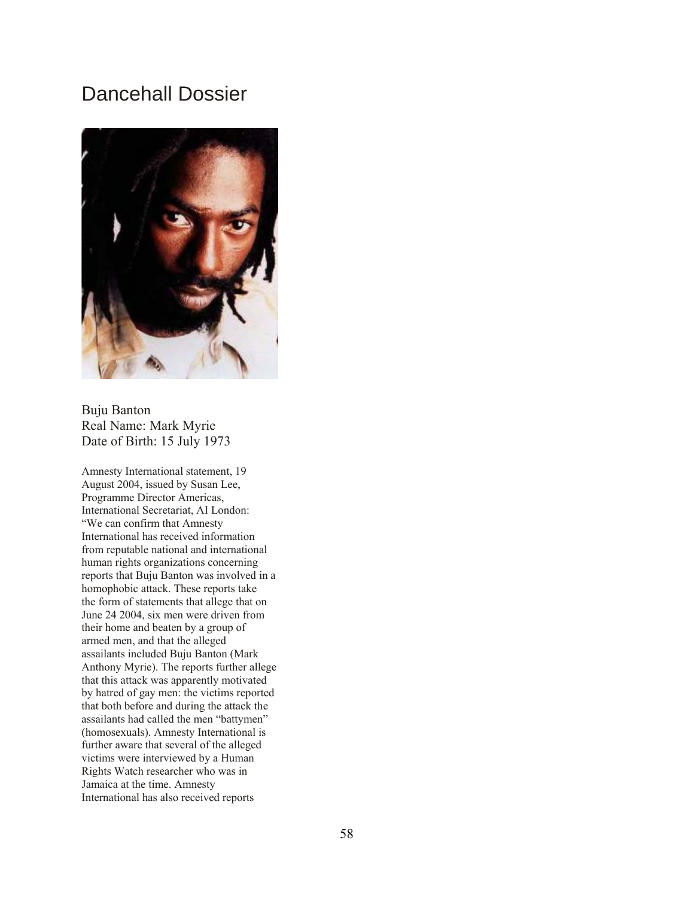# Dancehall Dossier

Buju Banton
Real Name: Mark Myrie
Date of Birth: 15 July 1973

Amnesty International statement, 19 August 2004, issued by Susan Lee, Programme Director Americas, International Secretariat, AI London: "We can confirm that Amnesty International has received information from reputable national and international human rights organizations concerning reports that Buju Banton was involved in a homophobic attack. These reports take the form of statements that allege that on June 24 2004, six men were driven from their home and beaten by a group of armed men, and that the alleged assailants included Buju Banton (Mark Anthony Myrie). The reports further allege that this attack was apparently motivated by hatred of gay men: the victims reported that both before and during the attack the assailants had called the men "battymen" (homosexuals). Amnesty International is further aware that several of the alleged victims were interviewed by a Human Rights Watch researcher who was in Jamaica at the time. Amnesty International has also received reports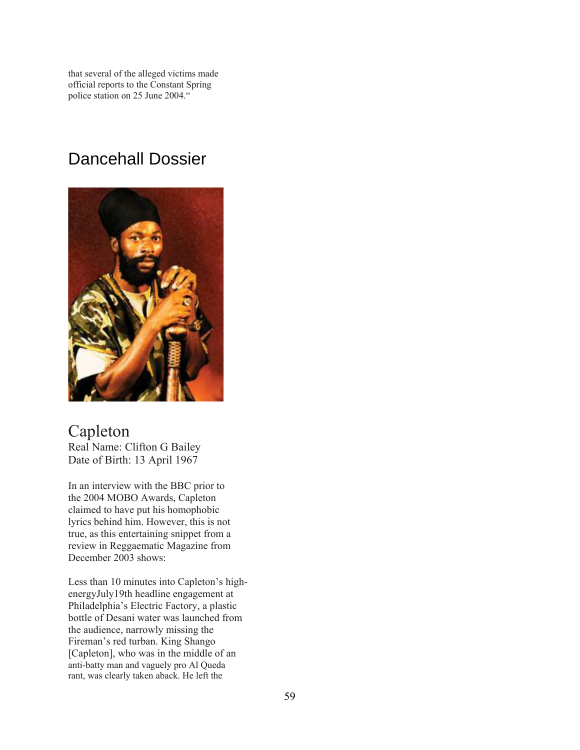that several of the alleged victims made official reports to the Constant Spring police station on 25 June 2004."

## Dancehall Dossier

### Capleton

Real Name: Clifton G Bailey
Date of Birth: 13 April 1967

In an interview with the BBC prior to the 2004 MOBO Awards, Capleton claimed to have put his homophobic lyrics behind him. However, this is not true, as this entertaining snippet from a review in Reggaematic Magazine from December 2003 shows:

Less than 10 minutes into Capleton's high-energyJuly19th headline engagement at Philadelphia's Electric Factory, a plastic bottle of Desani water was launched from the audience, narrowly missing the Fireman's red turban. King Shango [Capleton], who was in the middle of an anti-batty man and vaguely pro Al Queda rant, was clearly taken aback. He left the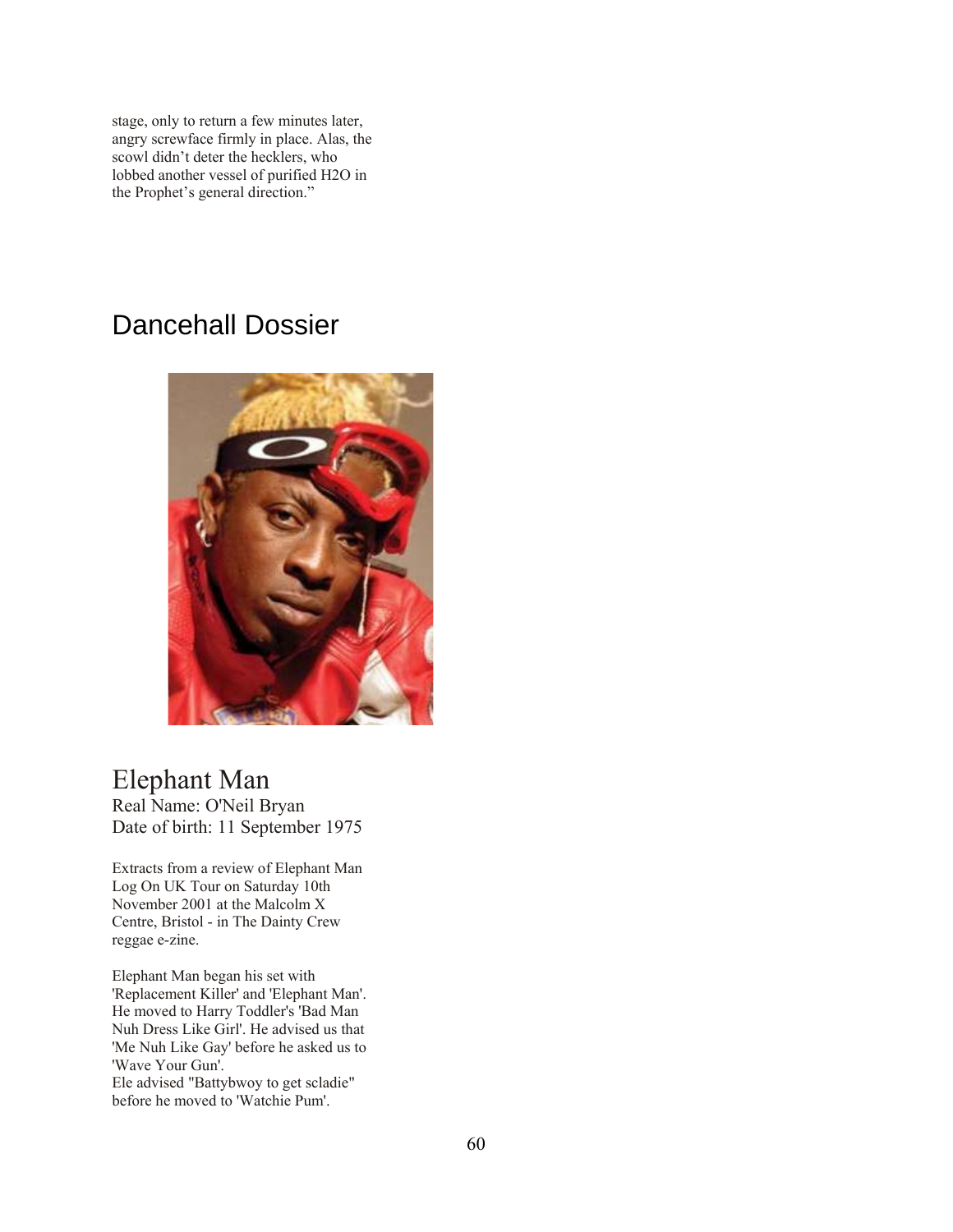stage, only to return a few minutes later, angry screwface firmly in place. Alas, the scowl didn't deter the hecklers, who lobbed another vessel of purified H2O in the Prophet's general direction."

## Dancehall Dossier

### Elephant Man

Real Name: O'Neil Bryan
Date of birth: 11 September 1975

Extracts from a review of Elephant Man Log On UK Tour on Saturday 10th November 2001 at the Malcolm X Centre, Bristol - in The Dainty Crew reggae e-zine.

Elephant Man began his set with 'Replacement Killer' and 'Elephant Man'. He moved to Harry Toddler's 'Bad Man Nuh Dress Like Girl'. He advised us that 'Me Nuh Like Gay' before he asked us to 'Wave Your Gun'.
Ele advised "Battybwoy to get scladie" before he moved to 'Watchie Pum'.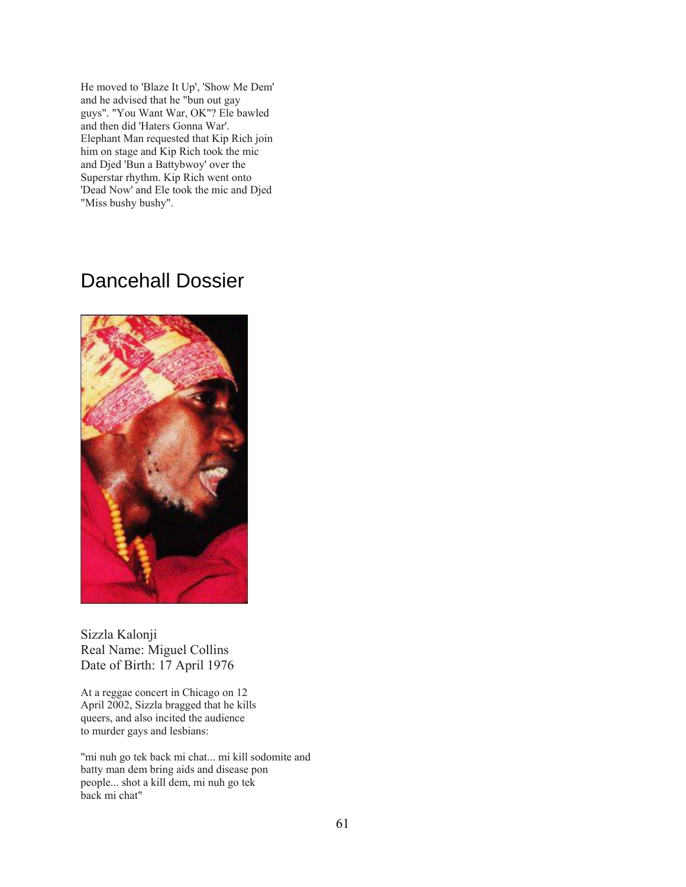He moved to 'Blaze It Up', 'Show Me Dem' and he advised that he "bun out gay guys". "You Want War, OK"? Ele bawled and then did 'Haters Gonna War'. Elephant Man requested that Kip Rich join him on stage and Kip Rich took the mic and Djed 'Bun a Battybwoy' over the Superstar rhythm. Kip Rich went onto 'Dead Now' and Ele took the mic and Djed "Miss bushy bushy".

## Dancehall Dossier

Sizzla Kalonji
Real Name: Miguel Collins
Date of Birth: 17 April 1976

At a reggae concert in Chicago on 12 April 2002, Sizzla bragged that he kills queers, and also incited the audience to murder gays and lesbians:

"mi nuh go tek back mi chat... mi kill sodomite and batty man dem bring aids and disease pon people... shot a kill dem, mi nuh go tek back mi chat"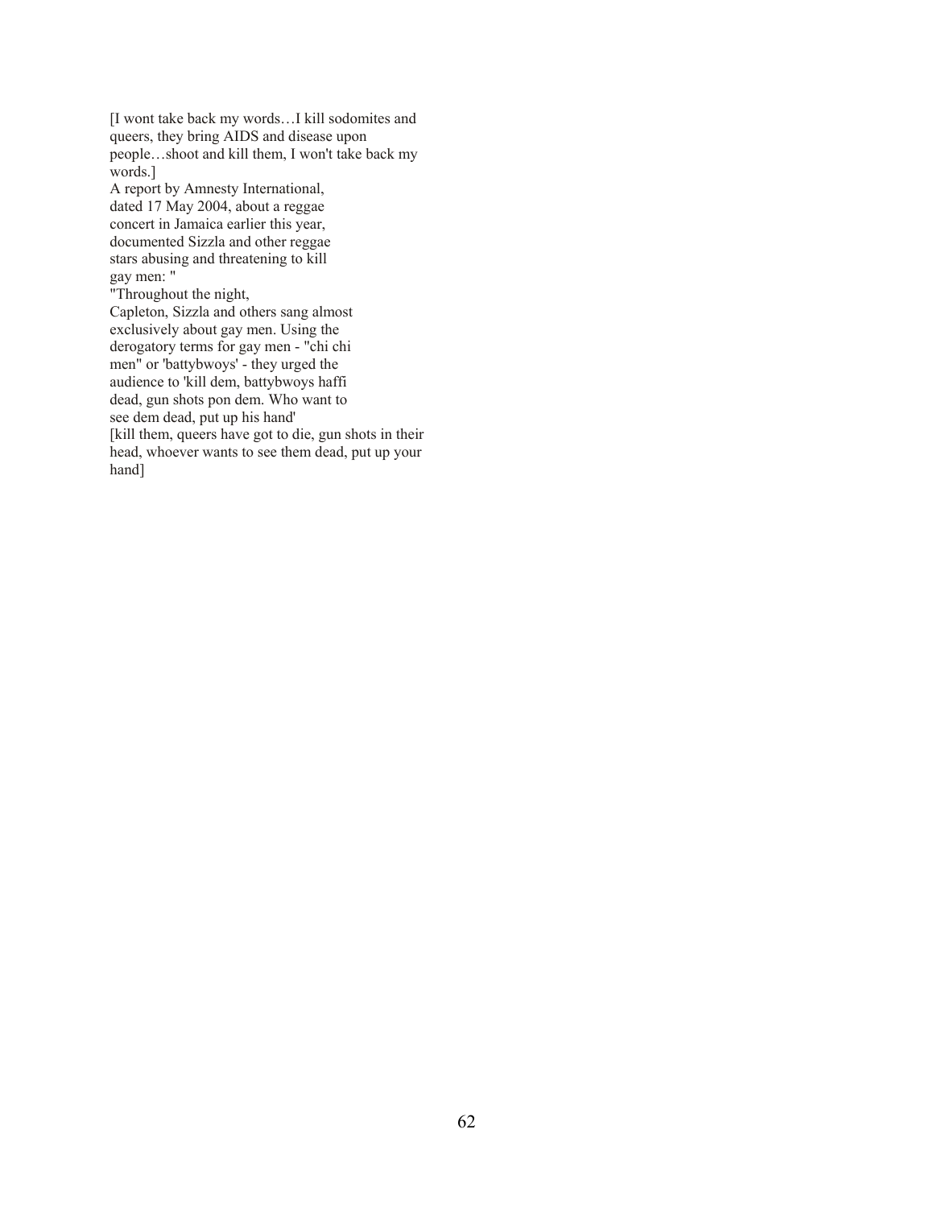[I wont take back my words…I kill sodomites and queers, they bring AIDS and disease upon people…shoot and kill them, I won't take back my words.]

A report by Amnesty International, dated 17 May 2004, about a reggae concert in Jamaica earlier this year, documented Sizzla and other reggae stars abusing and threatening to kill gay men: "

"Throughout the night, Capleton, Sizzla and others sang almost exclusively about gay men. Using the derogatory terms for gay men - "chi chi men" or 'battybwoys' - they urged the audience to 'kill dem, battybwoys haffi dead, gun shots pon dem. Who want to see dem dead, put up his hand'

[kill them, queers have got to die, gun shots in their head, whoever wants to see them dead, put up your hand]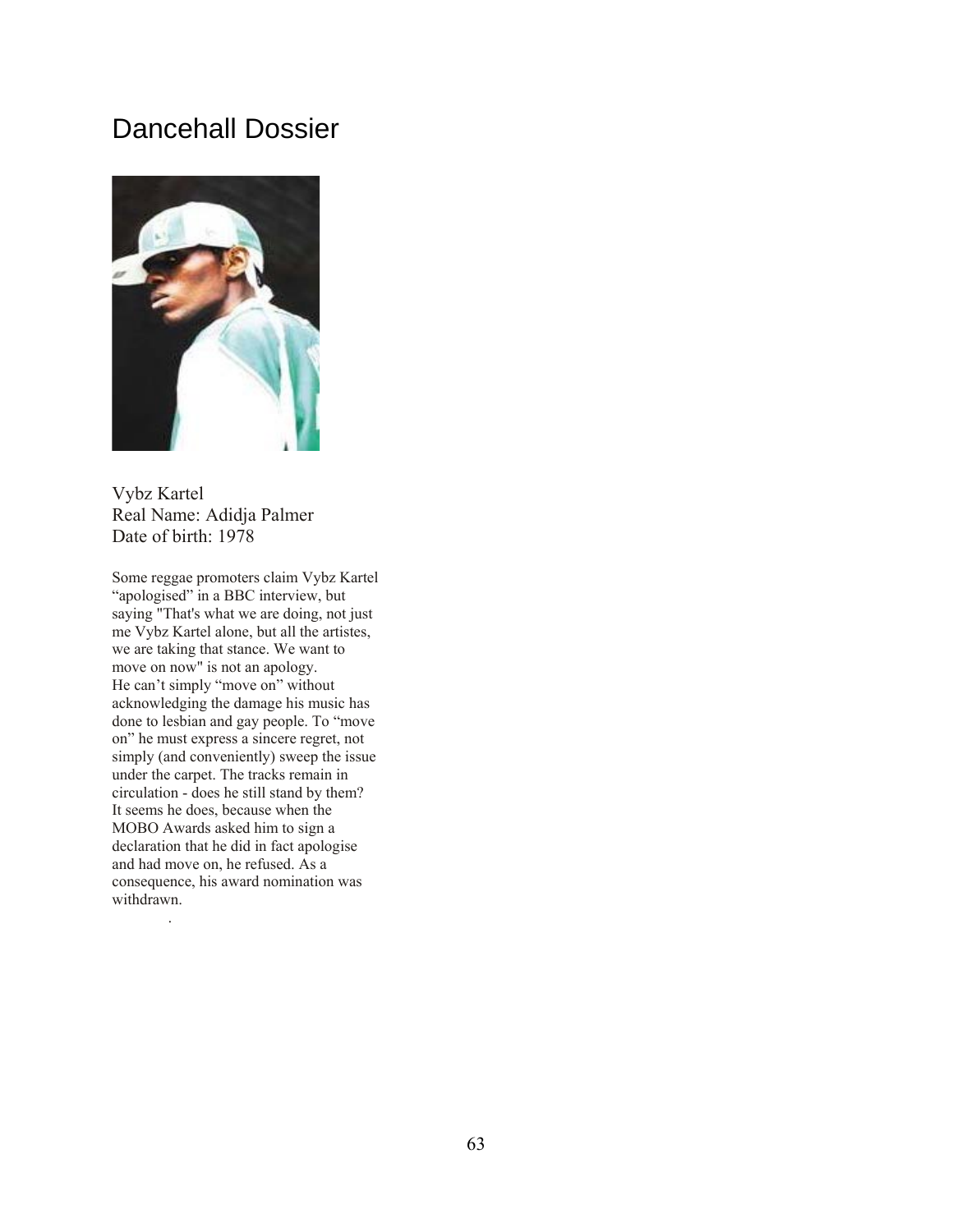# Dancehall Dossier

Vybz Kartel
Real Name: Adidja Palmer
Date of birth: 1978

Some reggae promoters claim Vybz Kartel "apologised" in a BBC interview, but saying "That's what we are doing, not just me Vybz Kartel alone, but all the artistes, we are taking that stance. We want to move on now" is not an apology.
He can't simply "move on" without acknowledging the damage his music has done to lesbian and gay people. To "move on" he must express a sincere regret, not simply (and conveniently) sweep the issue under the carpet. The tracks remain in circulation - does he still stand by them? It seems he does, because when the MOBO Awards asked him to sign a declaration that he did in fact apologise and had move on, he refused. As a consequence, his award nomination was withdrawn.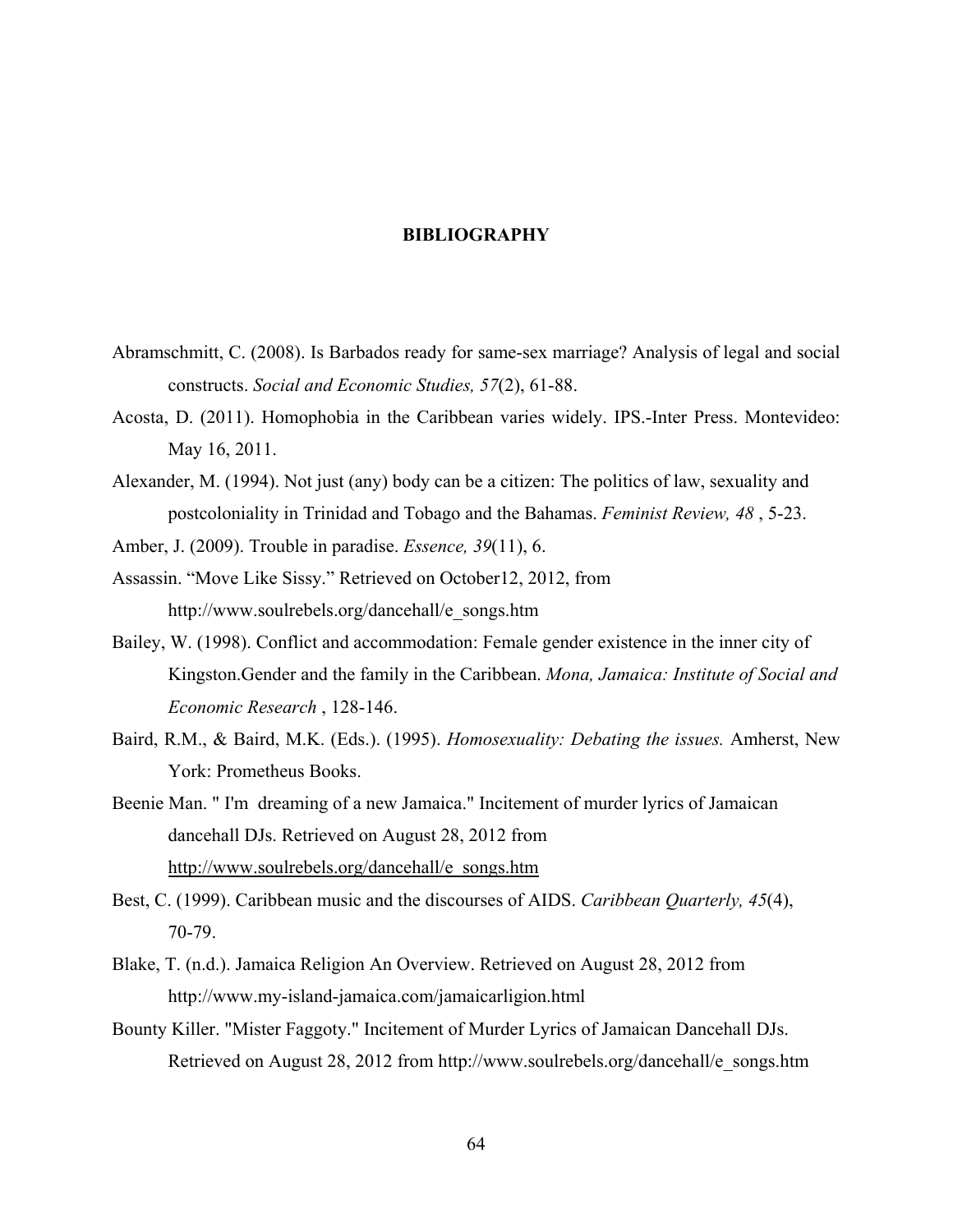# BIBLIOGRAPHY

Abramschmitt, C. (2008). Is Barbados ready for same-sex marriage? Analysis of legal and social constructs. *Social and Economic Studies, 57*(2), 61-88.

Acosta, D. (2011). Homophobia in the Caribbean varies widely. IPS.-Inter Press. Montevideo: May 16, 2011.

Alexander, M. (1994). Not just (any) body can be a citizen: The politics of law, sexuality and postcoloniality in Trinidad and Tobago and the Bahamas. *Feminist Review, 48* , 5-23.

Amber, J. (2009). Trouble in paradise. *Essence, 39*(11), 6.

Assassin. "Move Like Sissy." Retrieved on October12, 2012, from http://www.soulrebels.org/dancehall/e_songs.htm

Bailey, W. (1998). Conflict and accommodation: Female gender existence in the inner city of Kingston.Gender and the family in the Caribbean. *Mona, Jamaica: Institute of Social and Economic Research* , 128-146.

Baird, R.M., & Baird, M.K. (Eds.). (1995). *Homosexuality: Debating the issues.* Amherst, New York: Prometheus Books.

Beenie Man. " I'm dreaming of a new Jamaica." Incitement of murder lyrics of Jamaican dancehall DJs. Retrieved on August 28, 2012 from http://www.soulrebels.org/dancehall/e_songs.htm

Best, C. (1999). Caribbean music and the discourses of AIDS. *Caribbean Quarterly, 45*(4), 70-79.

Blake, T. (n.d.). Jamaica Religion An Overview. Retrieved on August 28, 2012 from http://www.my-island-jamaica.com/jamaicarligion.html

Bounty Killer. "Mister Faggoty." Incitement of Murder Lyrics of Jamaican Dancehall DJs. Retrieved on August 28, 2012 from http://www.soulrebels.org/dancehall/e_songs.htm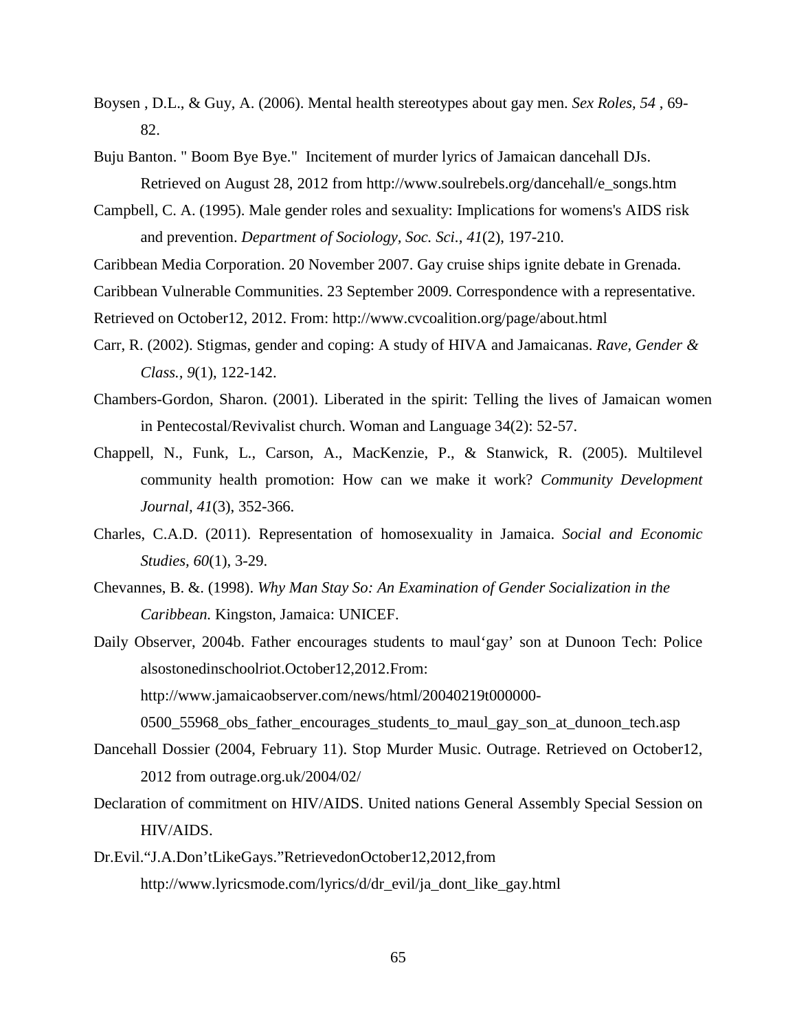Boysen , D.L., & Guy, A. (2006). Mental health stereotypes about gay men. *Sex Roles, 54* , 69-82.

Buju Banton. " Boom Bye Bye." Incitement of murder lyrics of Jamaican dancehall DJs. Retrieved on August 28, 2012 from http://www.soulrebels.org/dancehall/e_songs.htm

Campbell, C. A. (1995). Male gender roles and sexuality: Implications for womens's AIDS risk and prevention. *Department of Sociology, Soc. Sci*., *41*(2), 197-210.

Caribbean Media Corporation. 20 November 2007. Gay cruise ships ignite debate in Grenada.

Caribbean Vulnerable Communities. 23 September 2009. Correspondence with a representative.

Retrieved on October12, 2012. From: http://www.cvcoalition.org/page/about.html

Carr, R. (2002). Stigmas, gender and coping: A study of HIVA and Jamaicanas. *Rave, Gender & Class.*, *9*(1), 122-142.

Chambers-Gordon, Sharon. (2001). Liberated in the spirit: Telling the lives of Jamaican women in Pentecostal/Revivalist church. Woman and Language 34(2): 52-57.

Chappell, N., Funk, L., Carson, A., MacKenzie, P., & Stanwick, R. (2005). Multilevel community health promotion: How can we make it work? *Community Development Journal*, *41*(3), 352-366.

Charles, C.A.D. (2011). Representation of homosexuality in Jamaica. *Social and Economic Studies*, *60*(1), 3-29.

Chevannes, B. &. (1998). *Why Man Stay So: An Examination of Gender Socialization in the Caribbean.* Kingston, Jamaica: UNICEF.

Daily Observer, 2004b. Father encourages students to maul'gay' son at Dunoon Tech: Police alsostonedinschoolriot.October12,2012.From: http://www.jamaicaobserver.com/news/html/20040219t000000-0500_55968_obs_father_encourages_students_to_maul_gay_son_at_dunoon_tech.asp

Dancehall Dossier (2004, February 11). Stop Murder Music. Outrage. Retrieved on October12, 2012 from outrage.org.uk/2004/02/

Declaration of commitment on HIV/AIDS. United nations General Assembly Special Session on HIV/AIDS.

Dr.Evil."J.A.Don'tLikeGays."RetrievedonOctober12,2012,from http://www.lyricsmode.com/lyrics/d/dr_evil/ja_dont_like_gay.html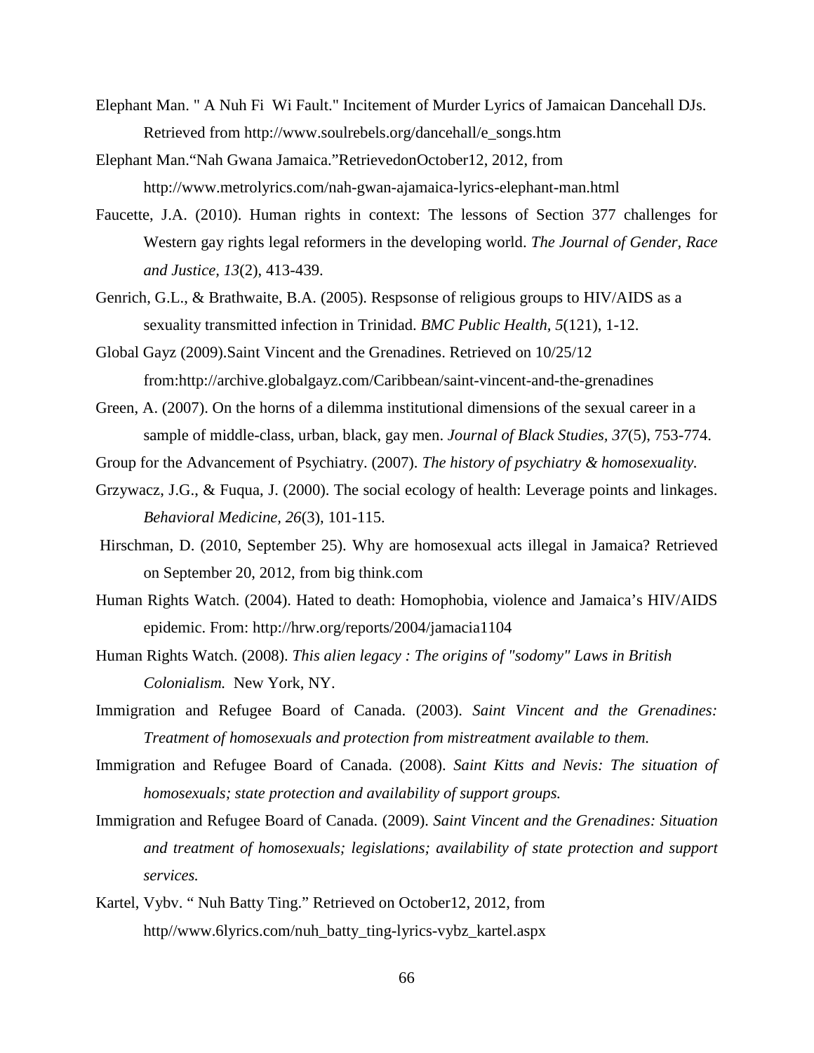Elephant Man. " A Nuh Fi  Wi Fault." Incitement of Murder Lyrics of Jamaican Dancehall DJs. Retrieved from http://www.soulrebels.org/dancehall/e_songs.htm

Elephant Man."Nah Gwana Jamaica."RetrievedonOctober12, 2012, from http://www.metrolyrics.com/nah-gwan-ajamaica-lyrics-elephant-man.html

Faucette, J.A. (2010). Human rights in context: The lessons of Section 377 challenges for Western gay rights legal reformers in the developing world. *The Journal of Gender, Race and Justice, 13*(2), 413-439.

Genrich, G.L., & Brathwaite, B.A. (2005). Respsonse of religious groups to HIV/AIDS as a sexuality transmitted infection in Trinidad. *BMC Public Health, 5*(121), 1-12.

Global Gayz (2009).Saint Vincent and the Grenadines. Retrieved on 10/25/12 from:http://archive.globalgayz.com/Caribbean/saint-vincent-and-the-grenadines

Green, A. (2007). On the horns of a dilemma institutional dimensions of the sexual career in a sample of middle-class, urban, black, gay men. *Journal of Black Studies, 37*(5), 753-774.

Group for the Advancement of Psychiatry. (2007). *The history of psychiatry & homosexuality.*

Grzywacz, J.G., & Fuqua, J. (2000). The social ecology of health: Leverage points and linkages. *Behavioral Medicine, 26*(3), 101-115.

Hirschman, D. (2010, September 25). Why are homosexual acts illegal in Jamaica? Retrieved on September 20, 2012, from big think.com

Human Rights Watch. (2004). Hated to death: Homophobia, violence and Jamaica's HIV/AIDS epidemic. From: http://hrw.org/reports/2004/jamacia1104

Human Rights Watch. (2008). *This alien legacy : The origins of "sodomy" Laws in British Colonialism.* New York, NY.

Immigration and Refugee Board of Canada. (2003). *Saint Vincent and the Grenadines: Treatment of homosexuals and protection from mistreatment available to them.*

Immigration and Refugee Board of Canada. (2008). *Saint Kitts and Nevis: The situation of homosexuals; state protection and availability of support groups.*

Immigration and Refugee Board of Canada. (2009). *Saint Vincent and the Grenadines: Situation and treatment of homosexuals; legislations; availability of state protection and support services.*

Kartel, Vybv. " Nuh Batty Ting." Retrieved on October12, 2012, from http//www.6lyrics.com/nuh_batty_ting-lyrics-vybz_kartel.aspx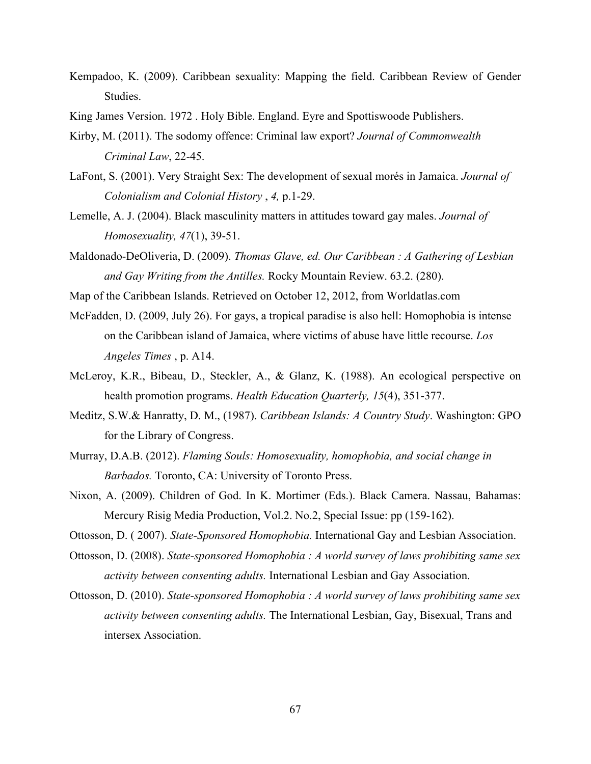Kempadoo, K. (2009). Caribbean sexuality: Mapping the field. Caribbean Review of Gender Studies.

King James Version. 1972 . Holy Bible. England. Eyre and Spottiswoode Publishers.

Kirby, M. (2011). The sodomy offence: Criminal law export? *Journal of Commonwealth Criminal Law*, 22-45.

LaFont, S. (2001). Very Straight Sex: The development of sexual morés in Jamaica. *Journal of Colonialism and Colonial History* , *4,* p.1-29.

Lemelle, A. J. (2004). Black masculinity matters in attitudes toward gay males. *Journal of Homosexuality, 47*(1), 39-51.

Maldonado-DeOliveria, D. (2009). *Thomas Glave, ed. Our Caribbean : A Gathering of Lesbian and Gay Writing from the Antilles.* Rocky Mountain Review. 63.2. (280).

Map of the Caribbean Islands. Retrieved on October 12, 2012, from Worldatlas.com

McFadden, D. (2009, July 26). For gays, a tropical paradise is also hell: Homophobia is intense on the Caribbean island of Jamaica, where victims of abuse have little recourse. *Los Angeles Times* , p. A14.

McLeroy, K.R., Bibeau, D., Steckler, A., & Glanz, K. (1988). An ecological perspective on health promotion programs. *Health Education Quarterly, 15*(4), 351-377.

Meditz, S.W.& Hanratty, D. M., (1987). *Caribbean Islands: A Country Study*. Washington: GPO for the Library of Congress.

Murray, D.A.B. (2012). *Flaming Souls: Homosexuality, homophobia, and social change in Barbados.* Toronto, CA: University of Toronto Press.

Nixon, A. (2009). Children of God. In K. Mortimer (Eds.). Black Camera. Nassau, Bahamas: Mercury Risig Media Production, Vol.2. No.2, Special Issue: pp (159-162).

Ottosson, D. ( 2007). *State-Sponsored Homophobia.* International Gay and Lesbian Association.

Ottosson, D. (2008). *State-sponsored Homophobia : A world survey of laws prohibiting same sex activity between consenting adults.* International Lesbian and Gay Association.

Ottosson, D. (2010). *State-sponsored Homophobia : A world survey of laws prohibiting same sex activity between consenting adults.* The International Lesbian, Gay, Bisexual, Trans and intersex Association.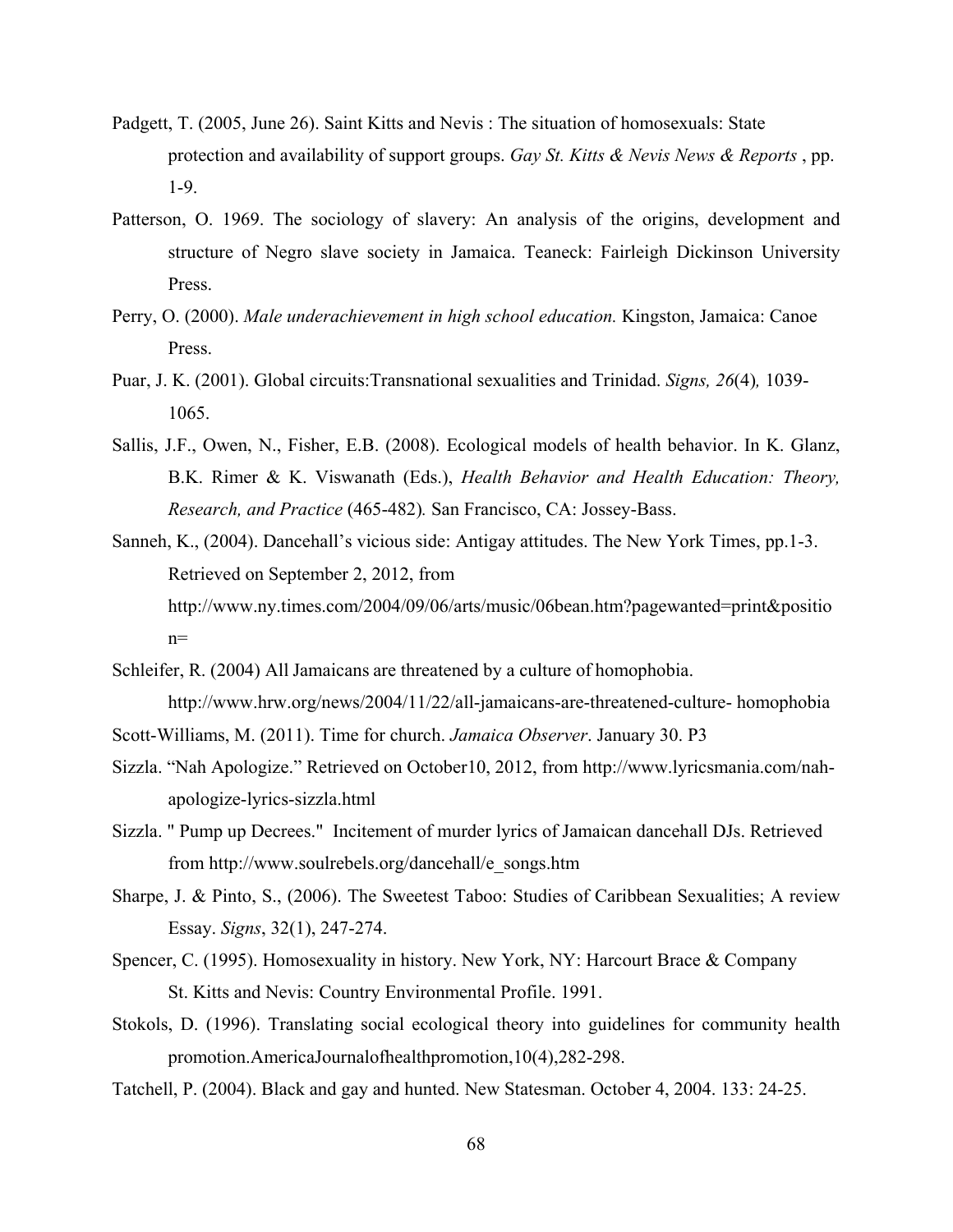Padgett, T. (2005, June 26). Saint Kitts and Nevis : The situation of homosexuals: State protection and availability of support groups. *Gay St. Kitts & Nevis News & Reports* , pp. 1-9.

Patterson, O. 1969. The sociology of slavery: An analysis of the origins, development and structure of Negro slave society in Jamaica. Teaneck: Fairleigh Dickinson University Press.

Perry, O. (2000). *Male underachievement in high school education.* Kingston, Jamaica: Canoe Press.

Puar, J. K. (2001). Global circuits:Transnational sexualities and Trinidad. *Signs, 26*(4)*,* 1039-1065.

Sallis, J.F., Owen, N., Fisher, E.B. (2008). Ecological models of health behavior. In K. Glanz, B.K. Rimer & K. Viswanath (Eds.), *Health Behavior and Health Education: Theory, Research, and Practice* (465-482)*.* San Francisco, CA: Jossey-Bass.

Sanneh, K., (2004). Dancehall's vicious side: Antigay attitudes. The New York Times, pp.1-3. Retrieved on September 2, 2012, from http://www.ny.times.com/2004/09/06/arts/music/06bean.htm?pagewanted=print&position=

Schleifer, R. (2004) All Jamaicans are threatened by a culture of homophobia. http://www.hrw.org/news/2004/11/22/all-jamaicans-are-threatened-culture- homophobia

Scott-Williams, M. (2011). Time for church. *Jamaica Observer*. January 30. P3

Sizzla. "Nah Apologize." Retrieved on October10, 2012, from http://www.lyricsmania.com/nah-apologize-lyrics-sizzla.html

Sizzla. " Pump up Decrees." Incitement of murder lyrics of Jamaican dancehall DJs. Retrieved from http://www.soulrebels.org/dancehall/e_songs.htm

Sharpe, J. & Pinto, S., (2006). The Sweetest Taboo: Studies of Caribbean Sexualities; A review Essay. *Signs*, 32(1), 247-274.

Spencer, C. (1995). Homosexuality in history. New York, NY: Harcourt Brace & Company St. Kitts and Nevis: Country Environmental Profile. 1991.

Stokols, D. (1996). Translating social ecological theory into guidelines for community health promotion.AmericaJournalofhealthpromotion,10(4),282-298.

Tatchell, P. (2004). Black and gay and hunted. New Statesman. October 4, 2004. 133: 24-25.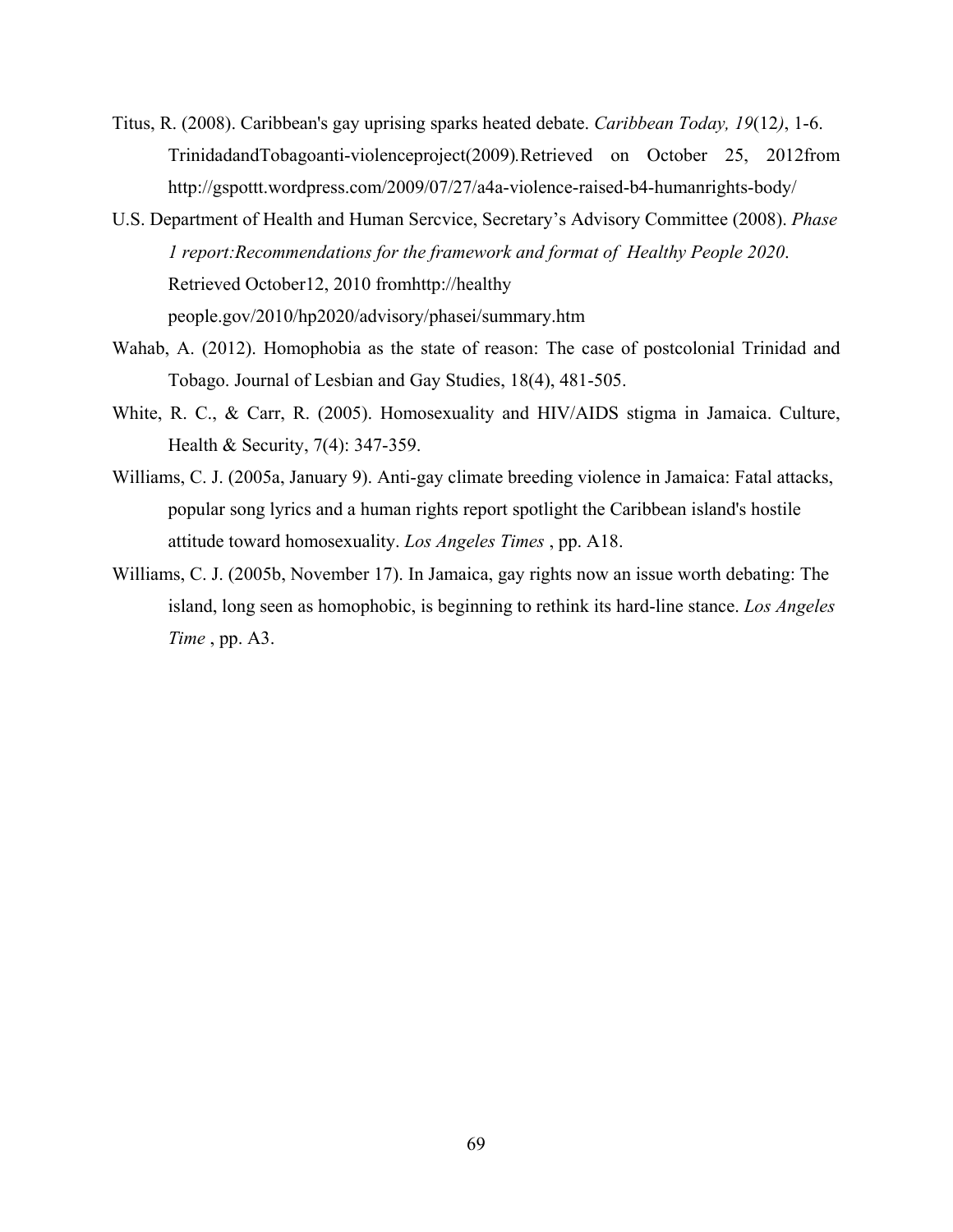Titus, R. (2008). Caribbean's gay uprising sparks heated debate. *Caribbean Today, 19*(12*)*, 1-6.
TrinidadandTobagoanti-violenceproject(2009)*.*Retrieved on October 25, 2012from http://gspottt.wordpress.com/2009/07/27/a4a-violence-raised-b4-humanrights-body/

U.S. Department of Health and Human Sercvice, Secretary's Advisory Committee (2008). *Phase 1 report:Recommendations for the framework and format of Healthy People 2020*. Retrieved October12, 2010 fromhttp://healthy people.gov/2010/hp2020/advisory/phasei/summary.htm

Wahab, A. (2012). Homophobia as the state of reason: The case of postcolonial Trinidad and Tobago. Journal of Lesbian and Gay Studies, 18(4), 481-505.

White, R. C., & Carr, R. (2005). Homosexuality and HIV/AIDS stigma in Jamaica. Culture, Health & Security, 7(4): 347-359.

Williams, C. J. (2005a, January 9). Anti-gay climate breeding violence in Jamaica: Fatal attacks, popular song lyrics and a human rights report spotlight the Caribbean island's hostile attitude toward homosexuality. *Los Angeles Times* , pp. A18.

Williams, C. J. (2005b, November 17). In Jamaica, gay rights now an issue worth debating: The island, long seen as homophobic, is beginning to rethink its hard-line stance. *Los Angeles Time* , pp. A3.